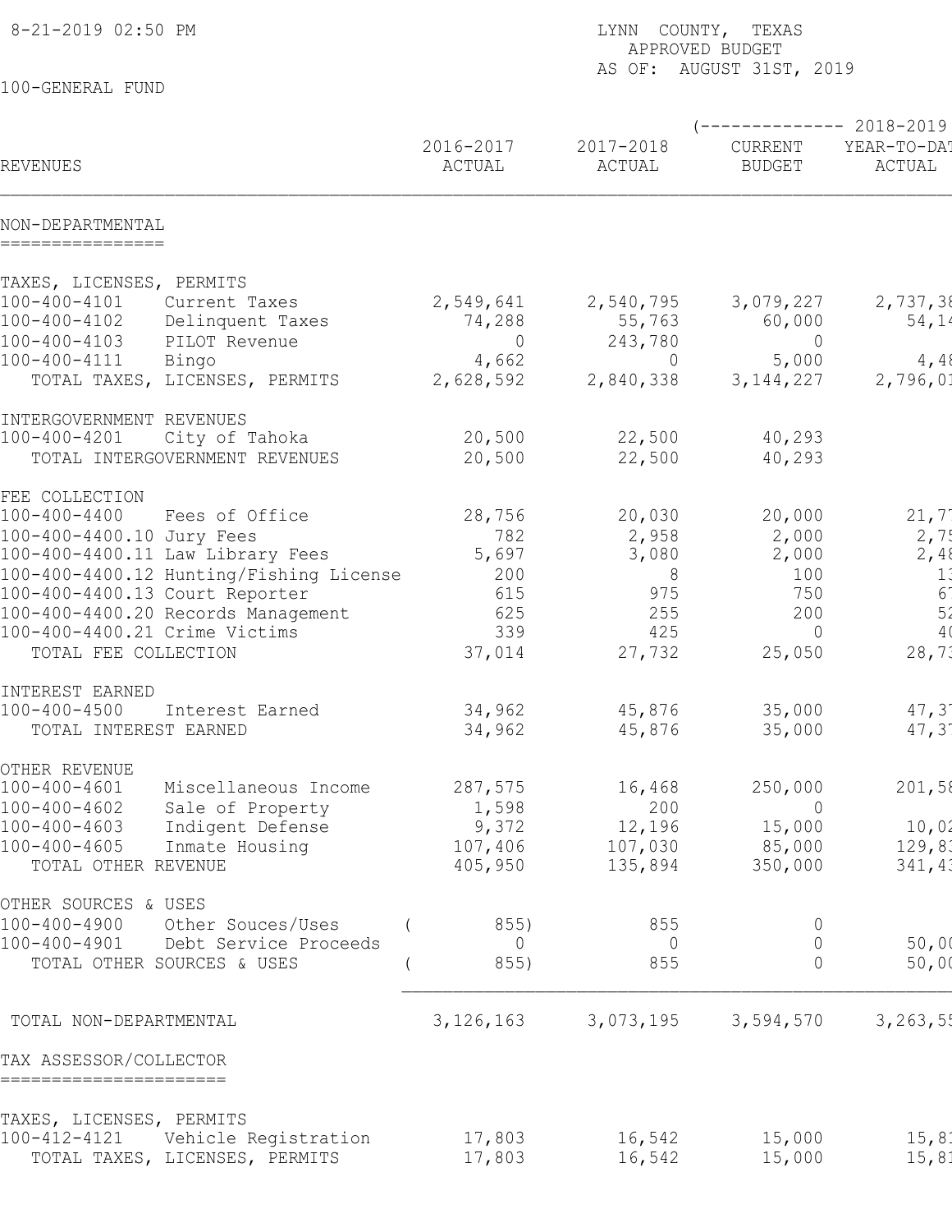8-21-2019 02:50 PM

LYNN COUNTY, TEXAS
APPROVED BUDGET
AS OF: AUGUST 31ST, 2019

100-GENERAL FUND

| REVENUES | | 2016-2017 ACTUAL | 2017-2018 ACTUAL | 2018-2019 CURRENT BUDGET | 2018-2019 YEAR-TO-DAT ACTUAL |
|---|---|---|---|---|---|
| **NON-DEPARTMENTAL** | | | | | |
| TAXES, LICENSES, PERMITS | | | | | |
| 100-400-4101 | Current Taxes | 2,549,641 | 2,540,795 | 3,079,227 | 2,737,38 |
| 100-400-4102 | Delinquent Taxes | 74,288 | 55,763 | 60,000 | 54,14 |
| 100-400-4103 | PILOT Revenue | 0 | 243,780 | 0 | |
| 100-400-4111 | Bingo | 4,662 | 0 | 5,000 | 4,48 |
| TOTAL TAXES, LICENSES, PERMITS | | 2,628,592 | 2,840,338 | 3,144,227 | 2,796,01 |
| INTERGOVERNMENT REVENUES | | | | | |
| 100-400-4201 | City of Tahoka | 20,500 | 22,500 | 40,293 | |
| TOTAL INTERGOVERNMENT REVENUES | | 20,500 | 22,500 | 40,293 | |
| FEE COLLECTION | | | | | |
| 100-400-4400 | Fees of Office | 28,756 | 20,030 | 20,000 | 21,77 |
| 100-400-4400.10 | Jury Fees | 782 | 2,958 | 2,000 | 2,75 |
| 100-400-4400.11 | Law Library Fees | 5,697 | 3,080 | 2,000 | 2,48 |
| 100-400-4400.12 | Hunting/Fishing License | 200 | 8 | 100 | 13 |
| 100-400-4400.13 | Court Reporter | 615 | 975 | 750 | 67 |
| 100-400-4400.20 | Records Management | 625 | 255 | 200 | 52 |
| 100-400-4400.21 | Crime Victims | 339 | 425 | 0 | 40 |
| TOTAL FEE COLLECTION | | 37,014 | 27,732 | 25,050 | 28,73 |
| INTEREST EARNED | | | | | |
| 100-400-4500 | Interest Earned | 34,962 | 45,876 | 35,000 | 47,37 |
| TOTAL INTEREST EARNED | | 34,962 | 45,876 | 35,000 | 47,37 |
| OTHER REVENUE | | | | | |
| 100-400-4601 | Miscellaneous Income | 287,575 | 16,468 | 250,000 | 201,58 |
| 100-400-4602 | Sale of Property | 1,598 | 200 | 0 | |
| 100-400-4603 | Indigent Defense | 9,372 | 12,196 | 15,000 | 10,02 |
| 100-400-4605 | Inmate Housing | 107,406 | 107,030 | 85,000 | 129,83 |
| TOTAL OTHER REVENUE | | 405,950 | 135,894 | 350,000 | 341,43 |
| OTHER SOURCES & USES | | | | | |
| 100-400-4900 | Other Souces/Uses | ( 855) | 855 | 0 | |
| 100-400-4901 | Debt Service Proceeds | 0 | 0 | 0 | 50,00 |
| TOTAL OTHER SOURCES & USES | | ( 855) | 855 | 0 | 50,00 |
| TOTAL NON-DEPARTMENTAL | | 3,126,163 | 3,073,195 | 3,594,570 | 3,263,55 |
| **TAX ASSESSOR/COLLECTOR** | | | | | |
| TAXES, LICENSES, PERMITS | | | | | |
| 100-412-4121 | Vehicle Registration | 17,803 | 16,542 | 15,000 | 15,81 |
| TOTAL TAXES, LICENSES, PERMITS | | 17,803 | 16,542 | 15,000 | 15,81 |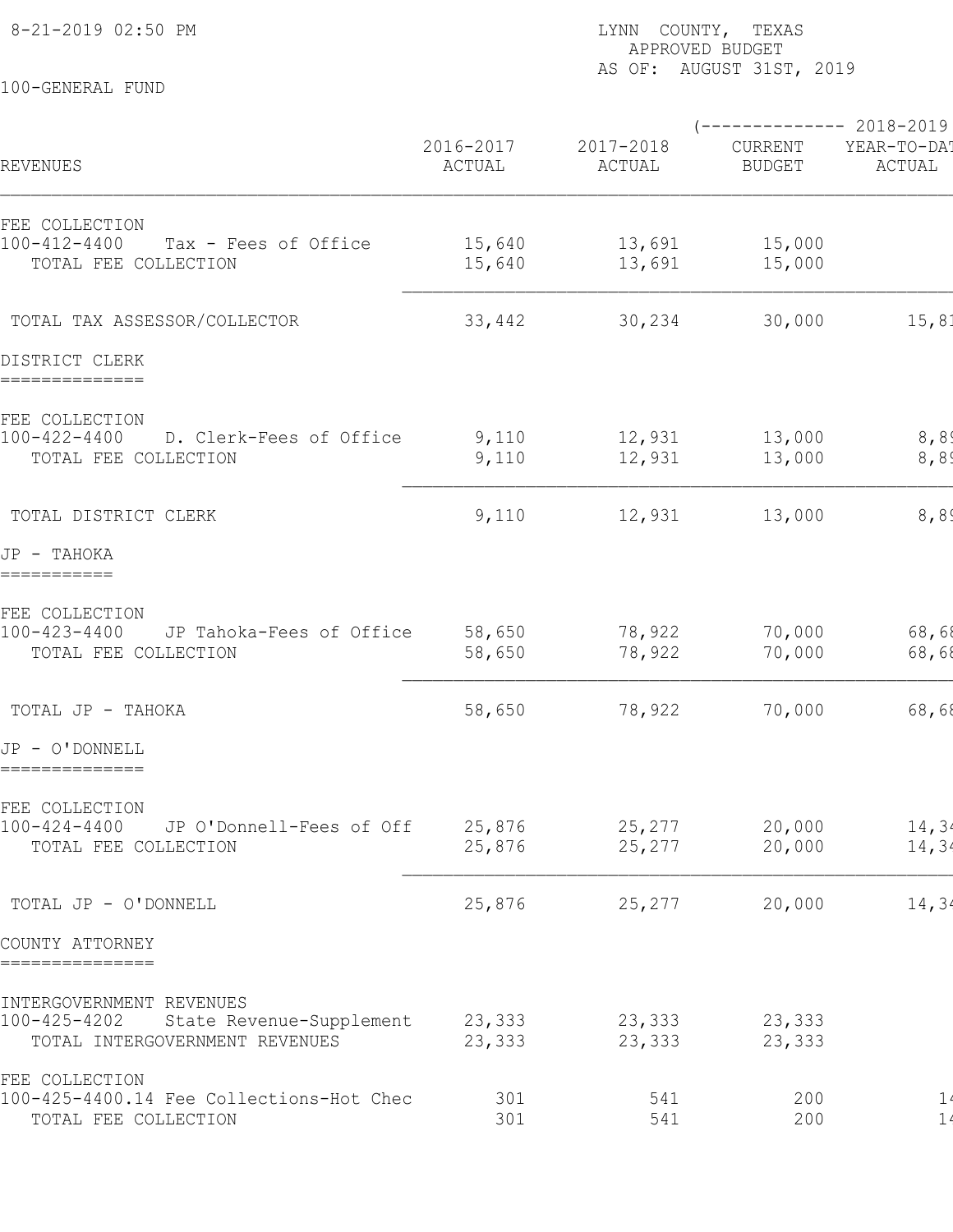8-21-2019 02:50 PM

LYNN COUNTY, TEXAS
APPROVED BUDGET
AS OF: AUGUST 31ST, 2019

100-GENERAL FUND

| REVENUES | 2016-2017 ACTUAL | 2017-2018 ACTUAL | 2018-2019 CURRENT BUDGET | 2018-2019 YEAR-TO-DAT ACTUAL |
|---|---|---|---|---|
| FEE COLLECTION | | | | |
| 100-412-4400 Tax - Fees of Office | 15,640 | 13,691 | 15,000 | |
| TOTAL FEE COLLECTION | 15,640 | 13,691 | 15,000 | |
| TOTAL TAX ASSESSOR/COLLECTOR | 33,442 | 30,234 | 30,000 | 15,81 |
| **DISTRICT CLERK** | | | | |
| FEE COLLECTION | | | | |
| 100-422-4400 D. Clerk-Fees of Office | 9,110 | 12,931 | 13,000 | 8,89 |
| TOTAL FEE COLLECTION | 9,110 | 12,931 | 13,000 | 8,89 |
| TOTAL DISTRICT CLERK | 9,110 | 12,931 | 13,000 | 8,89 |
| **JP - TAHOKA** | | | | |
| FEE COLLECTION | | | | |
| 100-423-4400 JP Tahoka-Fees of Office | 58,650 | 78,922 | 70,000 | 68,68 |
| TOTAL FEE COLLECTION | 58,650 | 78,922 | 70,000 | 68,68 |
| TOTAL JP - TAHOKA | 58,650 | 78,922 | 70,000 | 68,68 |
| **JP - O'DONNELL** | | | | |
| FEE COLLECTION | | | | |
| 100-424-4400 JP O'Donnell-Fees of Off | 25,876 | 25,277 | 20,000 | 14,34 |
| TOTAL FEE COLLECTION | 25,876 | 25,277 | 20,000 | 14,34 |
| TOTAL JP - O'DONNELL | 25,876 | 25,277 | 20,000 | 14,34 |
| **COUNTY ATTORNEY** | | | | |
| INTERGOVERNMENT REVENUES | | | | |
| 100-425-4202 State Revenue-Supplement | 23,333 | 23,333 | 23,333 | |
| TOTAL INTERGOVERNMENT REVENUES | 23,333 | 23,333 | 23,333 | |
| FEE COLLECTION | | | | |
| 100-425-4400.14 Fee Collections-Hot Chec | 301 | 541 | 200 | 14 |
| TOTAL FEE COLLECTION | 301 | 541 | 200 | 14 |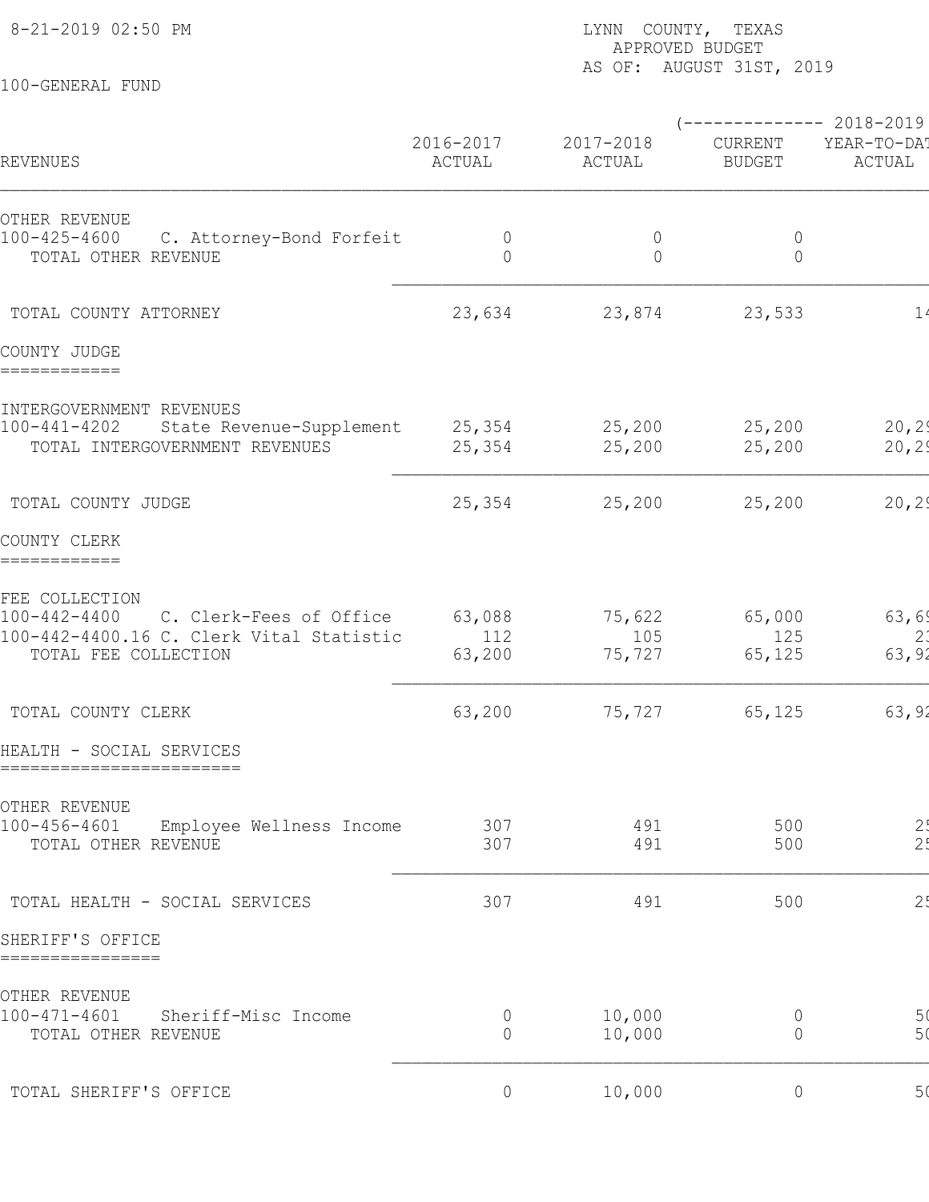8-21-2019 02:50 PM

LYNN COUNTY, TEXAS
APPROVED BUDGET
AS OF: AUGUST 31ST, 2019

100-GENERAL FUND

| REVENUES | 2016-2017 ACTUAL | 2017-2018 ACTUAL | (-------------- 2018-2019 CURRENT BUDGET | YEAR-TO-DAT ACTUAL |
|---|---|---|---|---|
| OTHER REVENUE | | | | |
| 100-425-4600 C. Attorney-Bond Forfeit | 0 | 0 | 0 | |
| TOTAL OTHER REVENUE | 0 | 0 | 0 | |
| TOTAL COUNTY ATTORNEY | 23,634 | 23,874 | 23,533 | 1 |
| **COUNTY JUDGE** | | | | |
| INTERGOVERNMENT REVENUES | | | | |
| 100-441-4202 State Revenue-Supplement | 25,354 | 25,200 | 25,200 | 20,2 |
| TOTAL INTERGOVERNMENT REVENUES | 25,354 | 25,200 | 25,200 | 20,2 |
| TOTAL COUNTY JUDGE | 25,354 | 25,200 | 25,200 | 20,2 |
| **COUNTY CLERK** | | | | |
| FEE COLLECTION | | | | |
| 100-442-4400 C. Clerk-Fees of Office | 63,088 | 75,622 | 65,000 | 63,6 |
| 100-442-4400.16 C. Clerk Vital Statistic | 112 | 105 | 125 | 2 |
| TOTAL FEE COLLECTION | 63,200 | 75,727 | 65,125 | 63,9 |
| TOTAL COUNTY CLERK | 63,200 | 75,727 | 65,125 | 63,9 |
| **HEALTH - SOCIAL SERVICES** | | | | |
| OTHER REVENUE | | | | |
| 100-456-4601 Employee Wellness Income | 307 | 491 | 500 | 2 |
| TOTAL OTHER REVENUE | 307 | 491 | 500 | 2 |
| TOTAL HEALTH - SOCIAL SERVICES | 307 | 491 | 500 | 2 |
| **SHERIFF'S OFFICE** | | | | |
| OTHER REVENUE | | | | |
| 100-471-4601 Sheriff-Misc Income | 0 | 10,000 | 0 | 5 |
| TOTAL OTHER REVENUE | 0 | 10,000 | 0 | 5 |
| TOTAL SHERIFF'S OFFICE | 0 | 10,000 | 0 | 5 |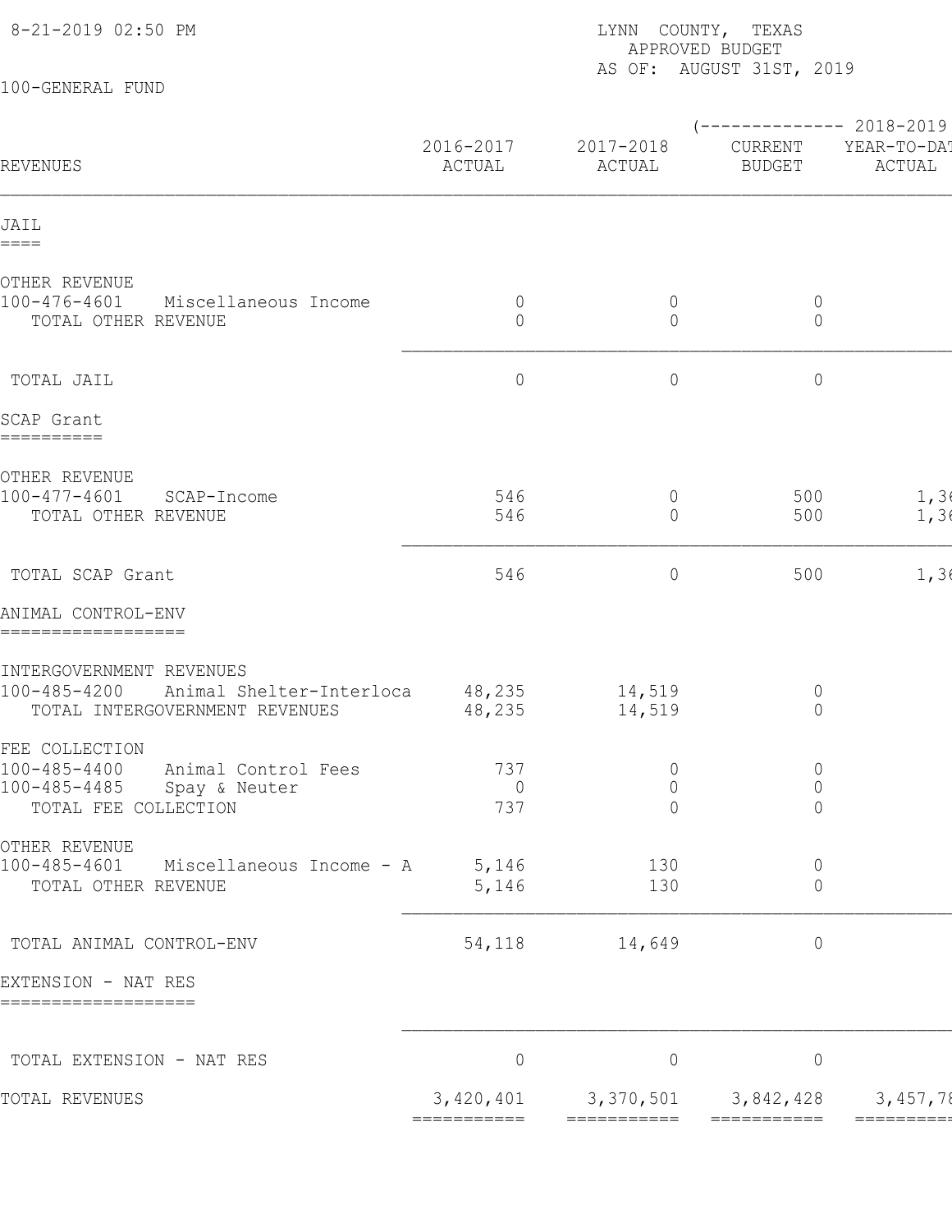8-21-2019 02:50 PM

LYNN COUNTY, TEXAS
APPROVED BUDGET
AS OF: AUGUST 31ST, 2019

100-GENERAL FUND

| REVENUES | 2016-2017 ACTUAL | 2017-2018 ACTUAL | (-------------- 2018-2019 CURRENT BUDGET | YEAR-TO-DAT ACTUAL |
|---|---|---|---|---|
| **JAIL** | | | | |
| OTHER REVENUE | | | | |
| 100-476-4601 Miscellaneous Income | 0 | 0 | 0 | |
| TOTAL OTHER REVENUE | 0 | 0 | 0 | |
| TOTAL JAIL | 0 | 0 | 0 | |
| **SCAP Grant** | | | | |
| OTHER REVENUE | | | | |
| 100-477-4601 SCAP-Income | 546 | 0 | 500 | 1,36 |
| TOTAL OTHER REVENUE | 546 | 0 | 500 | 1,36 |
| TOTAL SCAP Grant | 546 | 0 | 500 | 1,36 |
| **ANIMAL CONTROL-ENV** | | | | |
| INTERGOVERNMENT REVENUES | | | | |
| 100-485-4200 Animal Shelter-Interloca | 48,235 | 14,519 | 0 | |
| TOTAL INTERGOVERNMENT REVENUES | 48,235 | 14,519 | 0 | |
| FEE COLLECTION | | | | |
| 100-485-4400 Animal Control Fees | 737 | 0 | 0 | |
| 100-485-4485 Spay & Neuter | 0 | 0 | 0 | |
| TOTAL FEE COLLECTION | 737 | 0 | 0 | |
| OTHER REVENUE | | | | |
| 100-485-4601 Miscellaneous Income - A | 5,146 | 130 | 0 | |
| TOTAL OTHER REVENUE | 5,146 | 130 | 0 | |
| TOTAL ANIMAL CONTROL-ENV | 54,118 | 14,649 | 0 | |
| **EXTENSION - NAT RES** | | | | |
| TOTAL EXTENSION - NAT RES | 0 | 0 | 0 | |
| TOTAL REVENUES | 3,420,401 | 3,370,501 | 3,842,428 | 3,457,78 |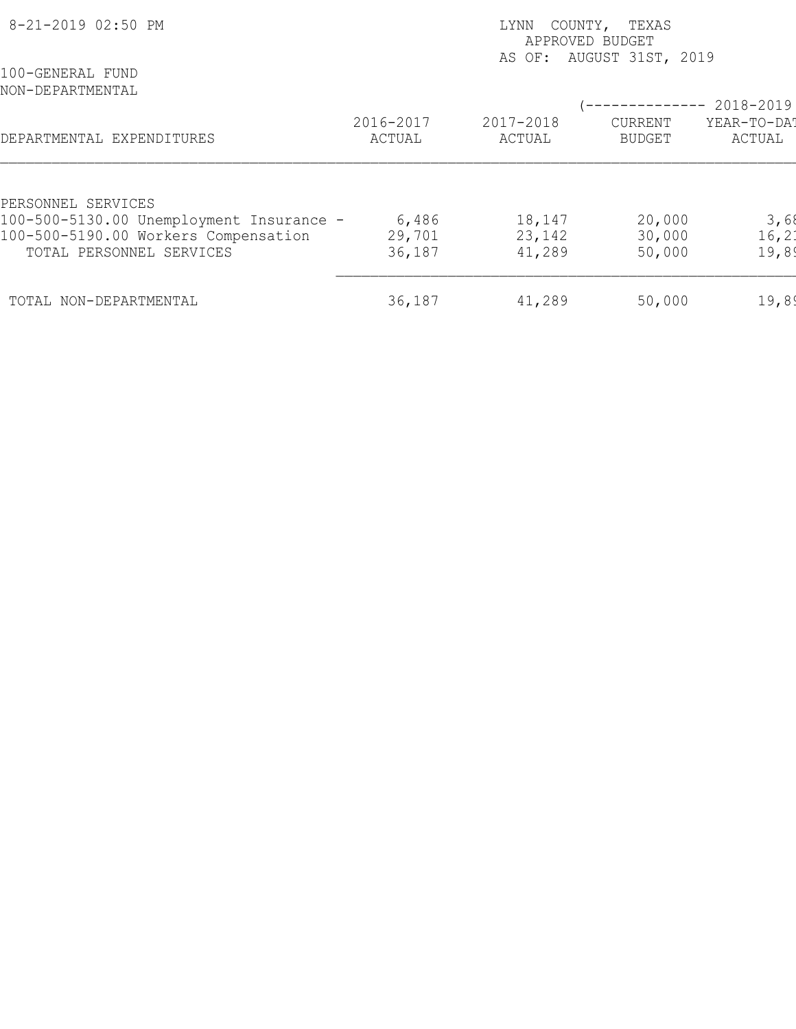8-21-2019 02:50 PM

LYNN COUNTY, TEXAS
APPROVED BUDGET
AS OF: AUGUST 31ST, 2019

100-GENERAL FUND
NON-DEPARTMENTAL

| | | | (-------------- 2018-2019 | |
|---|---|---|---|---|
| DEPARTMENTAL EXPENDITURES | 2016-2017 ACTUAL | 2017-2018 ACTUAL | CURRENT BUDGET | YEAR-TO-DAT ACTUAL |
| PERSONNEL SERVICES | | | | |
| 100-500-5130.00 Unemployment Insurance - | 6,486 | 18,147 | 20,000 | 3,68 |
| 100-500-5190.00 Workers Compensation | 29,701 | 23,142 | 30,000 | 16,2 |
| TOTAL PERSONNEL SERVICES | 36,187 | 41,289 | 50,000 | 19,8 |
| TOTAL NON-DEPARTMENTAL | 36,187 | 41,289 | 50,000 | 19,8 |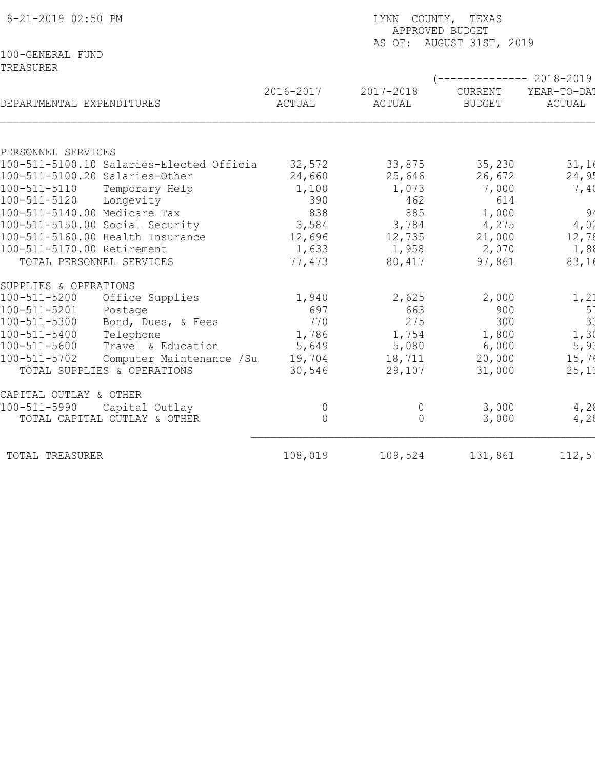8-21-2019 02:50 PM

LYNN COUNTY, TEXAS
APPROVED BUDGET
AS OF: AUGUST 31ST, 2019

100-GENERAL FUND
TREASURER

| DEPARTMENTAL EXPENDITURES | 2016-2017 ACTUAL | 2017-2018 ACTUAL | (-------------- 2018-2019 CURRENT BUDGET | YEAR-TO-DAT ACTUAL |
|---|---|---|---|---|
| PERSONNEL SERVICES | | | | |
| 100-511-5100.10 Salaries-Elected Officia | 32,572 | 33,875 | 35,230 | 31,16 |
| 100-511-5100.20 Salaries-Other | 24,660 | 25,646 | 26,672 | 24,95 |
| 100-511-5110 Temporary Help | 1,100 | 1,073 | 7,000 | 7,40 |
| 100-511-5120 Longevity | 390 | 462 | 614 | |
| 100-511-5140.00 Medicare Tax | 838 | 885 | 1,000 | 94 |
| 100-511-5150.00 Social Security | 3,584 | 3,784 | 4,275 | 4,02 |
| 100-511-5160.00 Health Insurance | 12,696 | 12,735 | 21,000 | 12,78 |
| 100-511-5170.00 Retirement | 1,633 | 1,958 | 2,070 | 1,88 |
| TOTAL PERSONNEL SERVICES | 77,473 | 80,417 | 97,861 | 83,16 |
| SUPPLIES & OPERATIONS | | | | |
| 100-511-5200 Office Supplies | 1,940 | 2,625 | 2,000 | 1,21 |
| 100-511-5201 Postage | 697 | 663 | 900 | 57 |
| 100-511-5300 Bond, Dues, & Fees | 770 | 275 | 300 | 33 |
| 100-511-5400 Telephone | 1,786 | 1,754 | 1,800 | 1,30 |
| 100-511-5600 Travel & Education | 5,649 | 5,080 | 6,000 | 5,93 |
| 100-511-5702 Computer Maintenance /Su | 19,704 | 18,711 | 20,000 | 15,76 |
| TOTAL SUPPLIES & OPERATIONS | 30,546 | 29,107 | 31,000 | 25,13 |
| CAPITAL OUTLAY & OTHER | | | | |
| 100-511-5990 Capital Outlay | 0 | 0 | 3,000 | 4,28 |
| TOTAL CAPITAL OUTLAY & OTHER | 0 | 0 | 3,000 | 4,28 |
| TOTAL TREASURER | 108,019 | 109,524 | 131,861 | 112,57 |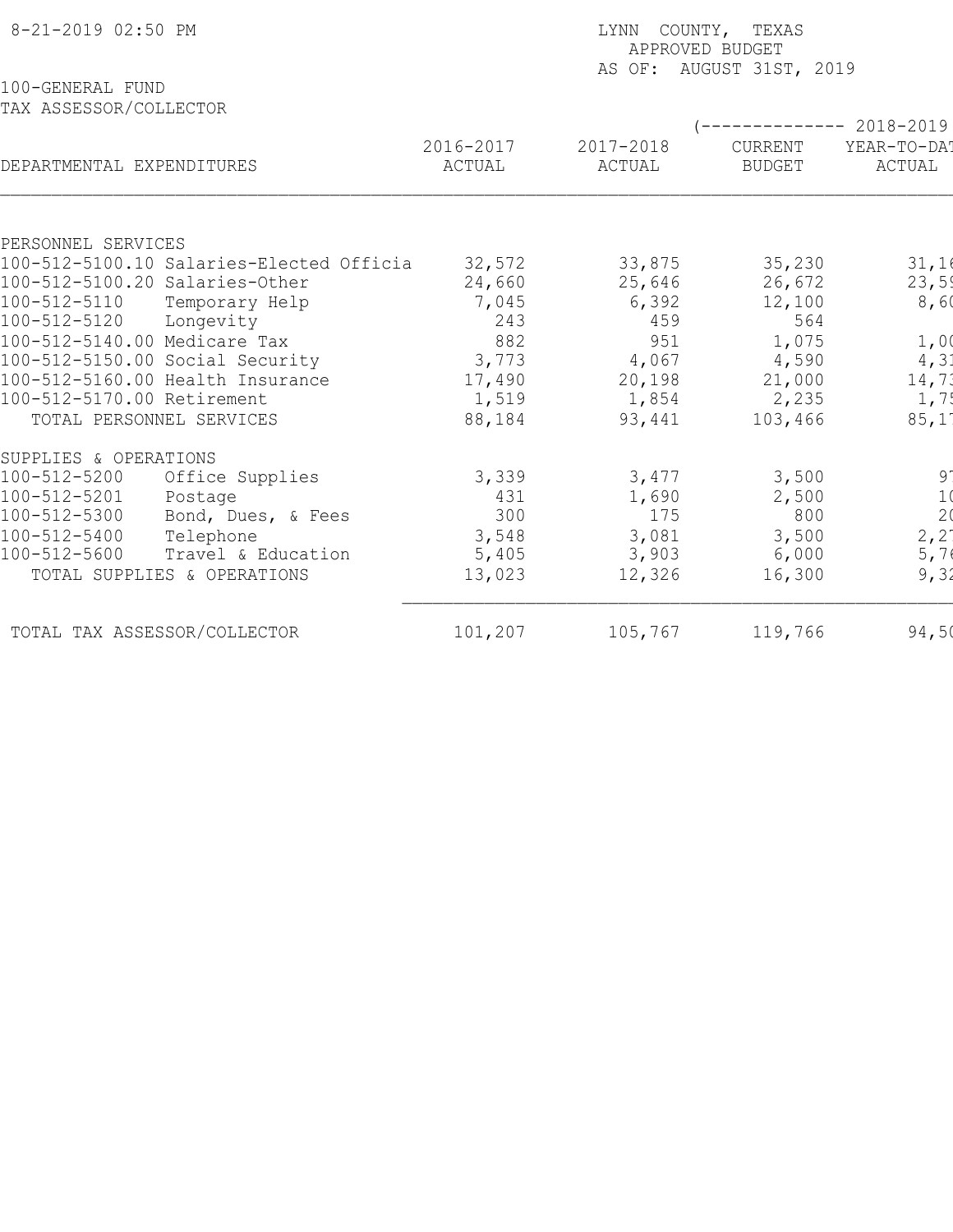8-21-2019 02:50 PM

LYNN COUNTY, TEXAS
APPROVED BUDGET
AS OF: AUGUST 31ST, 2019

100-GENERAL FUND
TAX ASSESSOR/COLLECTOR

| DEPARTMENTAL EXPENDITURES | 2016-2017 ACTUAL | 2017-2018 ACTUAL | (-------------- 2018-2019 CURRENT BUDGET | YEAR-TO-DAT ACTUAL |
|---|---|---|---|---|
| PERSONNEL SERVICES | | | | |
| 100-512-5100.10 Salaries-Elected Officia | 32,572 | 33,875 | 35,230 | 31,16 |
| 100-512-5100.20 Salaries-Other | 24,660 | 25,646 | 26,672 | 23,59 |
| 100-512-5110 Temporary Help | 7,045 | 6,392 | 12,100 | 8,60 |
| 100-512-5120 Longevity | 243 | 459 | 564 | |
| 100-512-5140.00 Medicare Tax | 882 | 951 | 1,075 | 1,00 |
| 100-512-5150.00 Social Security | 3,773 | 4,067 | 4,590 | 4,31 |
| 100-512-5160.00 Health Insurance | 17,490 | 20,198 | 21,000 | 14,73 |
| 100-512-5170.00 Retirement | 1,519 | 1,854 | 2,235 | 1,75 |
| TOTAL PERSONNEL SERVICES | 88,184 | 93,441 | 103,466 | 85,17 |
| SUPPLIES & OPERATIONS | | | | |
| 100-512-5200 Office Supplies | 3,339 | 3,477 | 3,500 | 97 |
| 100-512-5201 Postage | 431 | 1,690 | 2,500 | 10 |
| 100-512-5300 Bond, Dues, & Fees | 300 | 175 | 800 | 20 |
| 100-512-5400 Telephone | 3,548 | 3,081 | 3,500 | 2,27 |
| 100-512-5600 Travel & Education | 5,405 | 3,903 | 6,000 | 5,76 |
| TOTAL SUPPLIES & OPERATIONS | 13,023 | 12,326 | 16,300 | 9,32 |
| TOTAL TAX ASSESSOR/COLLECTOR | 101,207 | 105,767 | 119,766 | 94,50 |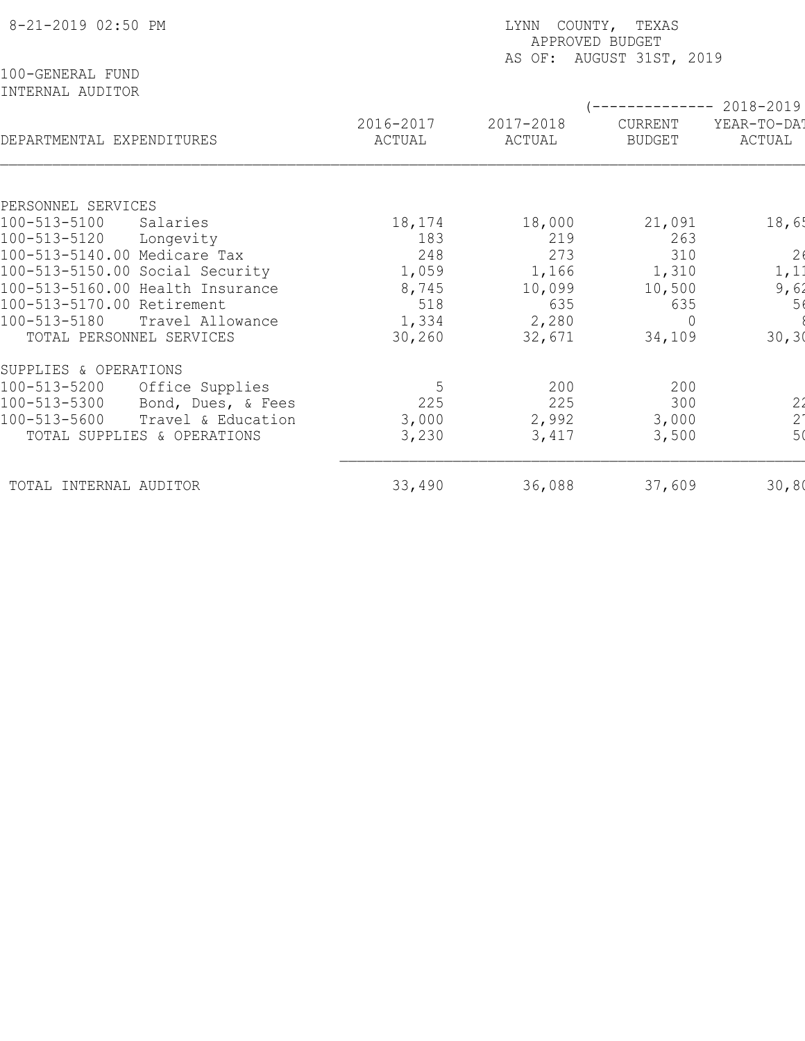8-21-2019 02:50 PM

LYNN COUNTY, TEXAS
APPROVED BUDGET
AS OF: AUGUST 31ST, 2019

100-GENERAL FUND
INTERNAL AUDITOR

| DEPARTMENTAL EXPENDITURES | 2016-2017 ACTUAL | 2017-2018 ACTUAL | (-------------- 2018-2019 CURRENT BUDGET | YEAR-TO-DAT ACTUAL |
|---|---|---|---|---|
| PERSONNEL SERVICES | | | | |
| 100-513-5100 Salaries | 18,174 | 18,000 | 21,091 | 18,65 |
| 100-513-5120 Longevity | 183 | 219 | 263 | |
| 100-513-5140.00 Medicare Tax | 248 | 273 | 310 | 26 |
| 100-513-5150.00 Social Security | 1,059 | 1,166 | 1,310 | 1,11 |
| 100-513-5160.00 Health Insurance | 8,745 | 10,099 | 10,500 | 9,62 |
| 100-513-5170.00 Retirement | 518 | 635 | 635 | 56 |
| 100-513-5180 Travel Allowance | 1,334 | 2,280 | 0 | 8 |
| TOTAL PERSONNEL SERVICES | 30,260 | 32,671 | 34,109 | 30,30 |
| SUPPLIES & OPERATIONS | | | | |
| 100-513-5200 Office Supplies | 5 | 200 | 200 | |
| 100-513-5300 Bond, Dues, & Fees | 225 | 225 | 300 | 22 |
| 100-513-5600 Travel & Education | 3,000 | 2,992 | 3,000 | 27 |
| TOTAL SUPPLIES & OPERATIONS | 3,230 | 3,417 | 3,500 | 50 |
| TOTAL INTERNAL AUDITOR | 33,490 | 36,088 | 37,609 | 30,80 |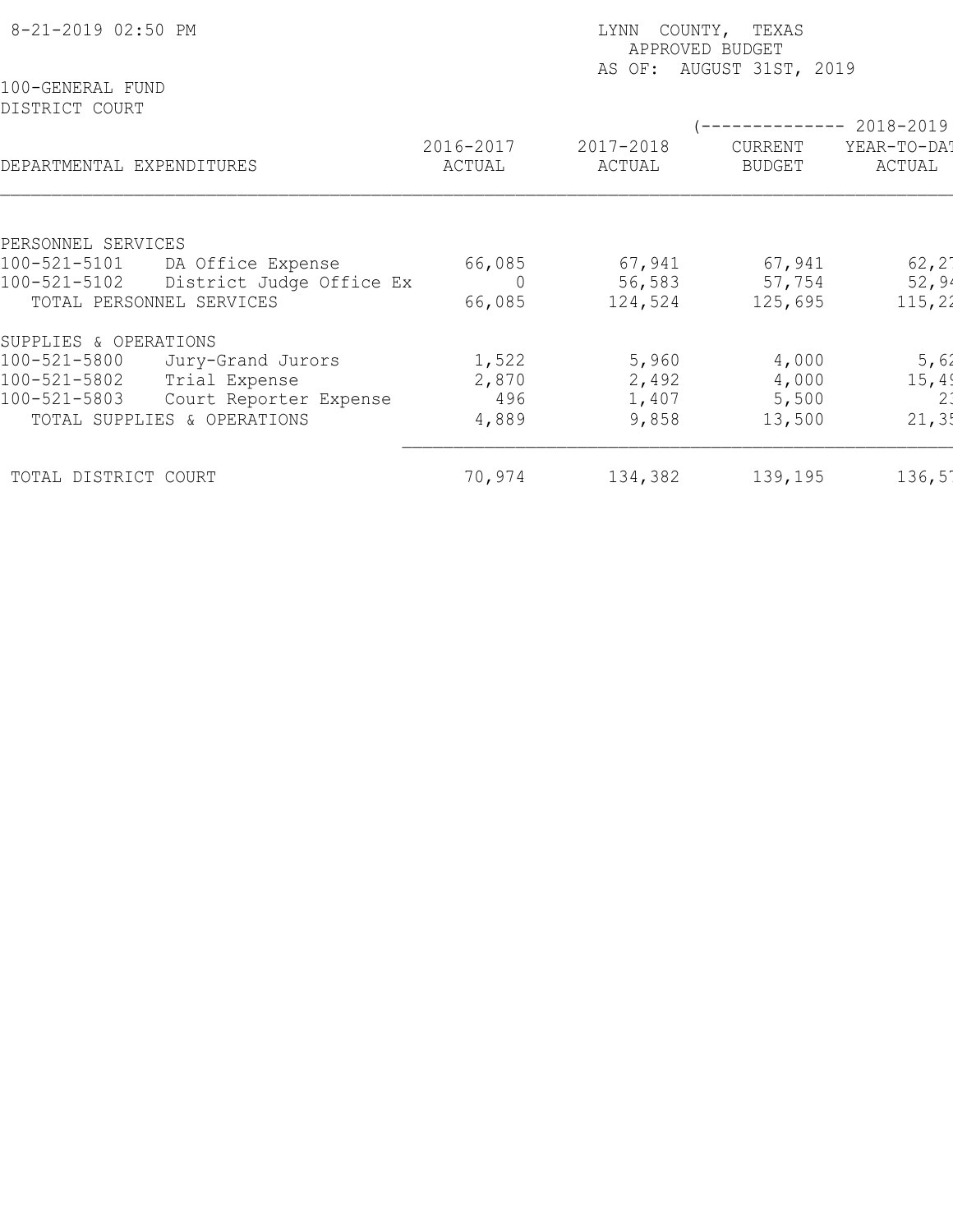8-21-2019 02:50 PM

LYNN COUNTY, TEXAS
APPROVED BUDGET
AS OF: AUGUST 31ST, 2019

100-GENERAL FUND
DISTRICT COURT

| DEPARTMENTAL EXPENDITURES | | 2016-2017 ACTUAL | 2017-2018 ACTUAL | (-------------- 2018-2019 CURRENT BUDGET | YEAR-TO-DAT ACTUAL |
|---|---|---|---|---|---|
| PERSONNEL SERVICES | | | | | |
| 100-521-5101 | DA Office Expense | 66,085 | 67,941 | 67,941 | 62,2 |
| 100-521-5102 | District Judge Office Ex | 0 | 56,583 | 57,754 | 52,9 |
| TOTAL PERSONNEL SERVICES | | 66,085 | 124,524 | 125,695 | 115,2 |
| SUPPLIES & OPERATIONS | | | | | |
| 100-521-5800 | Jury-Grand Jurors | 1,522 | 5,960 | 4,000 | 5,6 |
| 100-521-5802 | Trial Expense | 2,870 | 2,492 | 4,000 | 15,4 |
| 100-521-5803 | Court Reporter Expense | 496 | 1,407 | 5,500 | 2 |
| TOTAL SUPPLIES & OPERATIONS | | 4,889 | 9,858 | 13,500 | 21,3 |
| TOTAL DISTRICT COURT | | 70,974 | 134,382 | 139,195 | 136,5 |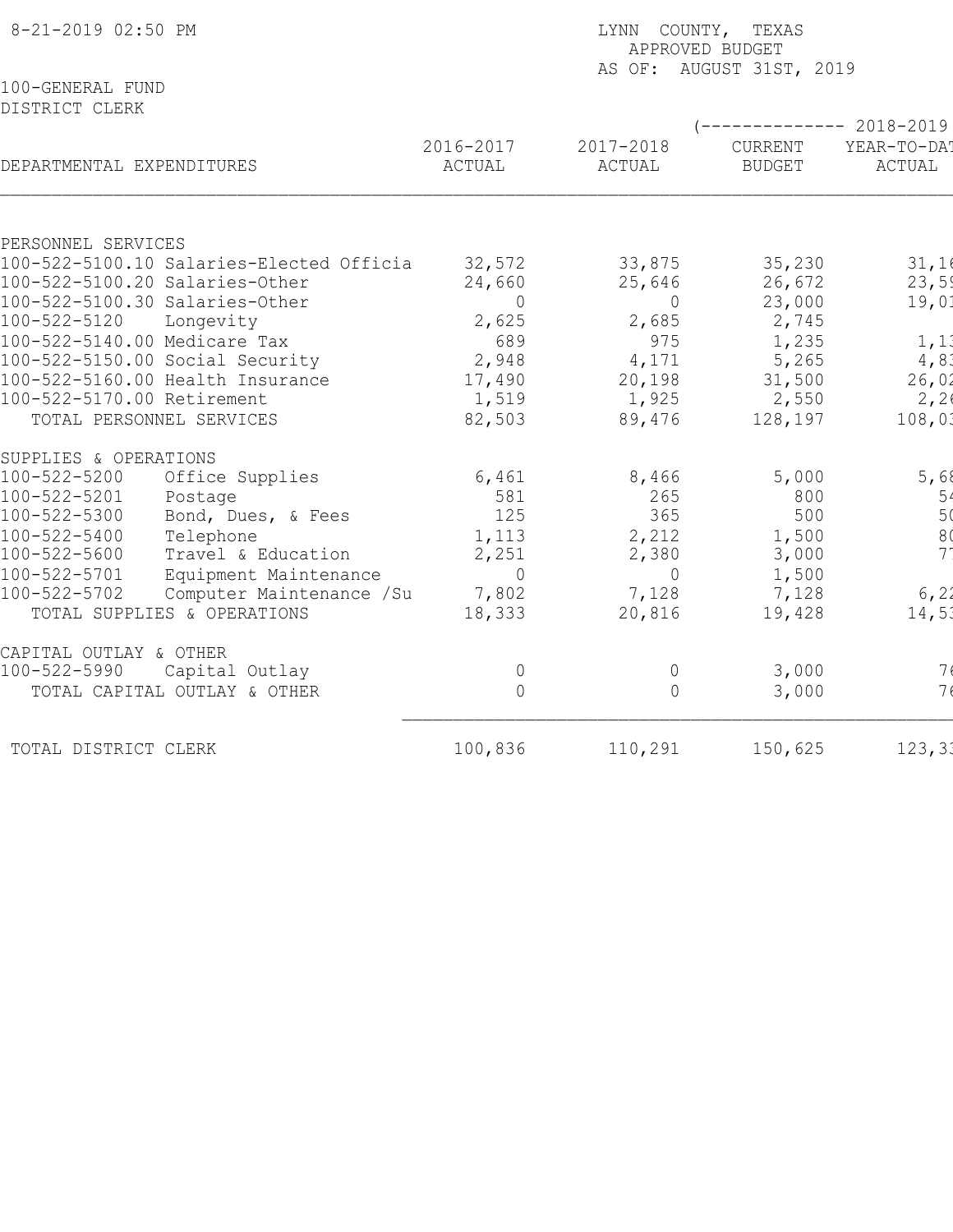LYNN COUNTY, TEXAS
APPROVED BUDGET
AS OF: AUGUST 31ST, 2019

8-21-2019 02:50 PM

100-GENERAL FUND
DISTRICT CLERK

| DEPARTMENTAL EXPENDITURES | 2016-2017 ACTUAL | 2017-2018 ACTUAL | (-------------- 2018-2019 CURRENT BUDGET | YEAR-TO-DAT ACTUAL |
|---|---|---|---|---|
| PERSONNEL SERVICES | | | | |
| 100-522-5100.10 Salaries-Elected Officia | 32,572 | 33,875 | 35,230 | 31,16 |
| 100-522-5100.20 Salaries-Other | 24,660 | 25,646 | 26,672 | 23,59 |
| 100-522-5100.30 Salaries-Other | 0 | 0 | 23,000 | 19,01 |
| 100-522-5120 Longevity | 2,625 | 2,685 | 2,745 | |
| 100-522-5140.00 Medicare Tax | 689 | 975 | 1,235 | 1,13 |
| 100-522-5150.00 Social Security | 2,948 | 4,171 | 5,265 | 4,83 |
| 100-522-5160.00 Health Insurance | 17,490 | 20,198 | 31,500 | 26,02 |
| 100-522-5170.00 Retirement | 1,519 | 1,925 | 2,550 | 2,26 |
| TOTAL PERSONNEL SERVICES | 82,503 | 89,476 | 128,197 | 108,03 |
| SUPPLIES & OPERATIONS | | | | |
| 100-522-5200 Office Supplies | 6,461 | 8,466 | 5,000 | 5,68 |
| 100-522-5201 Postage | 581 | 265 | 800 | 54 |
| 100-522-5300 Bond, Dues, & Fees | 125 | 365 | 500 | 50 |
| 100-522-5400 Telephone | 1,113 | 2,212 | 1,500 | 80 |
| 100-522-5600 Travel & Education | 2,251 | 2,380 | 3,000 | 77 |
| 100-522-5701 Equipment Maintenance | 0 | 0 | 1,500 | |
| 100-522-5702 Computer Maintenance /Su | 7,802 | 7,128 | 7,128 | 6,22 |
| TOTAL SUPPLIES & OPERATIONS | 18,333 | 20,816 | 19,428 | 14,53 |
| CAPITAL OUTLAY & OTHER | | | | |
| 100-522-5990 Capital Outlay | 0 | 0 | 3,000 | 76 |
| TOTAL CAPITAL OUTLAY & OTHER | 0 | 0 | 3,000 | 76 |
| TOTAL DISTRICT CLERK | 100,836 | 110,291 | 150,625 | 123,33 |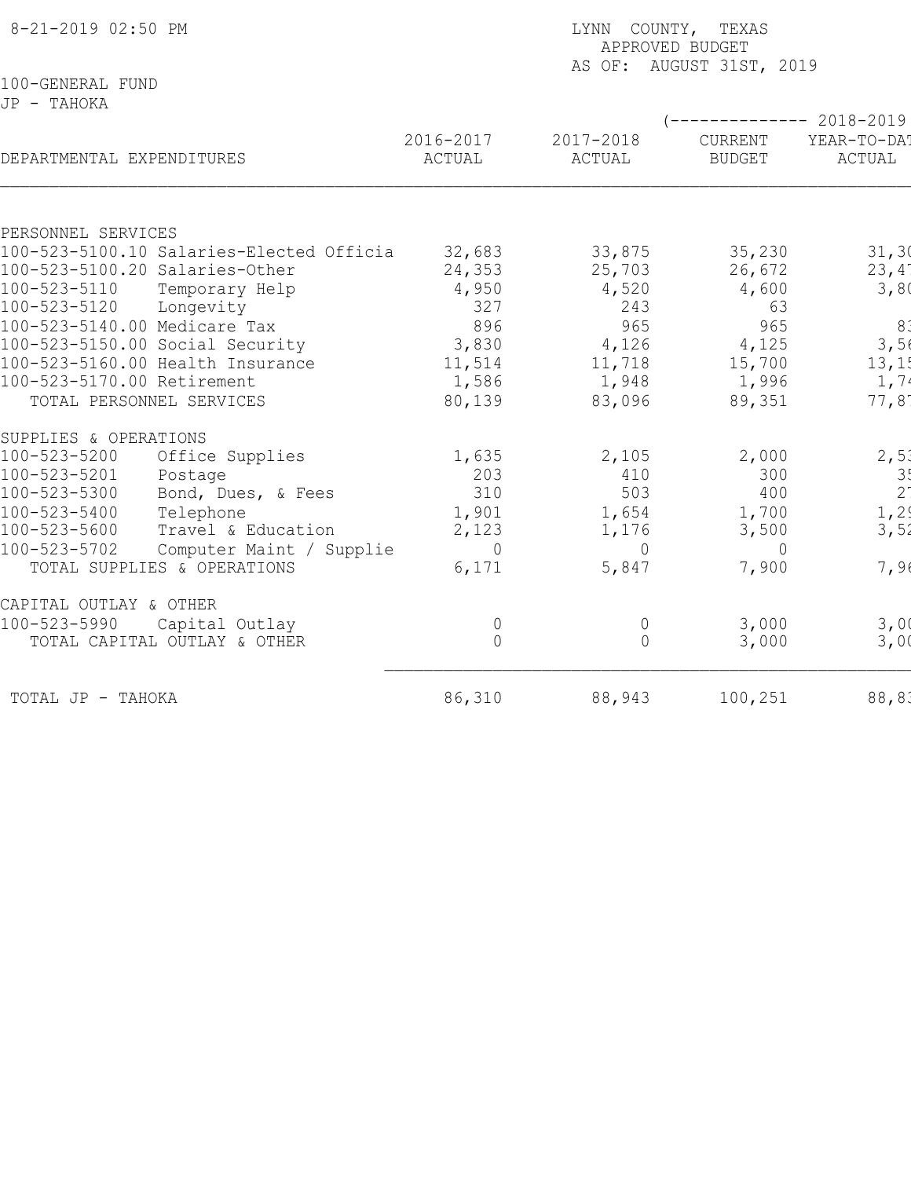8-21-2019 02:50 PM

LYNN COUNTY, TEXAS
APPROVED BUDGET
AS OF: AUGUST 31ST, 2019

100-GENERAL FUND
JP - TAHOKA

| DEPARTMENTAL EXPENDITURES | 2016-2017 ACTUAL | 2017-2018 ACTUAL | (-------------- 2018-2019 CURRENT BUDGET | YEAR-TO-DAT ACTUAL |
|---|---|---|---|---|
| PERSONNEL SERVICES | | | | |
| 100-523-5100.10 Salaries-Elected Officia | 32,683 | 33,875 | 35,230 | 31,30 |
| 100-523-5100.20 Salaries-Other | 24,353 | 25,703 | 26,672 | 23,47 |
| 100-523-5110 Temporary Help | 4,950 | 4,520 | 4,600 | 3,80 |
| 100-523-5120 Longevity | 327 | 243 | 63 | |
| 100-523-5140.00 Medicare Tax | 896 | 965 | 965 | 83 |
| 100-523-5150.00 Social Security | 3,830 | 4,126 | 4,125 | 3,56 |
| 100-523-5160.00 Health Insurance | 11,514 | 11,718 | 15,700 | 13,15 |
| 100-523-5170.00 Retirement | 1,586 | 1,948 | 1,996 | 1,74 |
| TOTAL PERSONNEL SERVICES | 80,139 | 83,096 | 89,351 | 77,87 |
| SUPPLIES & OPERATIONS | | | | |
| 100-523-5200 Office Supplies | 1,635 | 2,105 | 2,000 | 2,53 |
| 100-523-5201 Postage | 203 | 410 | 300 | 35 |
| 100-523-5300 Bond, Dues, & Fees | 310 | 503 | 400 | 27 |
| 100-523-5400 Telephone | 1,901 | 1,654 | 1,700 | 1,29 |
| 100-523-5600 Travel & Education | 2,123 | 1,176 | 3,500 | 3,52 |
| 100-523-5702 Computer Maint / Supplie | 0 | 0 | 0 | |
| TOTAL SUPPLIES & OPERATIONS | 6,171 | 5,847 | 7,900 | 7,96 |
| CAPITAL OUTLAY & OTHER | | | | |
| 100-523-5990 Capital Outlay | 0 | 0 | 3,000 | 3,00 |
| TOTAL CAPITAL OUTLAY & OTHER | 0 | 0 | 3,000 | 3,00 |
| TOTAL JP - TAHOKA | 86,310 | 88,943 | 100,251 | 88,83 |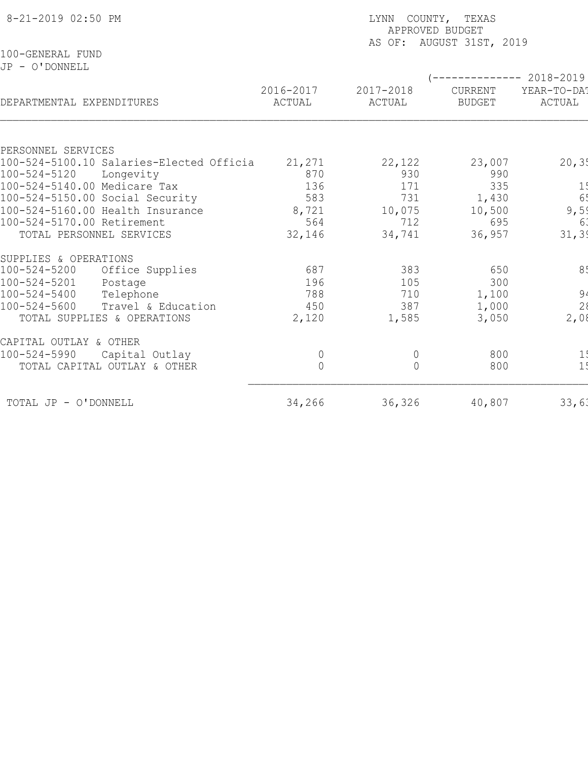8-21-2019 02:50 PM

LYNN COUNTY, TEXAS
APPROVED BUDGET
AS OF: AUGUST 31ST, 2019

100-GENERAL FUND
JP - O'DONNELL

| DEPARTMENTAL EXPENDITURES | 2016-2017 ACTUAL | 2017-2018 ACTUAL | (-------------- 2018-2019 CURRENT BUDGET | YEAR-TO-DAT ACTUAL |
|---|---|---|---|---|
| PERSONNEL SERVICES | | | | |
| 100-524-5100.10 Salaries-Elected Officia | 21,271 | 22,122 | 23,007 | 20,35 |
| 100-524-5120 Longevity | 870 | 930 | 990 | |
| 100-524-5140.00 Medicare Tax | 136 | 171 | 335 | 15 |
| 100-524-5150.00 Social Security | 583 | 731 | 1,430 | 65 |
| 100-524-5160.00 Health Insurance | 8,721 | 10,075 | 10,500 | 9,59 |
| 100-524-5170.00 Retirement | 564 | 712 | 695 | 63 |
| TOTAL PERSONNEL SERVICES | 32,146 | 34,741 | 36,957 | 31,39 |
| SUPPLIES & OPERATIONS | | | | |
| 100-524-5200 Office Supplies | 687 | 383 | 650 | 85 |
| 100-524-5201 Postage | 196 | 105 | 300 | |
| 100-524-5400 Telephone | 788 | 710 | 1,100 | 94 |
| 100-524-5600 Travel & Education | 450 | 387 | 1,000 | 28 |
| TOTAL SUPPLIES & OPERATIONS | 2,120 | 1,585 | 3,050 | 2,08 |
| CAPITAL OUTLAY & OTHER | | | | |
| 100-524-5990 Capital Outlay | 0 | 0 | 800 | 15 |
| TOTAL CAPITAL OUTLAY & OTHER | 0 | 0 | 800 | 15 |
| TOTAL JP - O'DONNELL | 34,266 | 36,326 | 40,807 | 33,63 |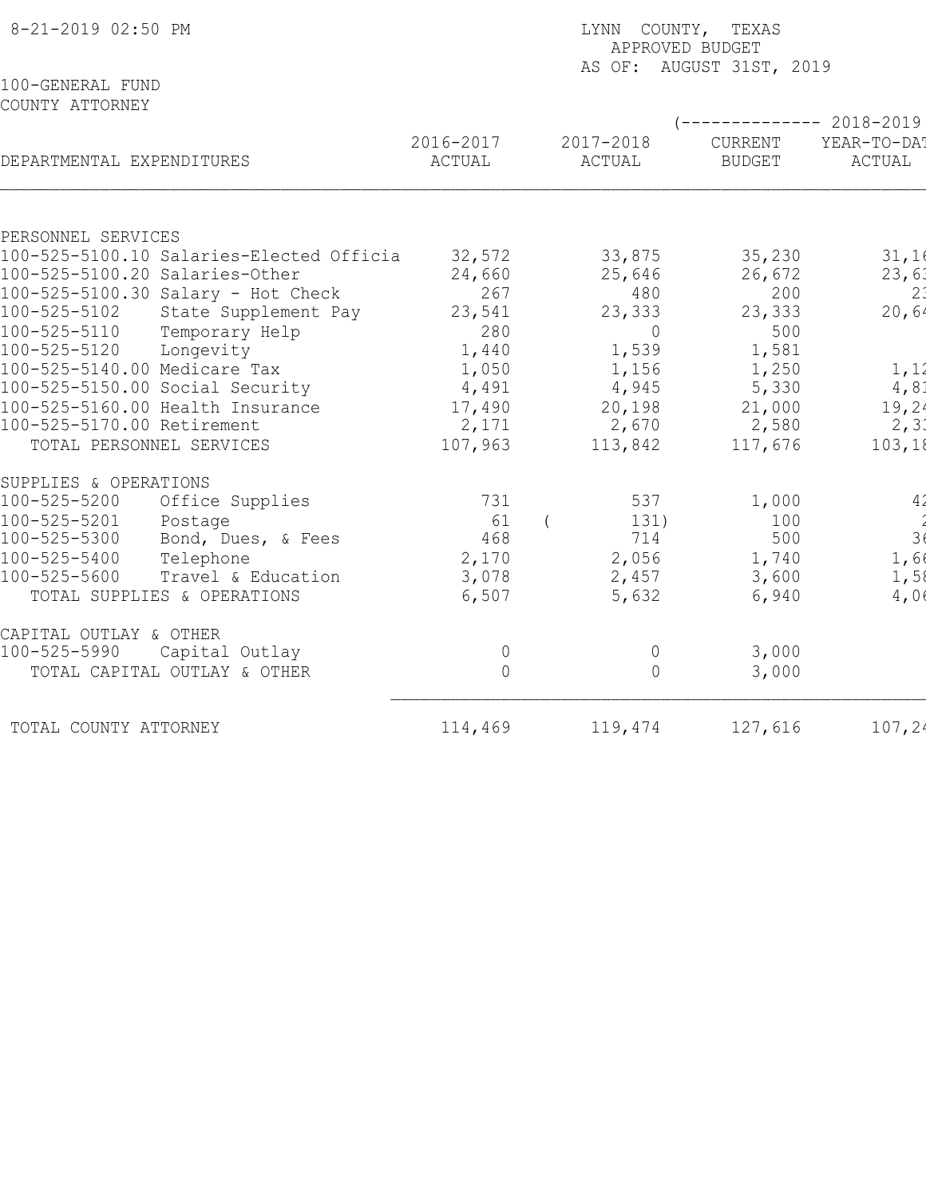8-21-2019 02:50 PM

LYNN COUNTY, TEXAS
APPROVED BUDGET
AS OF: AUGUST 31ST, 2019

100-GENERAL FUND
COUNTY ATTORNEY

| DEPARTMENTAL EXPENDITURES | 2016-2017 ACTUAL | 2017-2018 ACTUAL | (-------------- 2018-2019 CURRENT BUDGET | YEAR-TO-DAT ACTUAL |
|---|---|---|---|---|
| **PERSONNEL SERVICES** | | | | |
| 100-525-5100.10 Salaries-Elected Officia | 32,572 | 33,875 | 35,230 | 31,16 |
| 100-525-5100.20 Salaries-Other | 24,660 | 25,646 | 26,672 | 23,63 |
| 100-525-5100.30 Salary - Hot Check | 267 | 480 | 200 | 23 |
| 100-525-5102 State Supplement Pay | 23,541 | 23,333 | 23,333 | 20,64 |
| 100-525-5110 Temporary Help | 280 | 0 | 500 | |
| 100-525-5120 Longevity | 1,440 | 1,539 | 1,581 | |
| 100-525-5140.00 Medicare Tax | 1,050 | 1,156 | 1,250 | 1,12 |
| 100-525-5150.00 Social Security | 4,491 | 4,945 | 5,330 | 4,81 |
| 100-525-5160.00 Health Insurance | 17,490 | 20,198 | 21,000 | 19,24 |
| 100-525-5170.00 Retirement | 2,171 | 2,670 | 2,580 | 2,33 |
| TOTAL PERSONNEL SERVICES | 107,963 | 113,842 | 117,676 | 103,18 |
| **SUPPLIES & OPERATIONS** | | | | |
| 100-525-5200 Office Supplies | 731 | 537 | 1,000 | 42 |
| 100-525-5201 Postage | 61 | ( 131) | 100 | 2 |
| 100-525-5300 Bond, Dues, & Fees | 468 | 714 | 500 | 36 |
| 100-525-5400 Telephone | 2,170 | 2,056 | 1,740 | 1,66 |
| 100-525-5600 Travel & Education | 3,078 | 2,457 | 3,600 | 1,58 |
| TOTAL SUPPLIES & OPERATIONS | 6,507 | 5,632 | 6,940 | 4,06 |
| **CAPITAL OUTLAY & OTHER** | | | | |
| 100-525-5990 Capital Outlay | 0 | 0 | 3,000 | |
| TOTAL CAPITAL OUTLAY & OTHER | 0 | 0 | 3,000 | |
| TOTAL COUNTY ATTORNEY | 114,469 | 119,474 | 127,616 | 107,24 |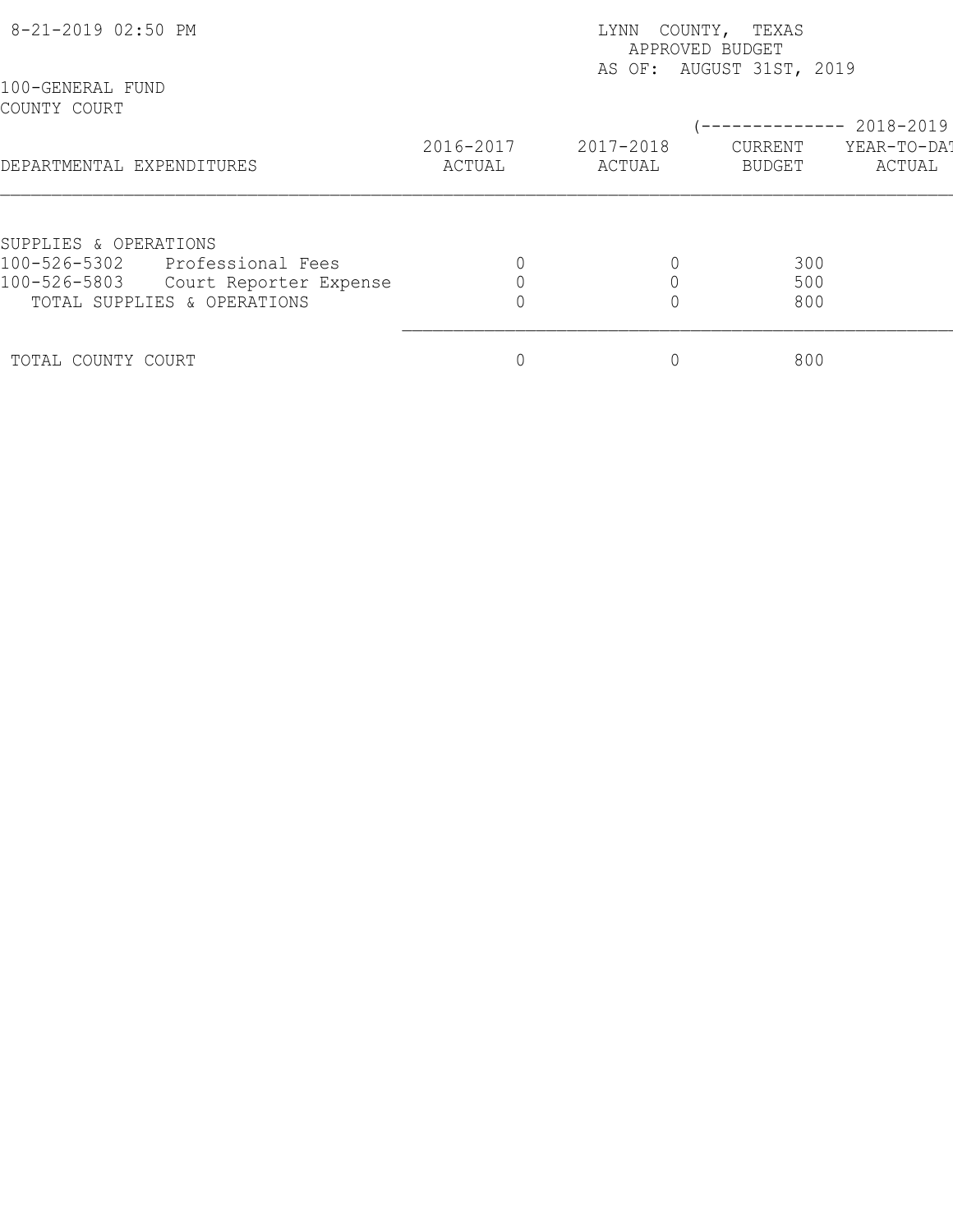8-21-2019 02:50 PM

LYNN COUNTY, TEXAS
APPROVED BUDGET
AS OF: AUGUST 31ST, 2019

100-GENERAL FUND
COUNTY COURT

| DEPARTMENTAL EXPENDITURES | 2016-2017 ACTUAL | 2017-2018 ACTUAL | (-------------- 2018-2019 CURRENT BUDGET | YEAR-TO-DAT ACTUAL |
|---|---|---|---|---|
| SUPPLIES & OPERATIONS | | | | |
| 100-526-5302 Professional Fees | 0 | 0 | 300 | |
| 100-526-5803 Court Reporter Expense | 0 | 0 | 500 | |
| TOTAL SUPPLIES & OPERATIONS | 0 | 0 | 800 | |
| TOTAL COUNTY COURT | 0 | 0 | 800 | |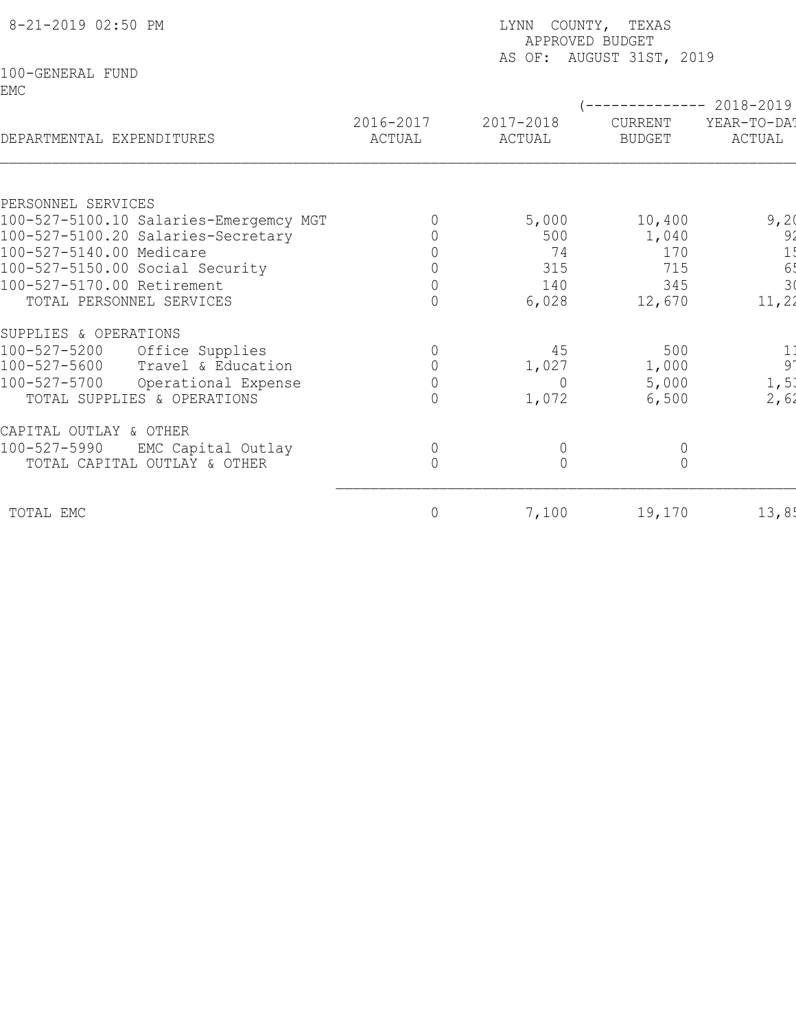8-21-2019 02:50 PM

LYNN COUNTY, TEXAS
APPROVED BUDGET
AS OF: AUGUST 31ST, 2019

100-GENERAL FUND
EMC

| DEPARTMENTAL EXPENDITURES | 2016-2017 ACTUAL | 2017-2018 ACTUAL | (-------------- 2018-2019 CURRENT BUDGET | YEAR-TO-DAT ACTUAL |
|---|---|---|---|---|
| PERSONNEL SERVICES | | | | |
| 100-527-5100.10 Salaries-Emergemcy MGT | 0 | 5,000 | 10,400 | 9,20 |
| 100-527-5100.20 Salaries-Secretary | 0 | 500 | 1,040 | 92 |
| 100-527-5140.00 Medicare | 0 | 74 | 170 | 15 |
| 100-527-5150.00 Social Security | 0 | 315 | 715 | 65 |
| 100-527-5170.00 Retirement | 0 | 140 | 345 | 30 |
| TOTAL PERSONNEL SERVICES | 0 | 6,028 | 12,670 | 11,22 |
| SUPPLIES & OPERATIONS | | | | |
| 100-527-5200 Office Supplies | 0 | 45 | 500 | 11 |
| 100-527-5600 Travel & Education | 0 | 1,027 | 1,000 | 97 |
| 100-527-5700 Operational Expense | 0 | 0 | 5,000 | 1,53 |
| TOTAL SUPPLIES & OPERATIONS | 0 | 1,072 | 6,500 | 2,62 |
| CAPITAL OUTLAY & OTHER | | | | |
| 100-527-5990 EMC Capital Outlay | 0 | 0 | 0 | |
| TOTAL CAPITAL OUTLAY & OTHER | 0 | 0 | 0 | |
| TOTAL EMC | 0 | 7,100 | 19,170 | 13,85 |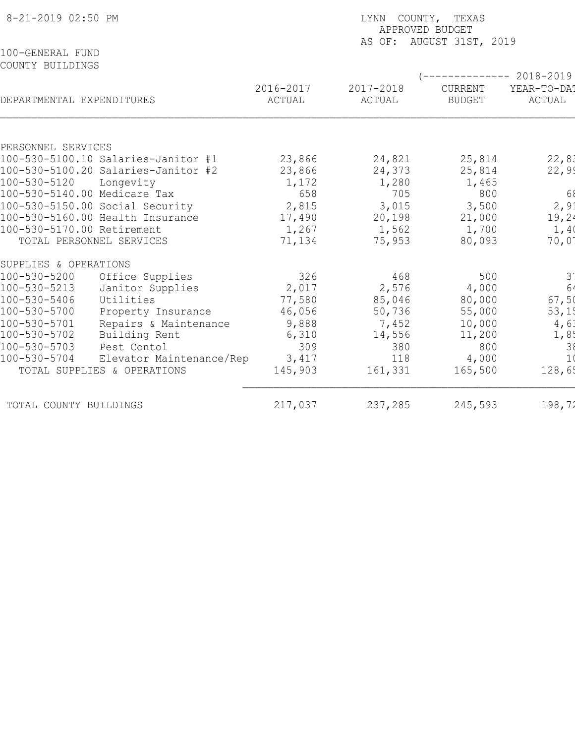8-21-2019 02:50 PM

LYNN COUNTY, TEXAS
APPROVED BUDGET
AS OF: AUGUST 31ST, 2019

100-GENERAL FUND
COUNTY BUILDINGS

| DEPARTMENTAL EXPENDITURES | 2016-2017 ACTUAL | 2017-2018 ACTUAL | (-------------- 2018-2019 CURRENT BUDGET | YEAR-TO-DAT ACTUAL |
|---|---|---|---|---|
| PERSONNEL SERVICES | | | | |
| 100-530-5100.10 Salaries-Janitor #1 | 23,866 | 24,821 | 25,814 | 22,83 |
| 100-530-5100.20 Salaries-Janitor #2 | 23,866 | 24,373 | 25,814 | 22,99 |
| 100-530-5120 Longevity | 1,172 | 1,280 | 1,465 | |
| 100-530-5140.00 Medicare Tax | 658 | 705 | 800 | 68 |
| 100-530-5150.00 Social Security | 2,815 | 3,015 | 3,500 | 2,91 |
| 100-530-5160.00 Health Insurance | 17,490 | 20,198 | 21,000 | 19,24 |
| 100-530-5170.00 Retirement | 1,267 | 1,562 | 1,700 | 1,40 |
| TOTAL PERSONNEL SERVICES | 71,134 | 75,953 | 80,093 | 70,07 |
| SUPPLIES & OPERATIONS | | | | |
| 100-530-5200 Office Supplies | 326 | 468 | 500 | 37 |
| 100-530-5213 Janitor Supplies | 2,017 | 2,576 | 4,000 | 64 |
| 100-530-5406 Utilities | 77,580 | 85,046 | 80,000 | 67,50 |
| 100-530-5700 Property Insurance | 46,056 | 50,736 | 55,000 | 53,15 |
| 100-530-5701 Repairs & Maintenance | 9,888 | 7,452 | 10,000 | 4,63 |
| 100-530-5702 Building Rent | 6,310 | 14,556 | 11,200 | 1,85 |
| 100-530-5703 Pest Contol | 309 | 380 | 800 | 38 |
| 100-530-5704 Elevator Maintenance/Rep | 3,417 | 118 | 4,000 | 10 |
| TOTAL SUPPLIES & OPERATIONS | 145,903 | 161,331 | 165,500 | 128,65 |
| TOTAL COUNTY BUILDINGS | 217,037 | 237,285 | 245,593 | 198,72 |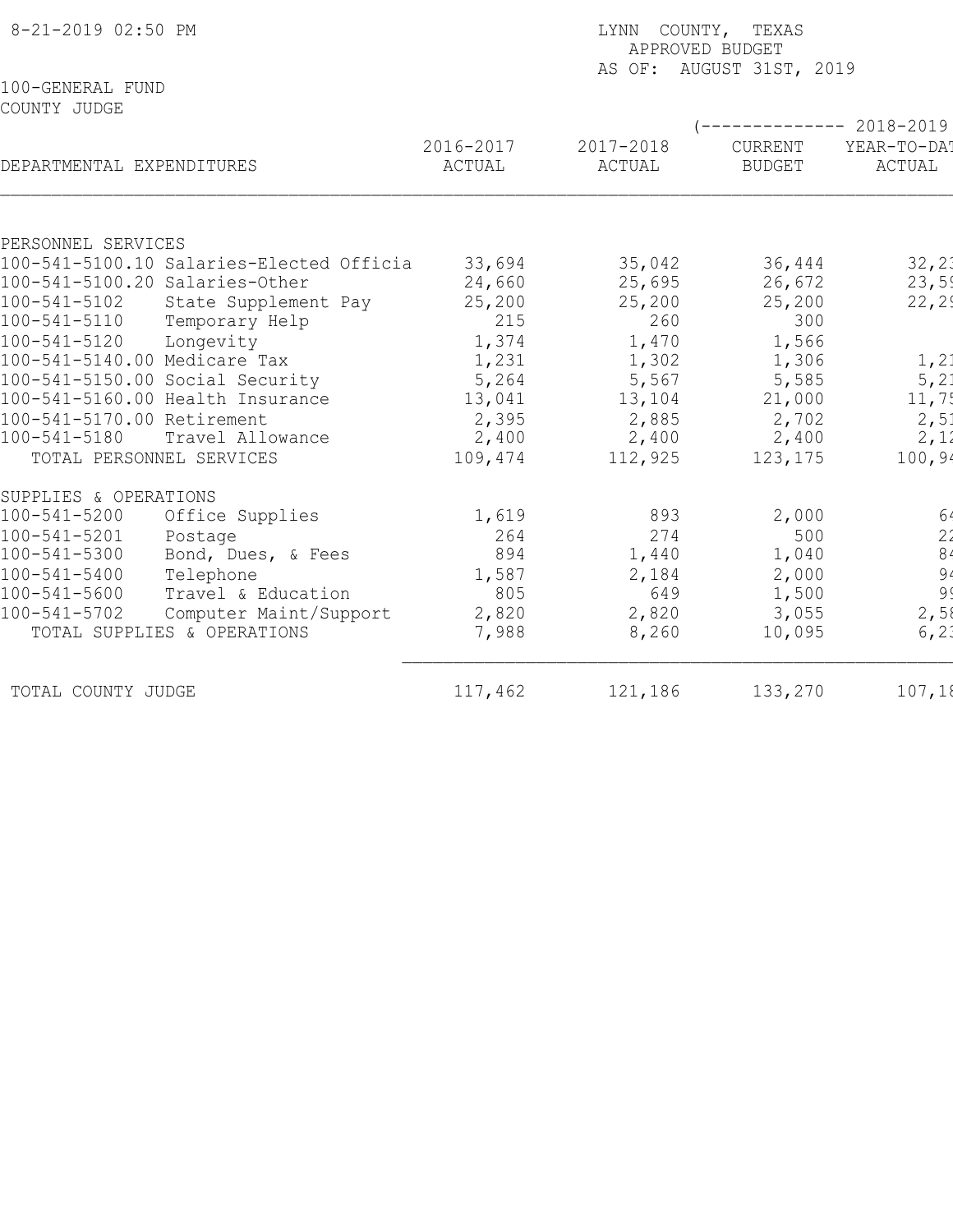8-21-2019 02:50 PM

LYNN COUNTY, TEXAS
APPROVED BUDGET
AS OF: AUGUST 31ST, 2019

100-GENERAL FUND
COUNTY JUDGE

| DEPARTMENTAL EXPENDITURES | 2016-2017 ACTUAL | 2017-2018 ACTUAL | (-------------- 2018-2019 CURRENT BUDGET | YEAR-TO-DAT ACTUAL |
|---|---|---|---|---|
| PERSONNEL SERVICES | | | | |
| 100-541-5100.10 Salaries-Elected Officia | 33,694 | 35,042 | 36,444 | 32,2 |
| 100-541-5100.20 Salaries-Other | 24,660 | 25,695 | 26,672 | 23,5 |
| 100-541-5102 State Supplement Pay | 25,200 | 25,200 | 25,200 | 22,2 |
| 100-541-5110 Temporary Help | 215 | 260 | 300 | |
| 100-541-5120 Longevity | 1,374 | 1,470 | 1,566 | |
| 100-541-5140.00 Medicare Tax | 1,231 | 1,302 | 1,306 | 1,2 |
| 100-541-5150.00 Social Security | 5,264 | 5,567 | 5,585 | 5,2 |
| 100-541-5160.00 Health Insurance | 13,041 | 13,104 | 21,000 | 11,7 |
| 100-541-5170.00 Retirement | 2,395 | 2,885 | 2,702 | 2,5 |
| 100-541-5180 Travel Allowance | 2,400 | 2,400 | 2,400 | 2,1 |
| TOTAL PERSONNEL SERVICES | 109,474 | 112,925 | 123,175 | 100,9 |
| SUPPLIES & OPERATIONS | | | | |
| 100-541-5200 Office Supplies | 1,619 | 893 | 2,000 | 6 |
| 100-541-5201 Postage | 264 | 274 | 500 | 2 |
| 100-541-5300 Bond, Dues, & Fees | 894 | 1,440 | 1,040 | 8 |
| 100-541-5400 Telephone | 1,587 | 2,184 | 2,000 | 9 |
| 100-541-5600 Travel & Education | 805 | 649 | 1,500 | 9 |
| 100-541-5702 Computer Maint/Support | 2,820 | 2,820 | 3,055 | 2,5 |
| TOTAL SUPPLIES & OPERATIONS | 7,988 | 8,260 | 10,095 | 6,2 |
| TOTAL COUNTY JUDGE | 117,462 | 121,186 | 133,270 | 107,1 |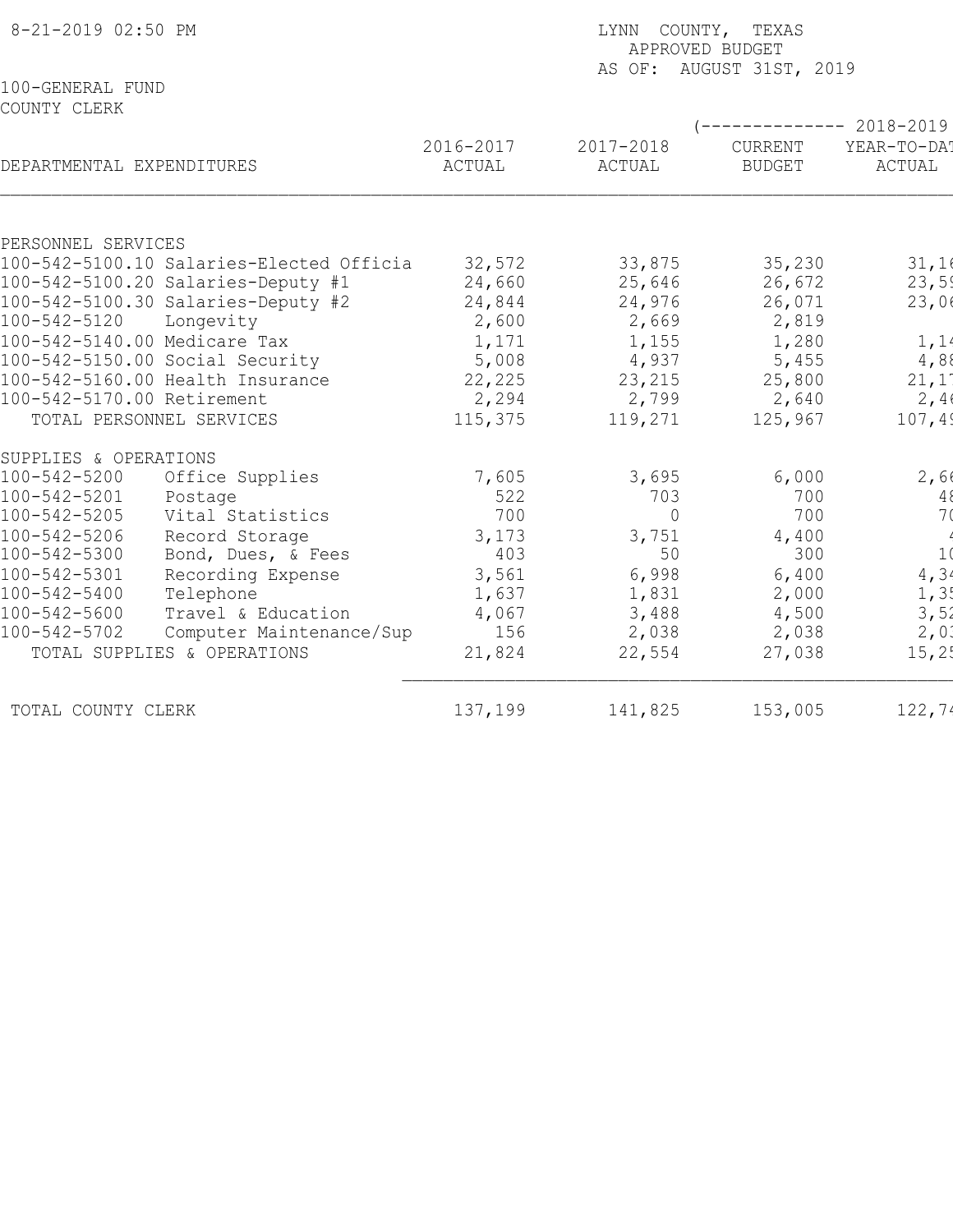8-21-2019 02:50 PM

LYNN COUNTY, TEXAS
APPROVED BUDGET
AS OF: AUGUST 31ST, 2019

100-GENERAL FUND
COUNTY CLERK

| DEPARTMENTAL EXPENDITURES | 2016-2017 ACTUAL | 2017-2018 ACTUAL | (-------------- 2018-2019 CURRENT BUDGET | YEAR-TO-DAT ACTUAL |
|---|---|---|---|---|
| PERSONNEL SERVICES | | | | |
| 100-542-5100.10 Salaries-Elected Officia | 32,572 | 33,875 | 35,230 | 31,16 |
| 100-542-5100.20 Salaries-Deputy #1 | 24,660 | 25,646 | 26,672 | 23,59 |
| 100-542-5100.30 Salaries-Deputy #2 | 24,844 | 24,976 | 26,071 | 23,06 |
| 100-542-5120 Longevity | 2,600 | 2,669 | 2,819 | |
| 100-542-5140.00 Medicare Tax | 1,171 | 1,155 | 1,280 | 1,14 |
| 100-542-5150.00 Social Security | 5,008 | 4,937 | 5,455 | 4,88 |
| 100-542-5160.00 Health Insurance | 22,225 | 23,215 | 25,800 | 21,17 |
| 100-542-5170.00 Retirement | 2,294 | 2,799 | 2,640 | 2,46 |
| TOTAL PERSONNEL SERVICES | 115,375 | 119,271 | 125,967 | 107,49 |
| SUPPLIES & OPERATIONS | | | | |
| 100-542-5200 Office Supplies | 7,605 | 3,695 | 6,000 | 2,66 |
| 100-542-5201 Postage | 522 | 703 | 700 | 48 |
| 100-542-5205 Vital Statistics | 700 | 0 | 700 | 70 |
| 100-542-5206 Record Storage | 3,173 | 3,751 | 4,400 | 4 |
| 100-542-5300 Bond, Dues, & Fees | 403 | 50 | 300 | 10 |
| 100-542-5301 Recording Expense | 3,561 | 6,998 | 6,400 | 4,34 |
| 100-542-5400 Telephone | 1,637 | 1,831 | 2,000 | 1,35 |
| 100-542-5600 Travel & Education | 4,067 | 3,488 | 4,500 | 3,52 |
| 100-542-5702 Computer Maintenance/Sup | 156 | 2,038 | 2,038 | 2,03 |
| TOTAL SUPPLIES & OPERATIONS | 21,824 | 22,554 | 27,038 | 15,25 |
| TOTAL COUNTY CLERK | 137,199 | 141,825 | 153,005 | 122,74 |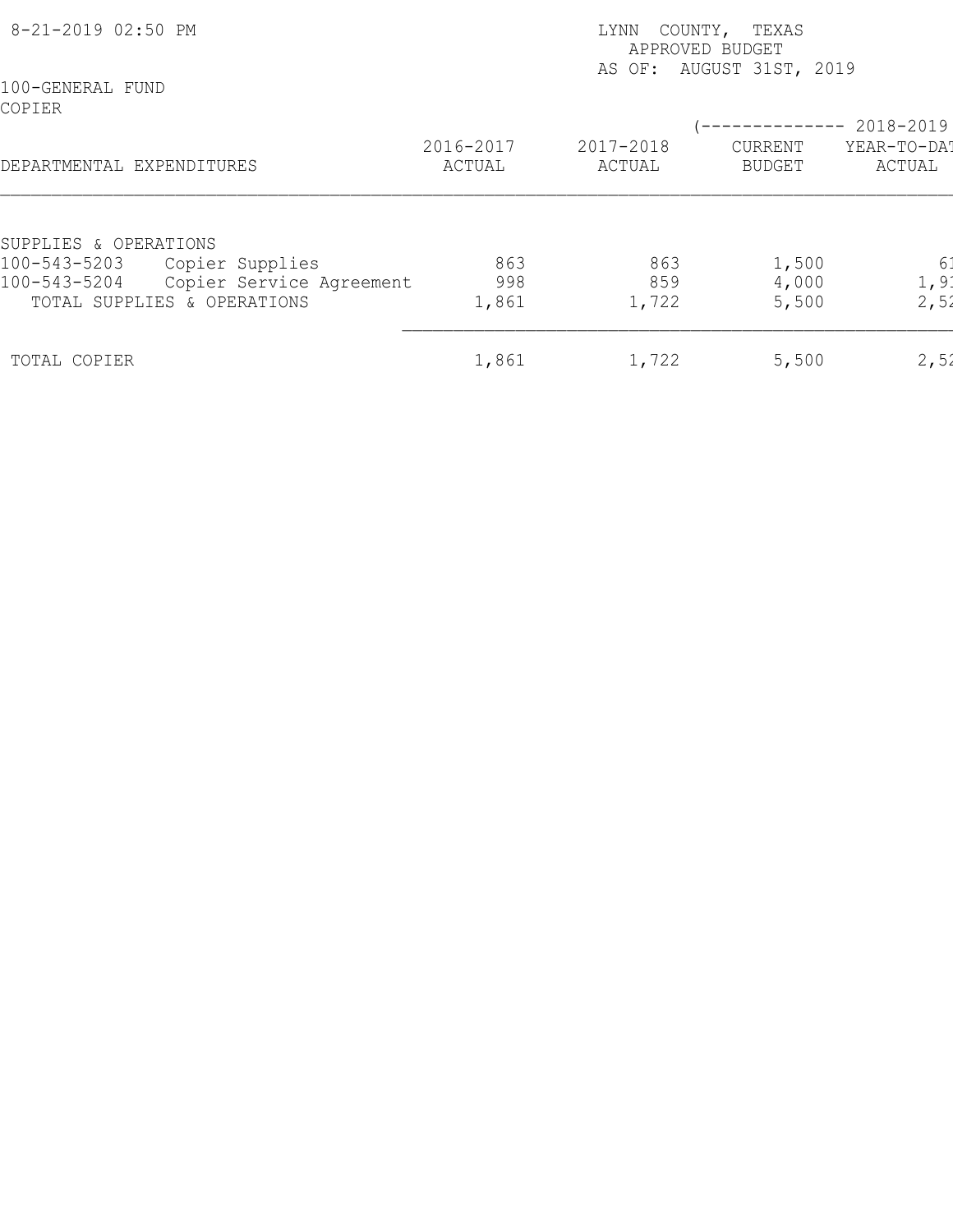8-21-2019 02:50 PM

LYNN COUNTY, TEXAS
APPROVED BUDGET
AS OF: AUGUST 31ST, 2019

100-GENERAL FUND
COPIER

| DEPARTMENTAL EXPENDITURES | 2016-2017 ACTUAL | 2017-2018 ACTUAL | (-------------- 2018-2019 CURRENT BUDGET | YEAR-TO-DAT ACTUAL |
|---|---|---|---|---|
| SUPPLIES & OPERATIONS | | | | |
| 100-543-5203 Copier Supplies | 863 | 863 | 1,500 | 61 |
| 100-543-5204 Copier Service Agreement | 998 | 859 | 4,000 | 1,91 |
| TOTAL SUPPLIES & OPERATIONS | 1,861 | 1,722 | 5,500 | 2,52 |
| TOTAL COPIER | 1,861 | 1,722 | 5,500 | 2,52 |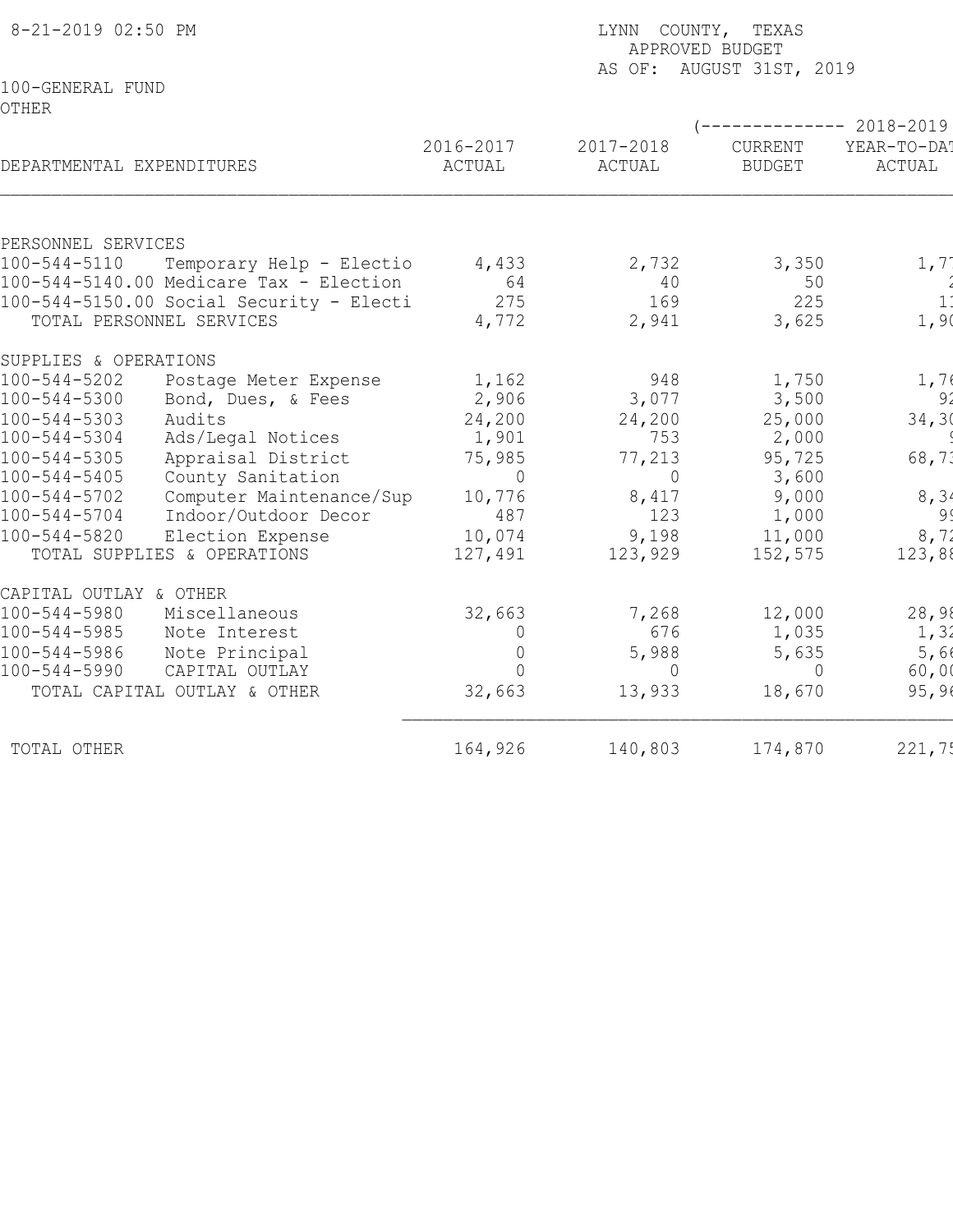8-21-2019 02:50 PM

LYNN COUNTY, TEXAS
APPROVED BUDGET
AS OF: AUGUST 31ST, 2019

100-GENERAL FUND
OTHER

| DEPARTMENTAL EXPENDITURES | 2016-2017 ACTUAL | 2017-2018 ACTUAL | (-------------- 2018-2019 CURRENT BUDGET | YEAR-TO-DAT ACTUAL |
|---|---|---|---|---|
| PERSONNEL SERVICES | | | | |
| 100-544-5110 Temporary Help - Electio | 4,433 | 2,732 | 3,350 | 1,7 |
| 100-544-5140.00 Medicare Tax - Election | 64 | 40 | 50 | 2 |
| 100-544-5150.00 Social Security - Electi | 275 | 169 | 225 | 1 |
| TOTAL PERSONNEL SERVICES | 4,772 | 2,941 | 3,625 | 1,9 |
| SUPPLIES & OPERATIONS | | | | |
| 100-544-5202 Postage Meter Expense | 1,162 | 948 | 1,750 | 1,7 |
| 100-544-5300 Bond, Dues, & Fees | 2,906 | 3,077 | 3,500 | 9 |
| 100-544-5303 Audits | 24,200 | 24,200 | 25,000 | 34,3 |
| 100-544-5304 Ads/Legal Notices | 1,901 | 753 | 2,000 | |
| 100-544-5305 Appraisal District | 75,985 | 77,213 | 95,725 | 68,7 |
| 100-544-5405 County Sanitation | 0 | 0 | 3,600 | |
| 100-544-5702 Computer Maintenance/Sup | 10,776 | 8,417 | 9,000 | 8,3 |
| 100-544-5704 Indoor/Outdoor Decor | 487 | 123 | 1,000 | 9 |
| 100-544-5820 Election Expense | 10,074 | 9,198 | 11,000 | 8,7 |
| TOTAL SUPPLIES & OPERATIONS | 127,491 | 123,929 | 152,575 | 123,8 |
| CAPITAL OUTLAY & OTHER | | | | |
| 100-544-5980 Miscellaneous | 32,663 | 7,268 | 12,000 | 28,9 |
| 100-544-5985 Note Interest | 0 | 676 | 1,035 | 1,3 |
| 100-544-5986 Note Principal | 0 | 5,988 | 5,635 | 5,6 |
| 100-544-5990 CAPITAL OUTLAY | 0 | 0 | 0 | 60,0 |
| TOTAL CAPITAL OUTLAY & OTHER | 32,663 | 13,933 | 18,670 | 95,9 |
| TOTAL OTHER | 164,926 | 140,803 | 174,870 | 221,7 |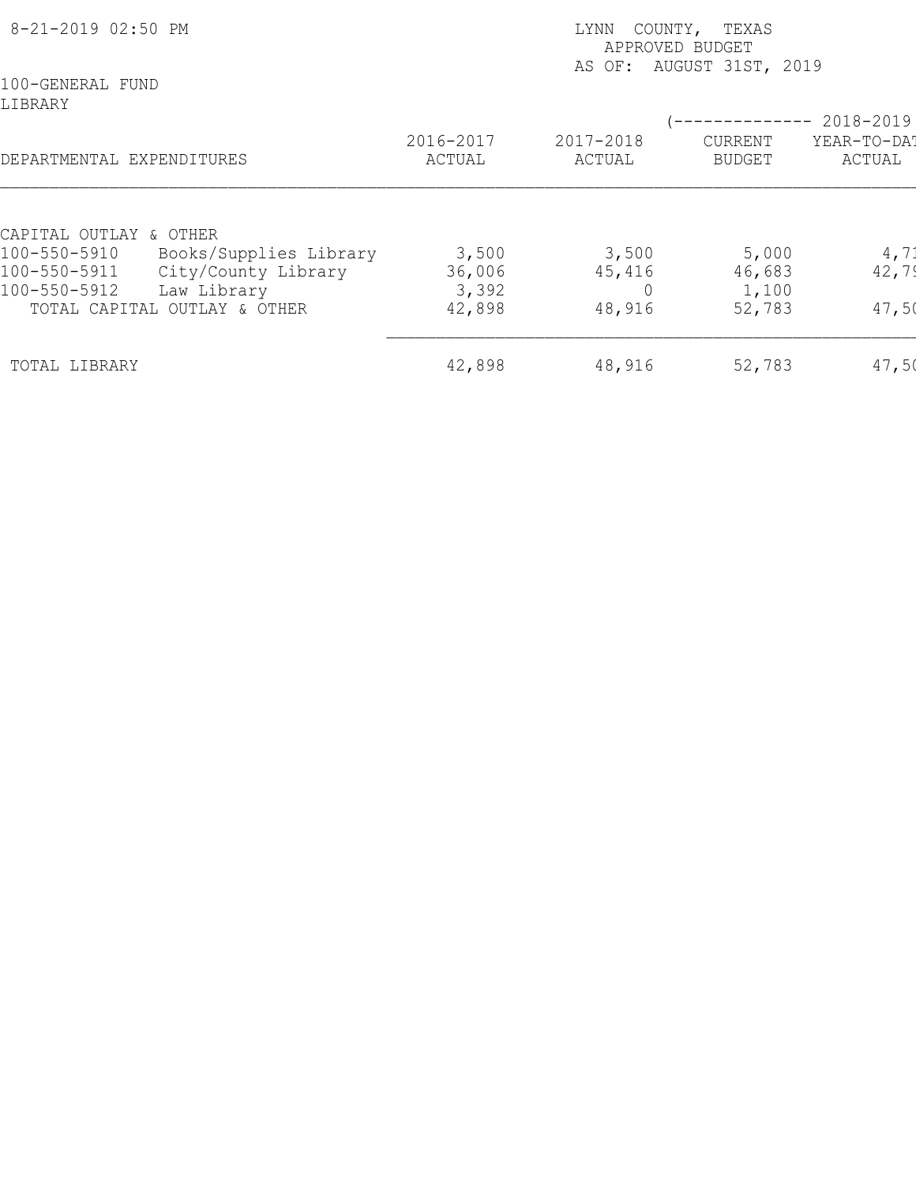8-21-2019 02:50 PM

LYNN COUNTY, TEXAS
APPROVED BUDGET
AS OF: AUGUST 31ST, 2019

100-GENERAL FUND
LIBRARY

| DEPARTMENTAL EXPENDITURES | | 2016-2017 ACTUAL | 2017-2018 ACTUAL | (-------------- 2018-2019 CURRENT BUDGET | YEAR-TO-DAT ACTUAL |
|---|---|---|---|---|---|
| CAPITAL OUTLAY & OTHER | | | | | |
| 100-550-5910 | Books/Supplies Library | 3,500 | 3,500 | 5,000 | 4,71 |
| 100-550-5911 | City/County Library | 36,006 | 45,416 | 46,683 | 42,79 |
| 100-550-5912 | Law Library | 3,392 | 0 | 1,100 | |
| TOTAL CAPITAL OUTLAY & OTHER | | 42,898 | 48,916 | 52,783 | 47,50 |
| TOTAL LIBRARY | | 42,898 | 48,916 | 52,783 | 47,50 |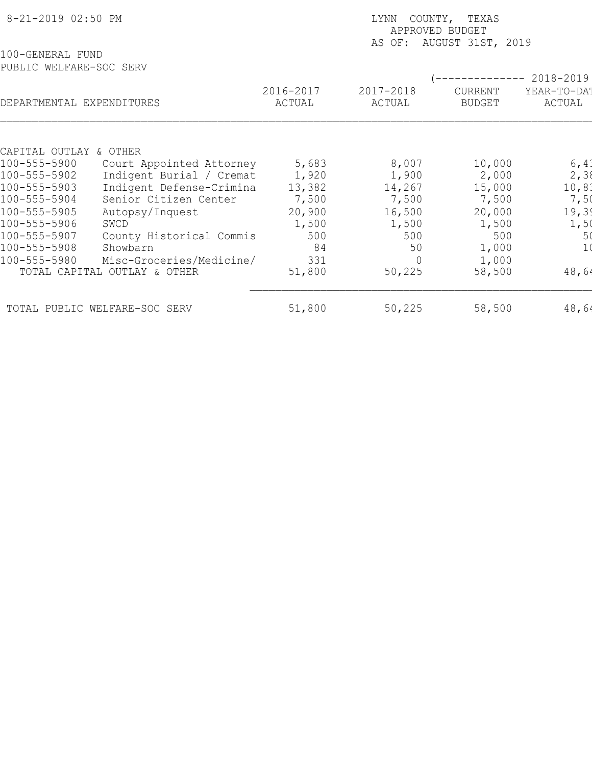8-21-2019 02:50 PM

LYNN COUNTY, TEXAS
APPROVED BUDGET
AS OF: AUGUST 31ST, 2019

100-GENERAL FUND
PUBLIC WELFARE-SOC SERV

| DEPARTMENTAL EXPENDITURES | | 2016-2017 ACTUAL | 2017-2018 ACTUAL | (-------------- 2018-2019 CURRENT BUDGET | YEAR-TO-DAT ACTUAL |
|---|---|---|---|---|---|
| CAPITAL OUTLAY & OTHER | | | | | |
| 100-555-5900 | Court Appointed Attorney | 5,683 | 8,007 | 10,000 | 6,43 |
| 100-555-5902 | Indigent Burial / Cremat | 1,920 | 1,900 | 2,000 | 2,38 |
| 100-555-5903 | Indigent Defense-Crimina | 13,382 | 14,267 | 15,000 | 10,83 |
| 100-555-5904 | Senior Citizen Center | 7,500 | 7,500 | 7,500 | 7,50 |
| 100-555-5905 | Autopsy/Inquest | 20,900 | 16,500 | 20,000 | 19,39 |
| 100-555-5906 | SWCD | 1,500 | 1,500 | 1,500 | 1,50 |
| 100-555-5907 | County Historical Commis | 500 | 500 | 500 | 50 |
| 100-555-5908 | Showbarn | 84 | 50 | 1,000 | 10 |
| 100-555-5980 | Misc-Groceries/Medicine/ | 331 | 0 | 1,000 | |
| TOTAL CAPITAL OUTLAY & OTHER | | 51,800 | 50,225 | 58,500 | 48,64 |
| TOTAL PUBLIC WELFARE-SOC SERV | | 51,800 | 50,225 | 58,500 | 48,64 |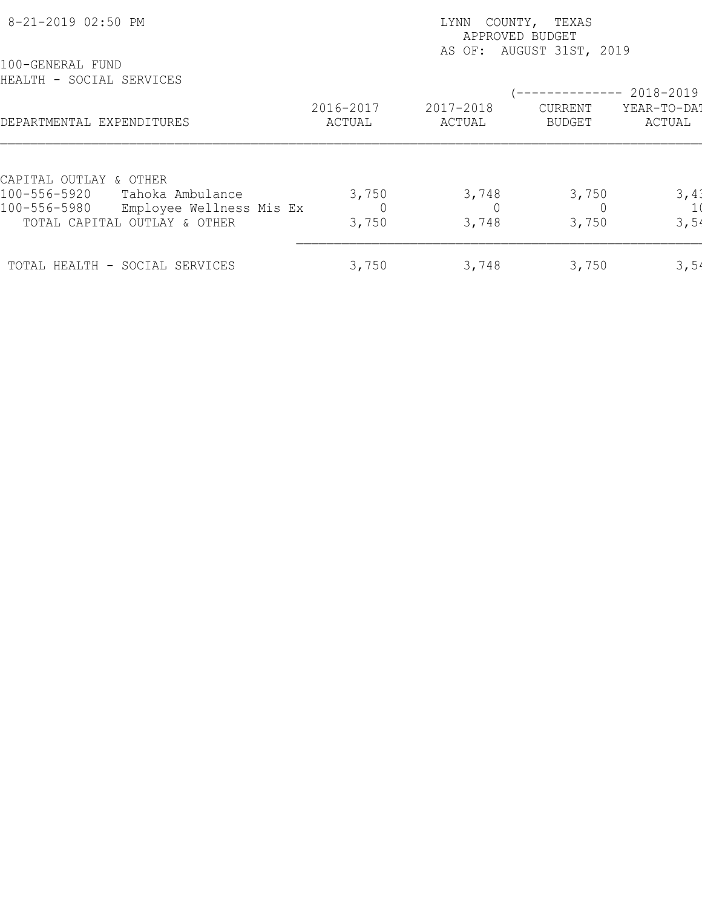8-21-2019 02:50 PM

LYNN COUNTY, TEXAS
APPROVED BUDGET
AS OF: AUGUST 31ST, 2019

100-GENERAL FUND
HEALTH - SOCIAL SERVICES

| DEPARTMENTAL EXPENDITURES | 2016-2017 ACTUAL | 2017-2018 ACTUAL | (-------------- 2018-2019 CURRENT BUDGET | YEAR-TO-DAT ACTUAL |
|---|---|---|---|---|
| CAPITAL OUTLAY & OTHER | | | | |
| 100-556-5920 Tahoka Ambulance | 3,750 | 3,748 | 3,750 | 3,43 |
| 100-556-5980 Employee Wellness Mis Ex | 0 | 0 | 0 | 1( |
| TOTAL CAPITAL OUTLAY & OTHER | 3,750 | 3,748 | 3,750 | 3,54 |
| TOTAL HEALTH - SOCIAL SERVICES | 3,750 | 3,748 | 3,750 | 3,54 |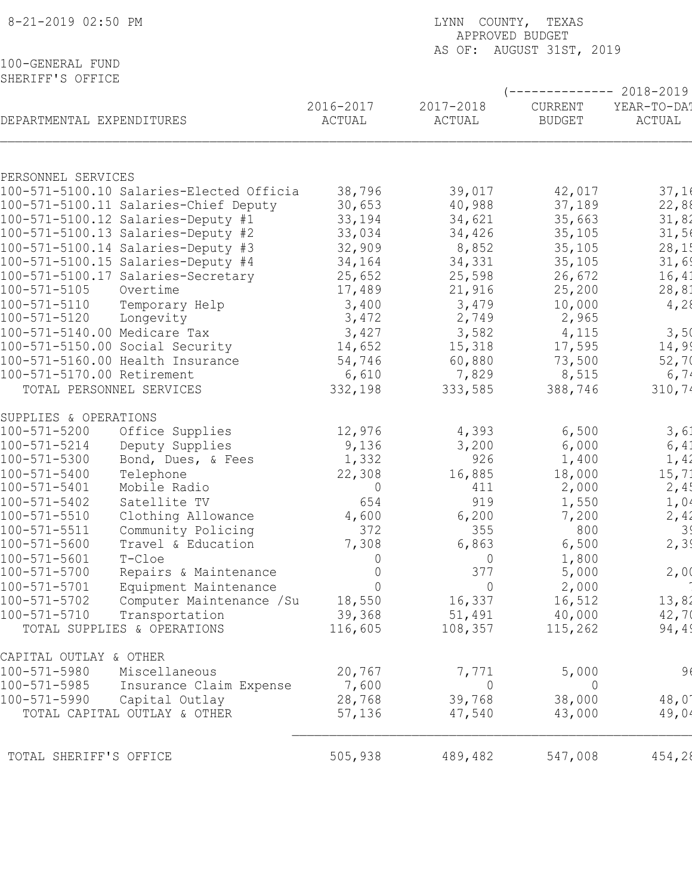8-21-2019 02:50 PM

LYNN COUNTY, TEXAS
APPROVED BUDGET
AS OF: AUGUST 31ST, 2019

100-GENERAL FUND
SHERIFF'S OFFICE

| DEPARTMENTAL EXPENDITURES | | 2016-2017 ACTUAL | 2017-2018 ACTUAL | (-------------- 2018-2019 CURRENT BUDGET | YEAR-TO-DAT ACTUAL |
|---|---|---|---|---|---|
| PERSONNEL SERVICES | | | | | |
| 100-571-5100.10 | Salaries-Elected Officia | 38,796 | 39,017 | 42,017 | 37,16 |
| 100-571-5100.11 | Salaries-Chief Deputy | 30,653 | 40,988 | 37,189 | 22,88 |
| 100-571-5100.12 | Salaries-Deputy #1 | 33,194 | 34,621 | 35,663 | 31,82 |
| 100-571-5100.13 | Salaries-Deputy #2 | 33,034 | 34,426 | 35,105 | 31,56 |
| 100-571-5100.14 | Salaries-Deputy #3 | 32,909 | 8,852 | 35,105 | 28,15 |
| 100-571-5100.15 | Salaries-Deputy #4 | 34,164 | 34,331 | 35,105 | 31,69 |
| 100-571-5100.17 | Salaries-Secretary | 25,652 | 25,598 | 26,672 | 16,41 |
| 100-571-5105 | Overtime | 17,489 | 21,916 | 25,200 | 28,81 |
| 100-571-5110 | Temporary Help | 3,400 | 3,479 | 10,000 | 4,28 |
| 100-571-5120 | Longevity | 3,472 | 2,749 | 2,965 | |
| 100-571-5140.00 | Medicare Tax | 3,427 | 3,582 | 4,115 | 3,50 |
| 100-571-5150.00 | Social Security | 14,652 | 15,318 | 17,595 | 14,99 |
| 100-571-5160.00 | Health Insurance | 54,746 | 60,880 | 73,500 | 52,70 |
| 100-571-5170.00 | Retirement | 6,610 | 7,829 | 8,515 | 6,74 |
| TOTAL PERSONNEL SERVICES | | 332,198 | 333,585 | 388,746 | 310,74 |
| SUPPLIES & OPERATIONS | | | | | |
| 100-571-5200 | Office Supplies | 12,976 | 4,393 | 6,500 | 3,61 |
| 100-571-5214 | Deputy Supplies | 9,136 | 3,200 | 6,000 | 6,41 |
| 100-571-5300 | Bond, Dues, & Fees | 1,332 | 926 | 1,400 | 1,42 |
| 100-571-5400 | Telephone | 22,308 | 16,885 | 18,000 | 15,71 |
| 100-571-5401 | Mobile Radio | 0 | 411 | 2,000 | 2,45 |
| 100-571-5402 | Satellite TV | 654 | 919 | 1,550 | 1,04 |
| 100-571-5510 | Clothing Allowance | 4,600 | 6,200 | 7,200 | 2,42 |
| 100-571-5511 | Community Policing | 372 | 355 | 800 | 39 |
| 100-571-5600 | Travel & Education | 7,308 | 6,863 | 6,500 | 2,39 |
| 100-571-5601 | T-Cloe | 0 | 0 | 1,800 | |
| 100-571-5700 | Repairs & Maintenance | 0 | 377 | 5,000 | 2,00 |
| 100-571-5701 | Equipment Maintenance | 0 | 0 | 2,000 | 7 |
| 100-571-5702 | Computer Maintenance /Su | 18,550 | 16,337 | 16,512 | 13,82 |
| 100-571-5710 | Transportation | 39,368 | 51,491 | 40,000 | 42,70 |
| TOTAL SUPPLIES & OPERATIONS | | 116,605 | 108,357 | 115,262 | 94,49 |
| CAPITAL OUTLAY & OTHER | | | | | |
| 100-571-5980 | Miscellaneous | 20,767 | 7,771 | 5,000 | 96 |
| 100-571-5985 | Insurance Claim Expense | 7,600 | 0 | 0 | |
| 100-571-5990 | Capital Outlay | 28,768 | 39,768 | 38,000 | 48,07 |
| TOTAL CAPITAL OUTLAY & OTHER | | 57,136 | 47,540 | 43,000 | 49,04 |
| TOTAL SHERIFF'S OFFICE | | 505,938 | 489,482 | 547,008 | 454,28 |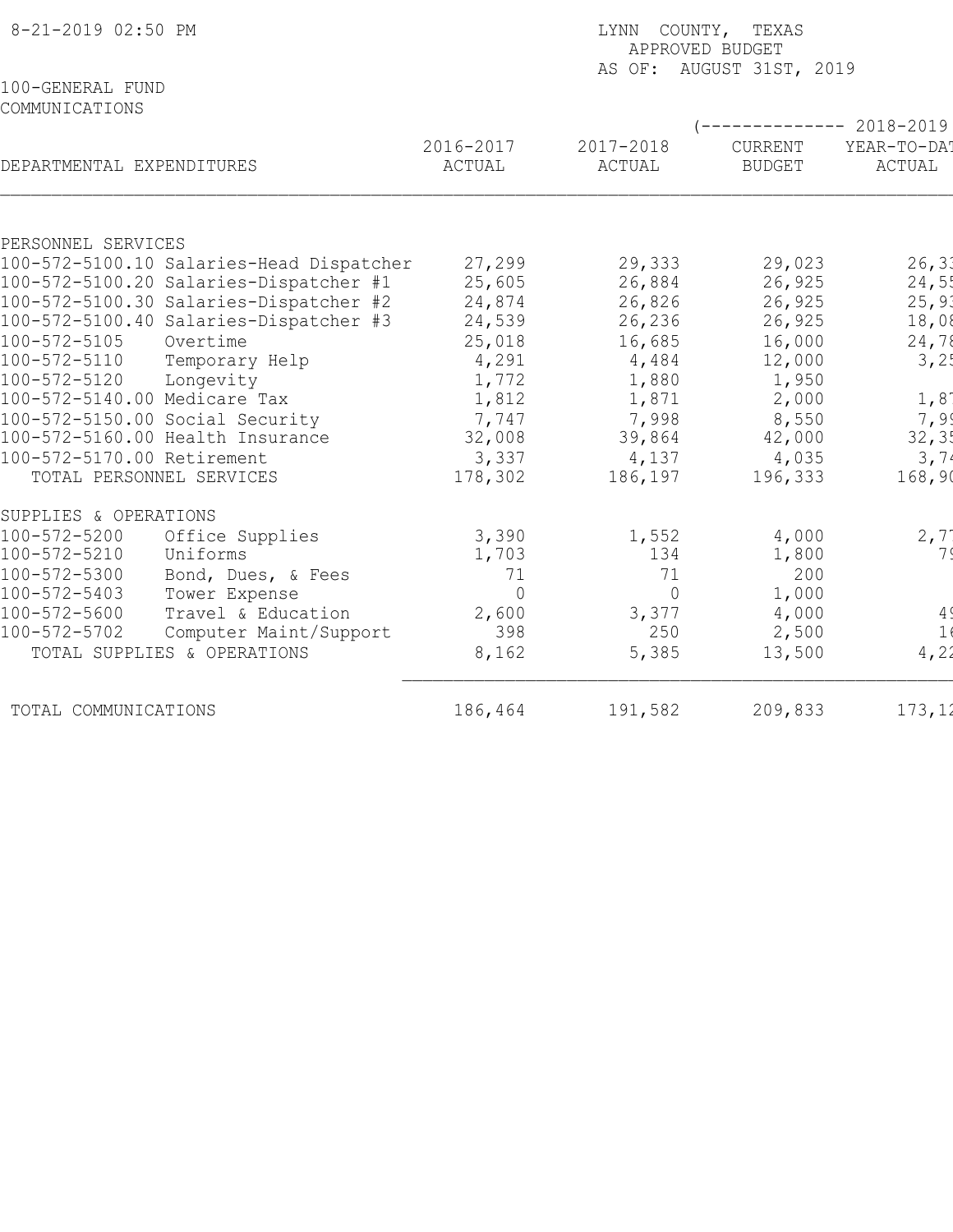8-21-2019 02:50 PM

LYNN COUNTY, TEXAS
APPROVED BUDGET
AS OF: AUGUST 31ST, 2019

100-GENERAL FUND
COMMUNICATIONS

| DEPARTMENTAL EXPENDITURES | 2016-2017 ACTUAL | 2017-2018 ACTUAL | (-------------- 2018-2019 CURRENT BUDGET | YEAR-TO-DAT ACTUAL |
|---|---|---|---|---|
| PERSONNEL SERVICES | | | | |
| 100-572-5100.10 Salaries-Head Dispatcher | 27,299 | 29,333 | 29,023 | 26,33 |
| 100-572-5100.20 Salaries-Dispatcher #1 | 25,605 | 26,884 | 26,925 | 24,55 |
| 100-572-5100.30 Salaries-Dispatcher #2 | 24,874 | 26,826 | 26,925 | 25,93 |
| 100-572-5100.40 Salaries-Dispatcher #3 | 24,539 | 26,236 | 26,925 | 18,08 |
| 100-572-5105 Overtime | 25,018 | 16,685 | 16,000 | 24,78 |
| 100-572-5110 Temporary Help | 4,291 | 4,484 | 12,000 | 3,25 |
| 100-572-5120 Longevity | 1,772 | 1,880 | 1,950 | |
| 100-572-5140.00 Medicare Tax | 1,812 | 1,871 | 2,000 | 1,87 |
| 100-572-5150.00 Social Security | 7,747 | 7,998 | 8,550 | 7,99 |
| 100-572-5160.00 Health Insurance | 32,008 | 39,864 | 42,000 | 32,35 |
| 100-572-5170.00 Retirement | 3,337 | 4,137 | 4,035 | 3,74 |
| TOTAL PERSONNEL SERVICES | 178,302 | 186,197 | 196,333 | 168,90 |
| SUPPLIES & OPERATIONS | | | | |
| 100-572-5200 Office Supplies | 3,390 | 1,552 | 4,000 | 2,77 |
| 100-572-5210 Uniforms | 1,703 | 134 | 1,800 | 79 |
| 100-572-5300 Bond, Dues, & Fees | 71 | 71 | 200 | |
| 100-572-5403 Tower Expense | 0 | 0 | 1,000 | |
| 100-572-5600 Travel & Education | 2,600 | 3,377 | 4,000 | 49 |
| 100-572-5702 Computer Maint/Support | 398 | 250 | 2,500 | 16 |
| TOTAL SUPPLIES & OPERATIONS | 8,162 | 5,385 | 13,500 | 4,22 |
| TOTAL COMMUNICATIONS | 186,464 | 191,582 | 209,833 | 173,12 |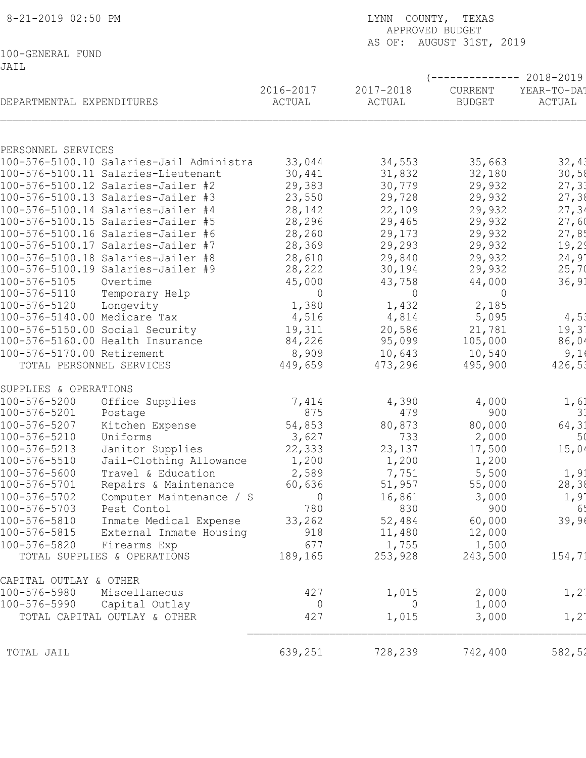8-21-2019 02:50 PM

LYNN COUNTY, TEXAS
APPROVED BUDGET
AS OF: AUGUST 31ST, 2019

100-GENERAL FUND
JAIL

| DEPARTMENTAL EXPENDITURES | | 2016-2017 ACTUAL | 2017-2018 ACTUAL | (-------------- 2018-2019 CURRENT BUDGET | YEAR-TO-DAT ACTUAL |
|---|---|---|---|---|---|
| PERSONNEL SERVICES | | | | | |
| 100-576-5100.10 | Salaries-Jail Administra | 33,044 | 34,553 | 35,663 | 32,43 |
| 100-576-5100.11 | Salaries-Lieutenant | 30,441 | 31,832 | 32,180 | 30,58 |
| 100-576-5100.12 | Salaries-Jailer #2 | 29,383 | 30,779 | 29,932 | 27,33 |
| 100-576-5100.13 | Salaries-Jailer #3 | 23,550 | 29,728 | 29,932 | 27,38 |
| 100-576-5100.14 | Salaries-Jailer #4 | 28,142 | 22,109 | 29,932 | 27,34 |
| 100-576-5100.15 | Salaries-Jailer #5 | 28,296 | 29,465 | 29,932 | 27,60 |
| 100-576-5100.16 | Salaries-Jailer #6 | 28,260 | 29,173 | 29,932 | 27,85 |
| 100-576-5100.17 | Salaries-Jailer #7 | 28,369 | 29,293 | 29,932 | 19,29 |
| 100-576-5100.18 | Salaries-Jailer #8 | 28,610 | 29,840 | 29,932 | 24,97 |
| 100-576-5100.19 | Salaries-Jailer #9 | 28,222 | 30,194 | 29,932 | 25,70 |
| 100-576-5105 | Overtime | 45,000 | 43,758 | 44,000 | 36,91 |
| 100-576-5110 | Temporary Help | 0 | 0 | 0 | |
| 100-576-5120 | Longevity | 1,380 | 1,432 | 2,185 | |
| 100-576-5140.00 | Medicare Tax | 4,516 | 4,814 | 5,095 | 4,53 |
| 100-576-5150.00 | Social Security | 19,311 | 20,586 | 21,781 | 19,37 |
| 100-576-5160.00 | Health Insurance | 84,226 | 95,099 | 105,000 | 86,04 |
| 100-576-5170.00 | Retirement | 8,909 | 10,643 | 10,540 | 9,16 |
| TOTAL PERSONNEL SERVICES | | 449,659 | 473,296 | 495,900 | 426,53 |
| SUPPLIES & OPERATIONS | | | | | |
| 100-576-5200 | Office Supplies | 7,414 | 4,390 | 4,000 | 1,61 |
| 100-576-5201 | Postage | 875 | 479 | 900 | 33 |
| 100-576-5207 | Kitchen Expense | 54,853 | 80,873 | 80,000 | 64,31 |
| 100-576-5210 | Uniforms | 3,627 | 733 | 2,000 | 50 |
| 100-576-5213 | Janitor Supplies | 22,333 | 23,137 | 17,500 | 15,04 |
| 100-576-5510 | Jail-Clothing Allowance | 1,200 | 1,200 | 1,200 | |
| 100-576-5600 | Travel & Education | 2,589 | 7,751 | 5,500 | 1,91 |
| 100-576-5701 | Repairs & Maintenance | 60,636 | 51,957 | 55,000 | 28,38 |
| 100-576-5702 | Computer Maintenance / S | 0 | 16,861 | 3,000 | 1,97 |
| 100-576-5703 | Pest Contol | 780 | 830 | 900 | 65 |
| 100-576-5810 | Inmate Medical Expense | 33,262 | 52,484 | 60,000 | 39,96 |
| 100-576-5815 | External Inmate Housing | 918 | 11,480 | 12,000 | |
| 100-576-5820 | Firearms Exp | 677 | 1,755 | 1,500 | |
| TOTAL SUPPLIES & OPERATIONS | | 189,165 | 253,928 | 243,500 | 154,71 |
| CAPITAL OUTLAY & OTHER | | | | | |
| 100-576-5980 | Miscellaneous | 427 | 1,015 | 2,000 | 1,27 |
| 100-576-5990 | Capital Outlay | 0 | 0 | 1,000 | |
| TOTAL CAPITAL OUTLAY & OTHER | | 427 | 1,015 | 3,000 | 1,27 |
| TOTAL JAIL | | 639,251 | 728,239 | 742,400 | 582,52 |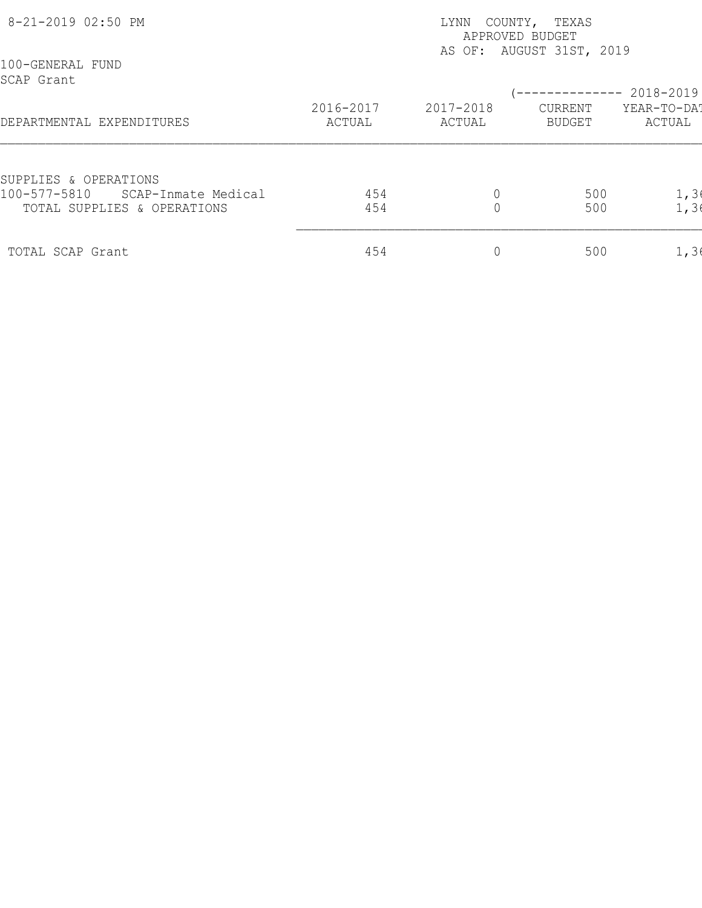8-21-2019 02:50 PM

LYNN COUNTY, TEXAS
APPROVED BUDGET
AS OF: AUGUST 31ST, 2019

100-GENERAL FUND
SCAP Grant

| DEPARTMENTAL EXPENDITURES | 2016-2017 ACTUAL | 2017-2018 ACTUAL | (-------------- 2018-2019 CURRENT BUDGET | YEAR-TO-DAT ACTUAL |
|---|---|---|---|---|
| SUPPLIES & OPERATIONS | | | | |
| 100-577-5810 SCAP-Inmate Medical | 454 | 0 | 500 | 1,36 |
| TOTAL SUPPLIES & OPERATIONS | 454 | 0 | 500 | 1,36 |
| TOTAL SCAP Grant | 454 | 0 | 500 | 1,36 |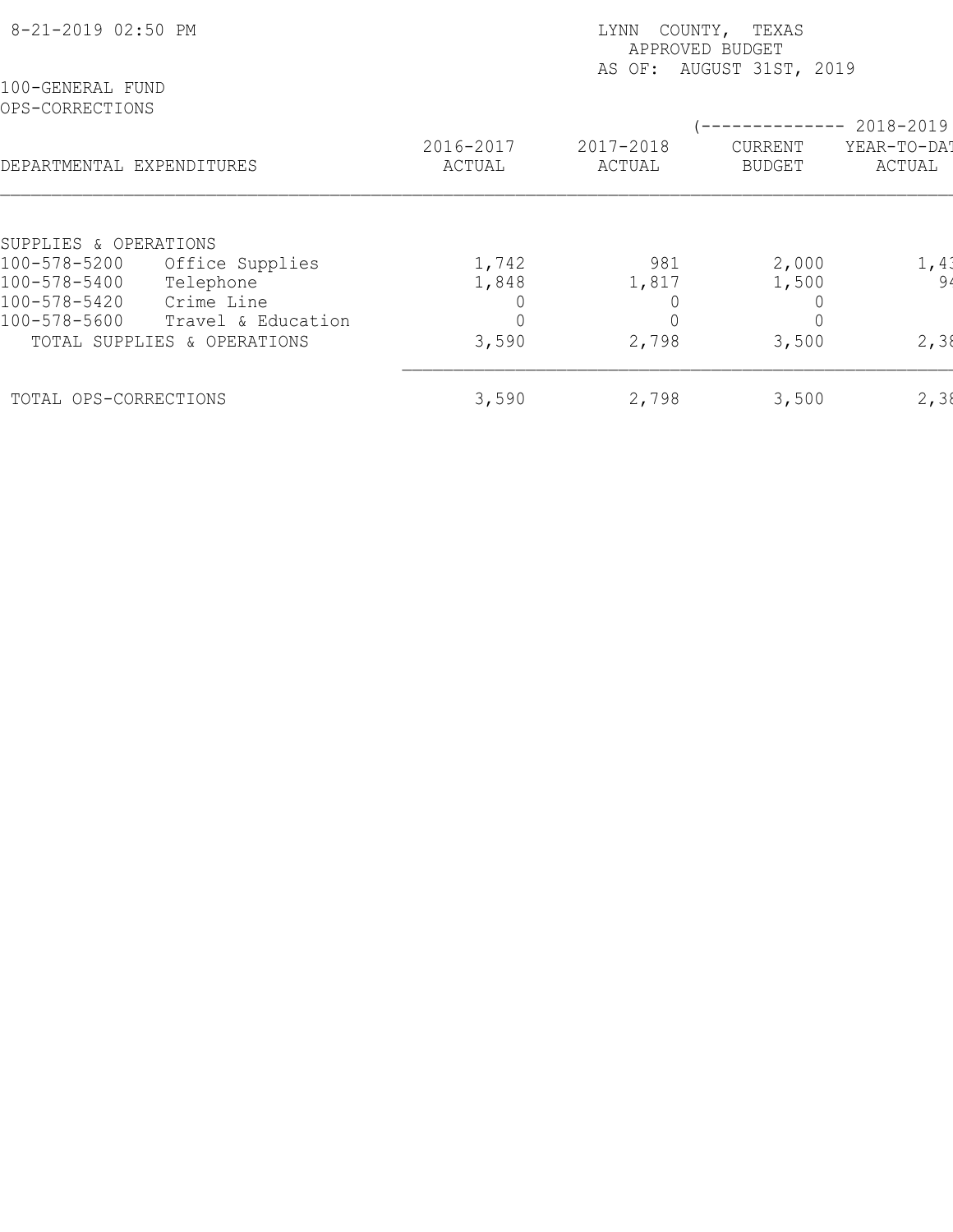8-21-2019 02:50 PM

LYNN COUNTY, TEXAS
APPROVED BUDGET
AS OF: AUGUST 31ST, 2019

100-GENERAL FUND
OPS-CORRECTIONS

| DEPARTMENTAL EXPENDITURES | | 2016-2017 ACTUAL | 2017-2018 ACTUAL | (-------------- 2018-2019 CURRENT BUDGET | YEAR-TO-DAT ACTUAL |
|---|---|---|---|---|---|
| SUPPLIES & OPERATIONS | | | | | |
| 100-578-5200 | Office Supplies | 1,742 | 981 | 2,000 | 1,43 |
| 100-578-5400 | Telephone | 1,848 | 1,817 | 1,500 | 94 |
| 100-578-5420 | Crime Line | 0 | 0 | 0 | |
| 100-578-5600 | Travel & Education | 0 | 0 | 0 | |
| TOTAL SUPPLIES & OPERATIONS | | 3,590 | 2,798 | 3,500 | 2,38 |
| TOTAL OPS-CORRECTIONS | | 3,590 | 2,798 | 3,500 | 2,38 |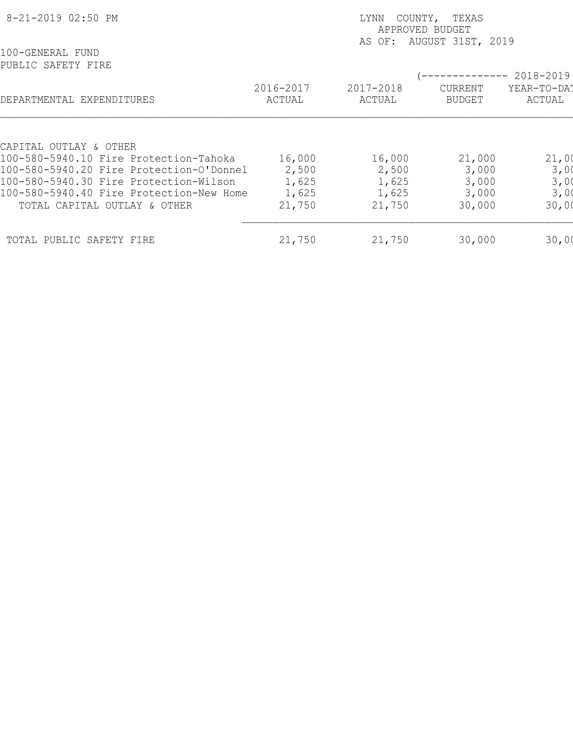8-21-2019 02:50 PM

LYNN COUNTY, TEXAS
APPROVED BUDGET
AS OF: AUGUST 31ST, 2019

100-GENERAL FUND
PUBLIC SAFETY FIRE

| DEPARTMENTAL EXPENDITURES | 2016-2017 ACTUAL | 2017-2018 ACTUAL | (-------------- 2018-2019 CURRENT BUDGET | YEAR-TO-DAT ACTUAL |
|---|---|---|---|---|
| CAPITAL OUTLAY & OTHER | | | | |
| 100-580-5940.10 Fire Protection-Tahoka | 16,000 | 16,000 | 21,000 | 21,00 |
| 100-580-5940.20 Fire Protection-O'Donnel | 2,500 | 2,500 | 3,000 | 3,00 |
| 100-580-5940.30 Fire Protection-Wilson | 1,625 | 1,625 | 3,000 | 3,00 |
| 100-580-5940.40 Fire Protection-New Home | 1,625 | 1,625 | 3,000 | 3,00 |
| TOTAL CAPITAL OUTLAY & OTHER | 21,750 | 21,750 | 30,000 | 30,00 |
| TOTAL PUBLIC SAFETY FIRE | 21,750 | 21,750 | 30,000 | 30,00 |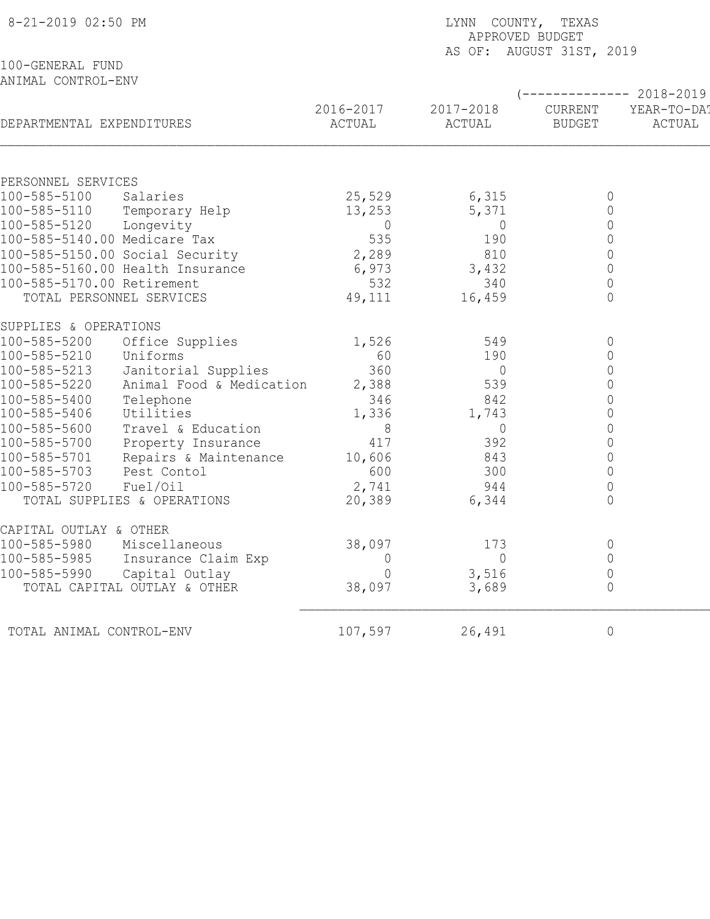8-21-2019 02:50 PM

LYNN COUNTY, TEXAS
APPROVED BUDGET
AS OF: AUGUST 31ST, 2019

100-GENERAL FUND
ANIMAL CONTROL-ENV

| DEPARTMENTAL EXPENDITURES | 2016-2017 ACTUAL | 2017-2018 ACTUAL | (-------------- 2018-2019 CURRENT BUDGET | YEAR-TO-DAT ACTUAL |
|---|---|---|---|---|
| PERSONNEL SERVICES | | | | |
| 100-585-5100 Salaries | 25,529 | 6,315 | 0 | |
| 100-585-5110 Temporary Help | 13,253 | 5,371 | 0 | |
| 100-585-5120 Longevity | 0 | 0 | 0 | |
| 100-585-5140.00 Medicare Tax | 535 | 190 | 0 | |
| 100-585-5150.00 Social Security | 2,289 | 810 | 0 | |
| 100-585-5160.00 Health Insurance | 6,973 | 3,432 | 0 | |
| 100-585-5170.00 Retirement | 532 | 340 | 0 | |
| TOTAL PERSONNEL SERVICES | 49,111 | 16,459 | 0 | |
| SUPPLIES & OPERATIONS | | | | |
| 100-585-5200 Office Supplies | 1,526 | 549 | 0 | |
| 100-585-5210 Uniforms | 60 | 190 | 0 | |
| 100-585-5213 Janitorial Supplies | 360 | 0 | 0 | |
| 100-585-5220 Animal Food & Medication | 2,388 | 539 | 0 | |
| 100-585-5400 Telephone | 346 | 842 | 0 | |
| 100-585-5406 Utilities | 1,336 | 1,743 | 0 | |
| 100-585-5600 Travel & Education | 8 | 0 | 0 | |
| 100-585-5700 Property Insurance | 417 | 392 | 0 | |
| 100-585-5701 Repairs & Maintenance | 10,606 | 843 | 0 | |
| 100-585-5703 Pest Contol | 600 | 300 | 0 | |
| 100-585-5720 Fuel/Oil | 2,741 | 944 | 0 | |
| TOTAL SUPPLIES & OPERATIONS | 20,389 | 6,344 | 0 | |
| CAPITAL OUTLAY & OTHER | | | | |
| 100-585-5980 Miscellaneous | 38,097 | 173 | 0 | |
| 100-585-5985 Insurance Claim Exp | 0 | 0 | 0 | |
| 100-585-5990 Capital Outlay | 0 | 3,516 | 0 | |
| TOTAL CAPITAL OUTLAY & OTHER | 38,097 | 3,689 | 0 | |
| TOTAL ANIMAL CONTROL-ENV | 107,597 | 26,491 | 0 | |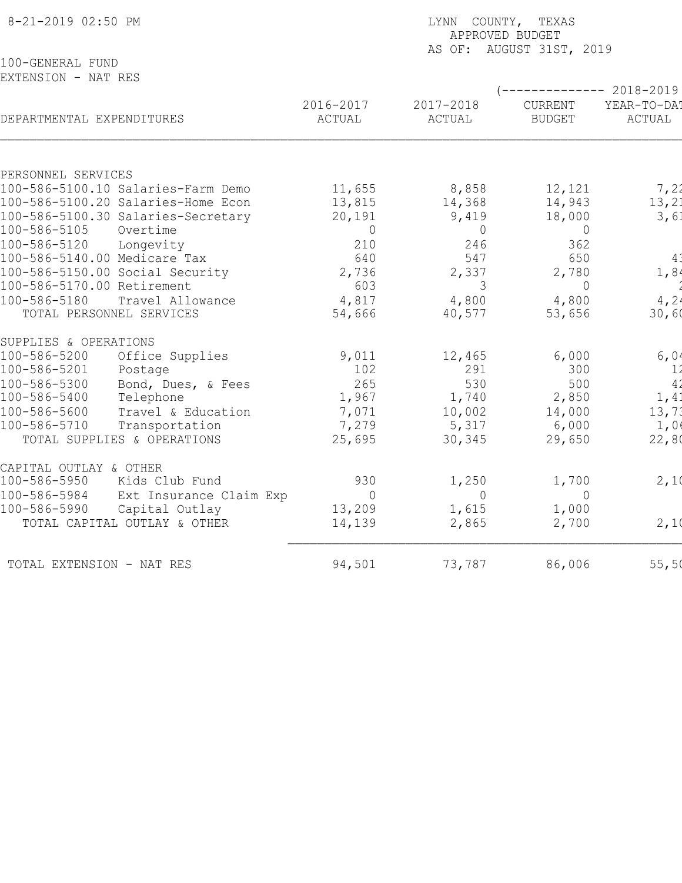8-21-2019 02:50 PM

LYNN COUNTY, TEXAS
APPROVED BUDGET
AS OF: AUGUST 31ST, 2019

100-GENERAL FUND
EXTENSION - NAT RES

| DEPARTMENTAL EXPENDITURES | 2016-2017 ACTUAL | 2017-2018 ACTUAL | (-------------- 2018-2019 CURRENT BUDGET | YEAR-TO-DAT ACTUAL |
|---|---|---|---|---|
| PERSONNEL SERVICES | | | | |
| 100-586-5100.10 Salaries-Farm Demo | 11,655 | 8,858 | 12,121 | 7,22 |
| 100-586-5100.20 Salaries-Home Econ | 13,815 | 14,368 | 14,943 | 13,21 |
| 100-586-5100.30 Salaries-Secretary | 20,191 | 9,419 | 18,000 | 3,61 |
| 100-586-5105 Overtime | 0 | 0 | 0 | |
| 100-586-5120 Longevity | 210 | 246 | 362 | |
| 100-586-5140.00 Medicare Tax | 640 | 547 | 650 | 43 |
| 100-586-5150.00 Social Security | 2,736 | 2,337 | 2,780 | 1,84 |
| 100-586-5170.00 Retirement | 603 | 3 | 0 | 2 |
| 100-586-5180 Travel Allowance | 4,817 | 4,800 | 4,800 | 4,24 |
| TOTAL PERSONNEL SERVICES | 54,666 | 40,577 | 53,656 | 30,60 |
| SUPPLIES & OPERATIONS | | | | |
| 100-586-5200 Office Supplies | 9,011 | 12,465 | 6,000 | 6,04 |
| 100-586-5201 Postage | 102 | 291 | 300 | 12 |
| 100-586-5300 Bond, Dues, & Fees | 265 | 530 | 500 | 42 |
| 100-586-5400 Telephone | 1,967 | 1,740 | 2,850 | 1,41 |
| 100-586-5600 Travel & Education | 7,071 | 10,002 | 14,000 | 13,73 |
| 100-586-5710 Transportation | 7,279 | 5,317 | 6,000 | 1,06 |
| TOTAL SUPPLIES & OPERATIONS | 25,695 | 30,345 | 29,650 | 22,80 |
| CAPITAL OUTLAY & OTHER | | | | |
| 100-586-5950 Kids Club Fund | 930 | 1,250 | 1,700 | 2,10 |
| 100-586-5984 Ext Insurance Claim Exp | 0 | 0 | 0 | |
| 100-586-5990 Capital Outlay | 13,209 | 1,615 | 1,000 | |
| TOTAL CAPITAL OUTLAY & OTHER | 14,139 | 2,865 | 2,700 | 2,10 |
| TOTAL EXTENSION - NAT RES | 94,501 | 73,787 | 86,006 | 55,50 |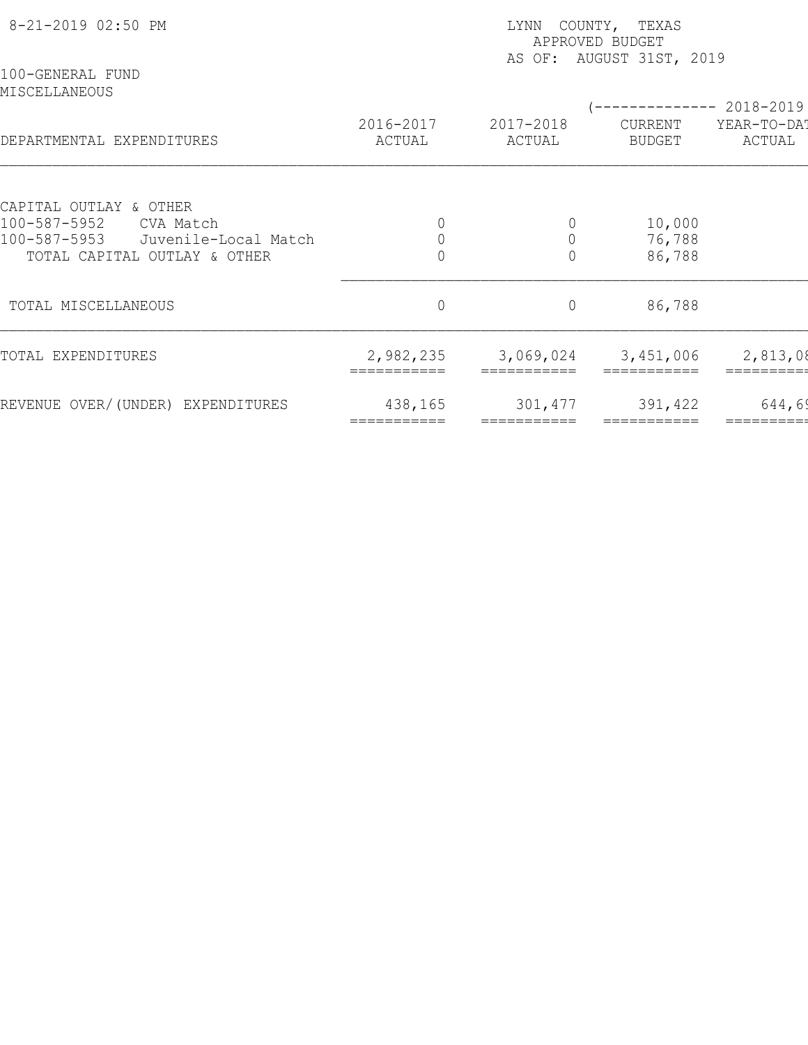8-21-2019 02:50 PM

LYNN COUNTY, TEXAS
APPROVED BUDGET
AS OF: AUGUST 31ST, 2019

100-GENERAL FUND
MISCELLANEOUS

| DEPARTMENTAL EXPENDITURES | 2016-2017 ACTUAL | 2017-2018 ACTUAL | (-------------- 2018-2019 CURRENT BUDGET | YEAR-TO-DAT ACTUAL |
|---|---|---|---|---|
| CAPITAL OUTLAY & OTHER | | | | |
| 100-587-5952 CVA Match | 0 | 0 | 10,000 | |
| 100-587-5953 Juvenile-Local Match | 0 | 0 | 76,788 | |
| TOTAL CAPITAL OUTLAY & OTHER | 0 | 0 | 86,788 | |
| TOTAL MISCELLANEOUS | 0 | 0 | 86,788 | |
| TOTAL EXPENDITURES | 2,982,235 | 3,069,024 | 3,451,006 | 2,813,08 |
| REVENUE OVER/(UNDER) EXPENDITURES | 438,165 | 301,477 | 391,422 | 644,69 |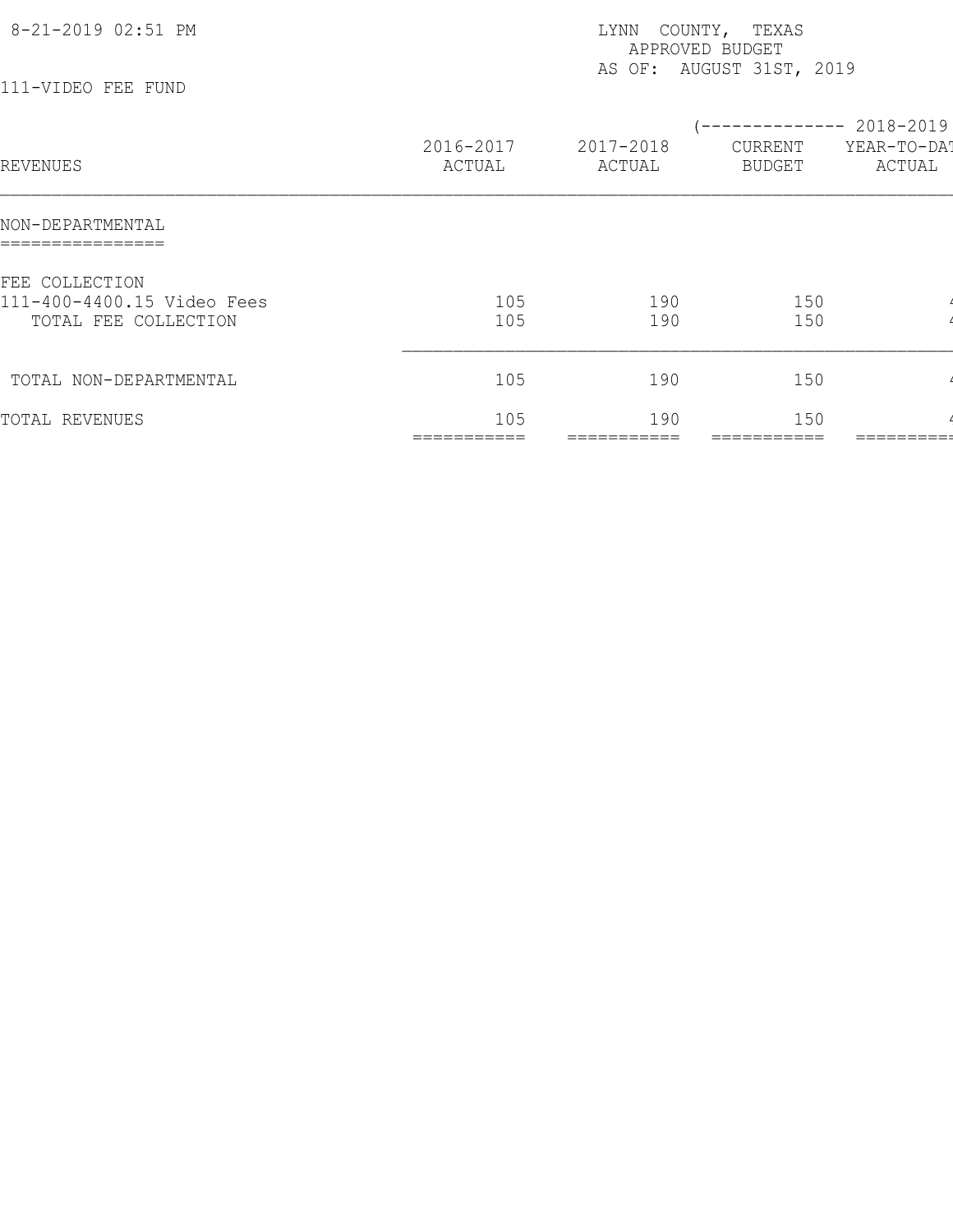8-21-2019 02:51 PM

LYNN COUNTY, TEXAS
APPROVED BUDGET
AS OF: AUGUST 31ST, 2019

111-VIDEO FEE FUND

| REVENUES | 2016-2017 ACTUAL | 2017-2018 ACTUAL | (-------------- 2018-2019 CURRENT BUDGET | YEAR-TO-DAT ACTUAL |
|---|---|---|---|---|
| NON-DEPARTMENTAL | | | | |
| FEE COLLECTION | | | | |
| 111-400-4400.15 Video Fees | 105 | 190 | 150 | 4 |
| TOTAL FEE COLLECTION | 105 | 190 | 150 | 4 |
| TOTAL NON-DEPARTMENTAL | 105 | 190 | 150 | 4 |
| TOTAL REVENUES | 105 | 190 | 150 | 4 |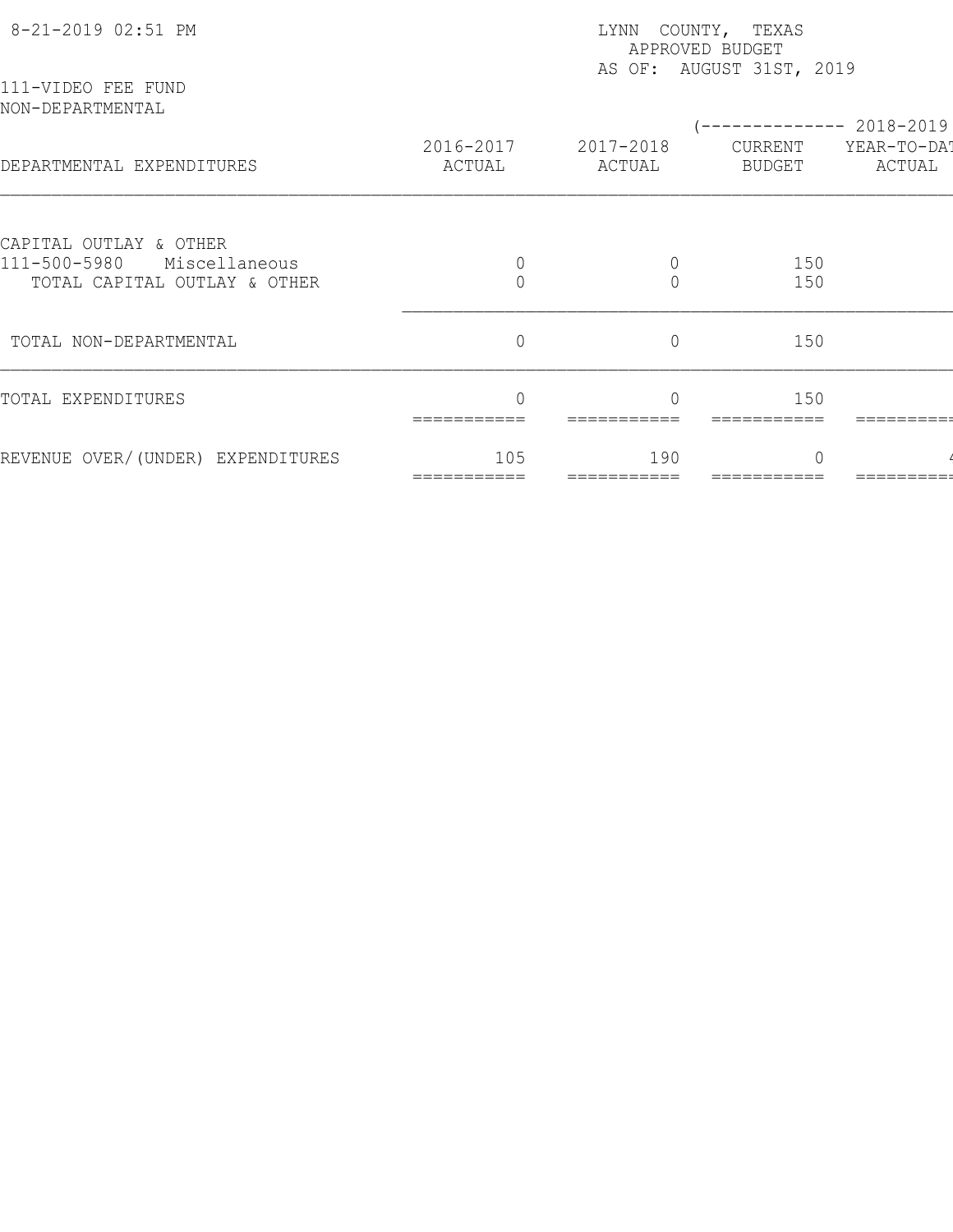LYNN COUNTY, TEXAS
APPROVED BUDGET
AS OF: AUGUST 31ST, 2019

8-21-2019 02:51 PM

111-VIDEO FEE FUND
NON-DEPARTMENTAL

| DEPARTMENTAL EXPENDITURES | 2016-2017 ACTUAL | 2017-2018 ACTUAL | (-------------- 2018-2019 CURRENT BUDGET | YEAR-TO-DAT ACTUAL |
|---|---|---|---|---|
| CAPITAL OUTLAY & OTHER | | | | |
| 111-500-5980 Miscellaneous | 0 | 0 | 150 | |
| TOTAL CAPITAL OUTLAY & OTHER | 0 | 0 | 150 | |
| TOTAL NON-DEPARTMENTAL | 0 | 0 | 150 | |
| TOTAL EXPENDITURES | 0 | 0 | 150 | |
| REVENUE OVER/(UNDER) EXPENDITURES | 105 | 190 | 0 | 4 |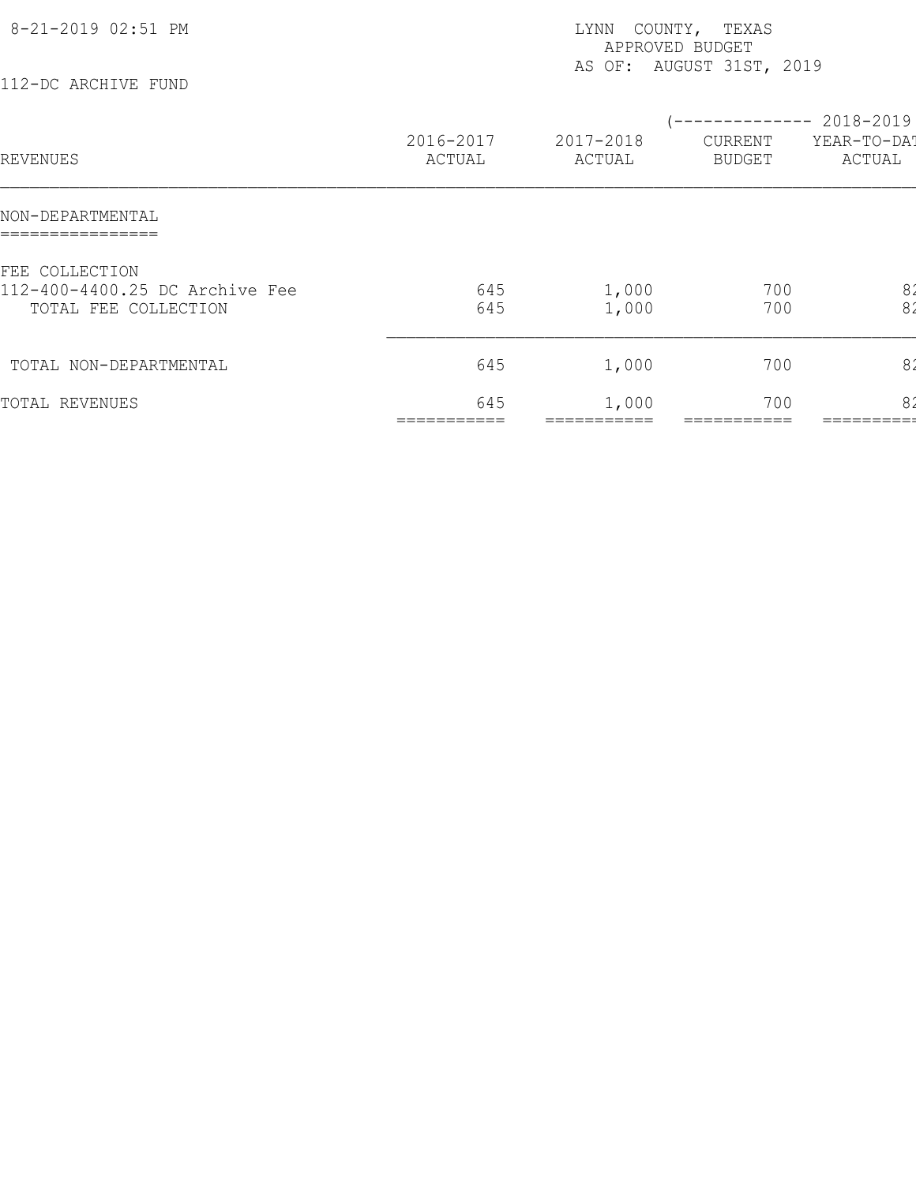LYNN COUNTY, TEXAS
APPROVED BUDGET
AS OF: AUGUST 31ST, 2019

112-DC ARCHIVE FUND

| REVENUES | 2016-2017 ACTUAL | 2017-2018 ACTUAL | (-------------- 2018-2019 CURRENT BUDGET | YEAR-TO-DAT ACTUAL |
|---|---|---|---|---|
| **NON-DEPARTMENTAL** | | | | |
| FEE COLLECTION | | | | |
| 112-400-4400.25 DC Archive Fee | 645 | 1,000 | 700 | 82 |
| TOTAL FEE COLLECTION | 645 | 1,000 | 700 | 82 |
| TOTAL NON-DEPARTMENTAL | 645 | 1,000 | 700 | 82 |
| TOTAL REVENUES | 645 | 1,000 | 700 | 82 |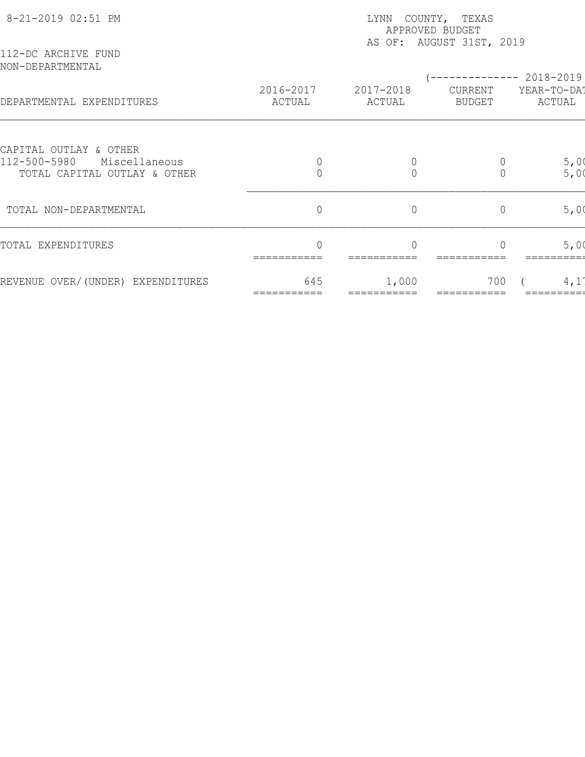8-21-2019 02:51 PM

LYNN COUNTY, TEXAS
APPROVED BUDGET
AS OF: AUGUST 31ST, 2019

112-DC ARCHIVE FUND
NON-DEPARTMENTAL

| DEPARTMENTAL EXPENDITURES | 2016-2017 ACTUAL | 2017-2018 ACTUAL | (-------------- 2018-2019 CURRENT BUDGET | YEAR-TO-DAT ACTUAL |
|---|---|---|---|---|
| CAPITAL OUTLAY & OTHER | | | | |
| 112-500-5980 Miscellaneous | 0 | 0 | 0 | 5,00 |
| TOTAL CAPITAL OUTLAY & OTHER | 0 | 0 | 0 | 5,00 |
| TOTAL NON-DEPARTMENTAL | 0 | 0 | 0 | 5,00 |
| TOTAL EXPENDITURES | 0 | 0 | 0 | 5,00 |
| REVENUE OVER/(UNDER) EXPENDITURES | 645 | 1,000 | 700 | ( 4,1 |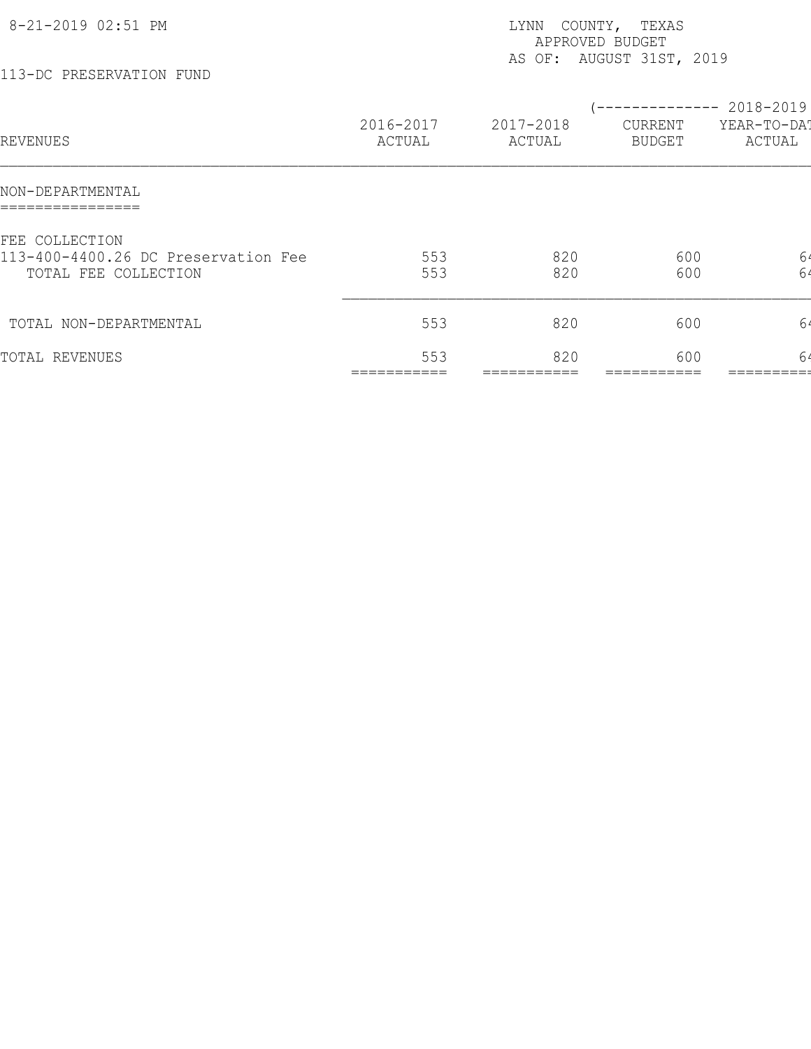8-21-2019 02:51 PM

LYNN COUNTY, TEXAS
APPROVED BUDGET
AS OF: AUGUST 31ST, 2019

113-DC PRESERVATION FUND

| REVENUES | 2016-2017 ACTUAL | 2017-2018 ACTUAL | (-------------- 2018-2019 CURRENT BUDGET | YEAR-TO-DAT ACTUAL |
|---|---|---|---|---|
| **NON-DEPARTMENTAL** | | | | |
| FEE COLLECTION | | | | |
| 113-400-4400.26 DC Preservation Fee | 553 | 820 | 600 | 64 |
| TOTAL FEE COLLECTION | 553 | 820 | 600 | 64 |
| TOTAL NON-DEPARTMENTAL | 553 | 820 | 600 | 64 |
| TOTAL REVENUES | 553 | 820 | 600 | 64 |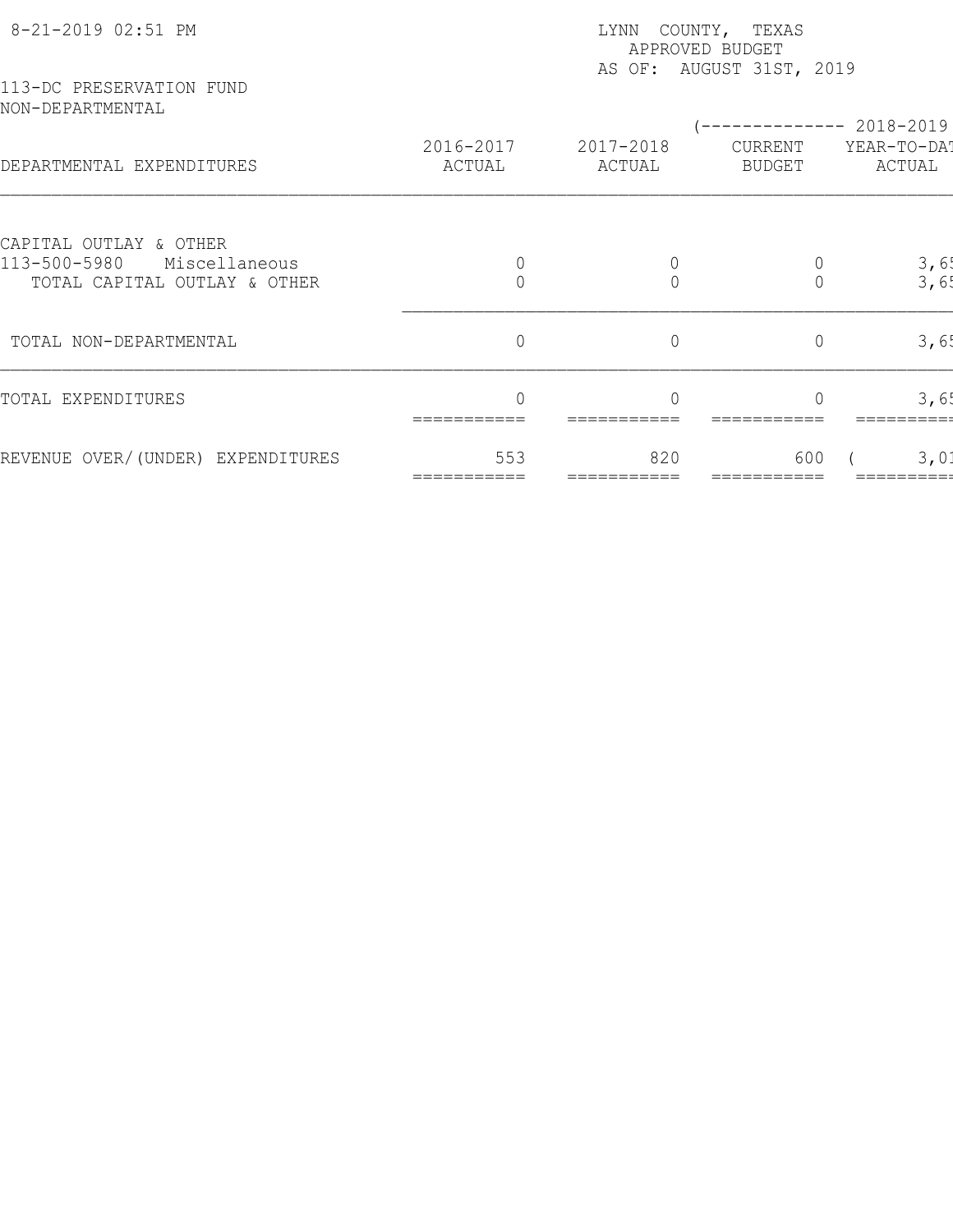8-21-2019 02:51 PM

LYNN COUNTY, TEXAS
APPROVED BUDGET
AS OF: AUGUST 31ST, 2019

113-DC PRESERVATION FUND
NON-DEPARTMENTAL

| DEPARTMENTAL EXPENDITURES | 2016-2017 ACTUAL | 2017-2018 ACTUAL | (-------------- 2018-2019 CURRENT BUDGET | YEAR-TO-DAT ACTUAL |
|---|---|---|---|---|
| CAPITAL OUTLAY & OTHER | | | | |
| 113-500-5980 Miscellaneous | 0 | 0 | 0 | 3,65 |
| TOTAL CAPITAL OUTLAY & OTHER | 0 | 0 | 0 | 3,65 |
| TOTAL NON-DEPARTMENTAL | 0 | 0 | 0 | 3,65 |
| TOTAL EXPENDITURES | 0 | 0 | 0 | 3,65 |
| REVENUE OVER/(UNDER) EXPENDITURES | 553 | 820 | 600 | ( 3,01 |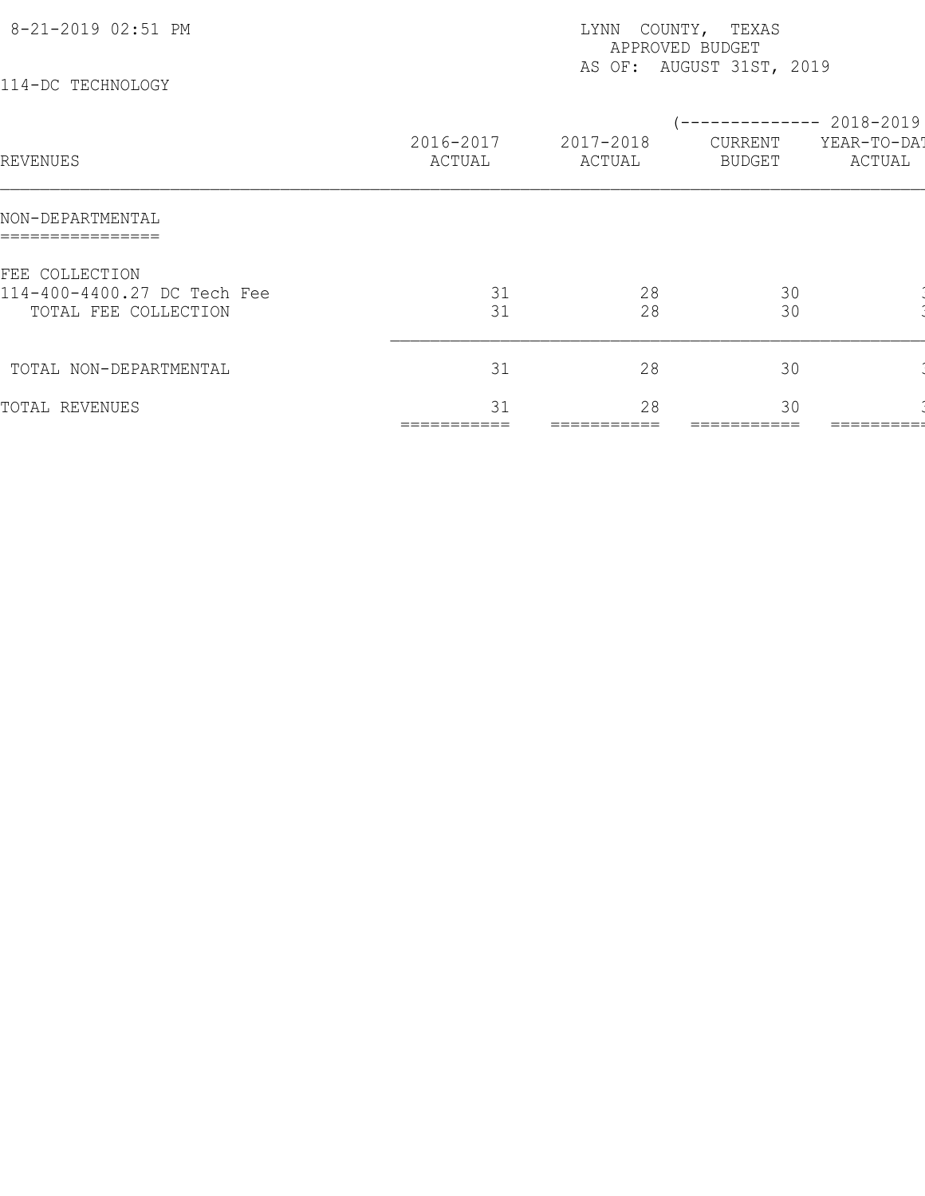8-21-2019 02:51 PM

LYNN COUNTY, TEXAS
APPROVED BUDGET
AS OF: AUGUST 31ST, 2019

114-DC TECHNOLOGY

| REVENUES | 2016-2017 ACTUAL | 2017-2018 ACTUAL | (-------------- 2018-2019 CURRENT BUDGET | YEAR-TO-DAT ACTUAL |
|---|---|---|---|---|
| **NON-DEPARTMENTAL** | | | | |
| FEE COLLECTION | | | | |
| 114-400-4400.27 DC Tech Fee | 31 | 28 | 30 | |
| TOTAL FEE COLLECTION | 31 | 28 | 30 | |
| TOTAL NON-DEPARTMENTAL | 31 | 28 | 30 | |
| TOTAL REVENUES | 31 | 28 | 30 | |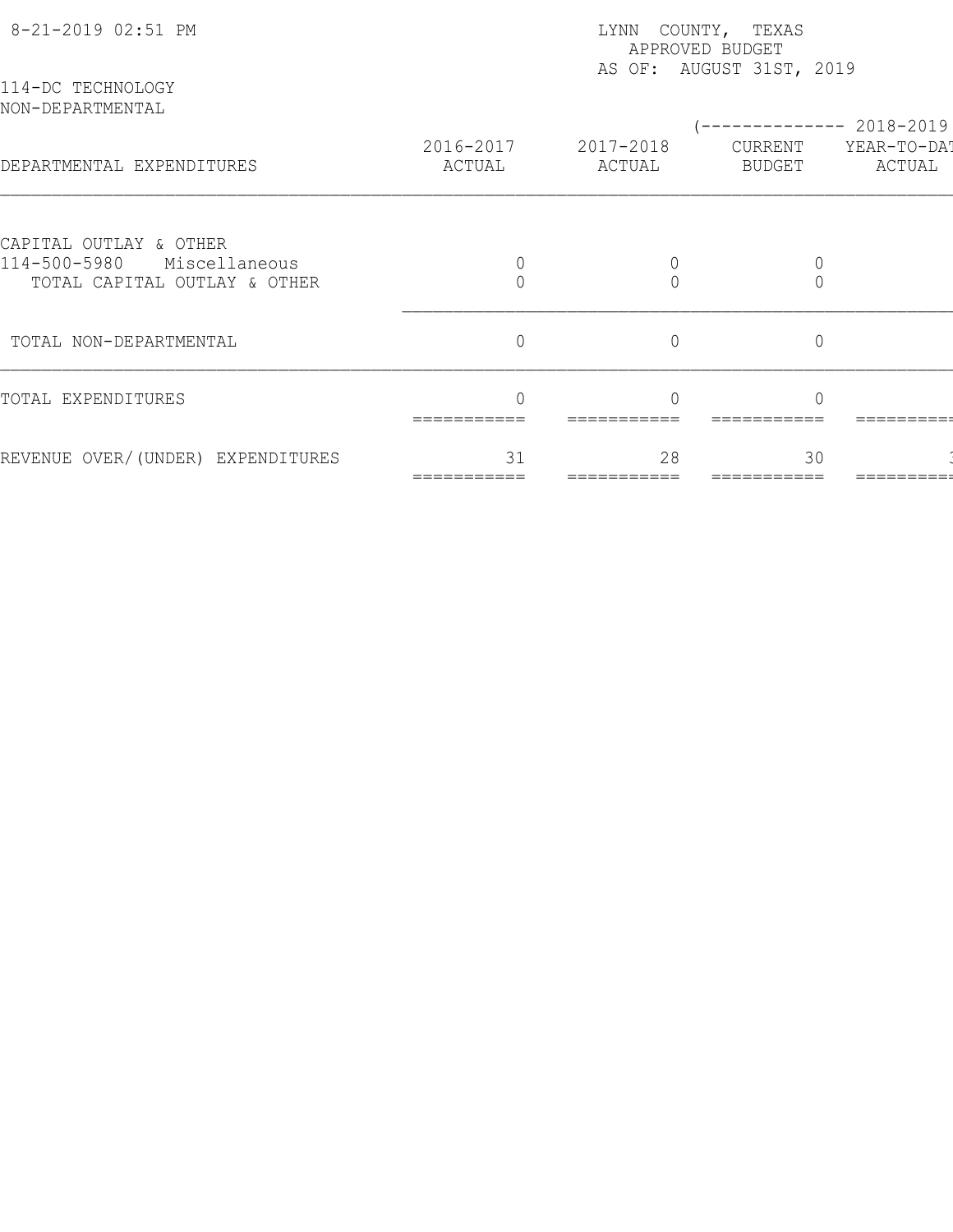8-21-2019 02:51 PM

LYNN COUNTY, TEXAS
APPROVED BUDGET
AS OF: AUGUST 31ST, 2019

114-DC TECHNOLOGY
NON-DEPARTMENTAL

| DEPARTMENTAL EXPENDITURES | 2016-2017 ACTUAL | 2017-2018 ACTUAL | (-------------- 2018-2019 CURRENT BUDGET | YEAR-TO-DAT ACTUAL |
|---|---|---|---|---|
| CAPITAL OUTLAY & OTHER | | | | |
| 114-500-5980 Miscellaneous | 0 | 0 | 0 | |
| TOTAL CAPITAL OUTLAY & OTHER | 0 | 0 | 0 | |
| TOTAL NON-DEPARTMENTAL | 0 | 0 | 0 | |
| TOTAL EXPENDITURES | 0 | 0 | 0 | |
| REVENUE OVER/(UNDER) EXPENDITURES | 31 | 28 | 30 | 3 |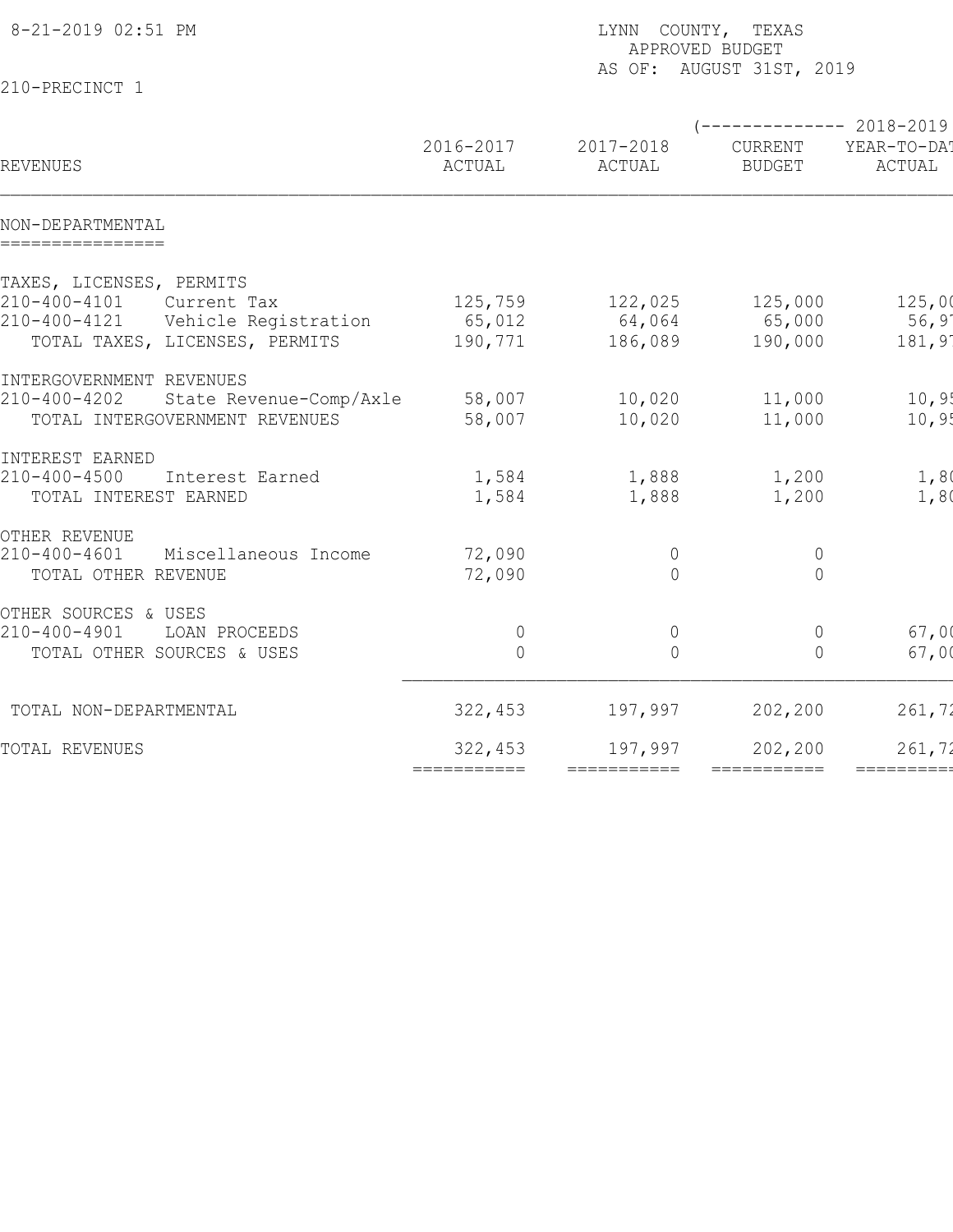8-21-2019 02:51 PM

LYNN COUNTY, TEXAS
APPROVED BUDGET
AS OF: AUGUST 31ST, 2019

210-PRECINCT 1

| REVENUES | 2016-2017 ACTUAL | 2017-2018 ACTUAL | (-------------- 2018-2019 CURRENT BUDGET | YEAR-TO-DAT ACTUAL |
|---|---|---|---|---|
| NON-DEPARTMENTAL | | | | |
| TAXES, LICENSES, PERMITS | | | | |
| 210-400-4101 Current Tax | 125,759 | 122,025 | 125,000 | 125,0( |
| 210-400-4121 Vehicle Registration | 65,012 | 64,064 | 65,000 | 56,9 |
| TOTAL TAXES, LICENSES, PERMITS | 190,771 | 186,089 | 190,000 | 181,9 |
| INTERGOVERNMENT REVENUES | | | | |
| 210-400-4202 State Revenue-Comp/Axle | 58,007 | 10,020 | 11,000 | 10,9 |
| TOTAL INTERGOVERNMENT REVENUES | 58,007 | 10,020 | 11,000 | 10,9 |
| INTEREST EARNED | | | | |
| 210-400-4500 Interest Earned | 1,584 | 1,888 | 1,200 | 1,8( |
| TOTAL INTEREST EARNED | 1,584 | 1,888 | 1,200 | 1,8( |
| OTHER REVENUE | | | | |
| 210-400-4601 Miscellaneous Income | 72,090 | 0 | 0 | |
| TOTAL OTHER REVENUE | 72,090 | 0 | 0 | |
| OTHER SOURCES & USES | | | | |
| 210-400-4901 LOAN PROCEEDS | 0 | 0 | 0 | 67,0( |
| TOTAL OTHER SOURCES & USES | 0 | 0 | 0 | 67,0( |
| TOTAL NON-DEPARTMENTAL | 322,453 | 197,997 | 202,200 | 261,7 |
| TOTAL REVENUES | 322,453 | 197,997 | 202,200 | 261,7 |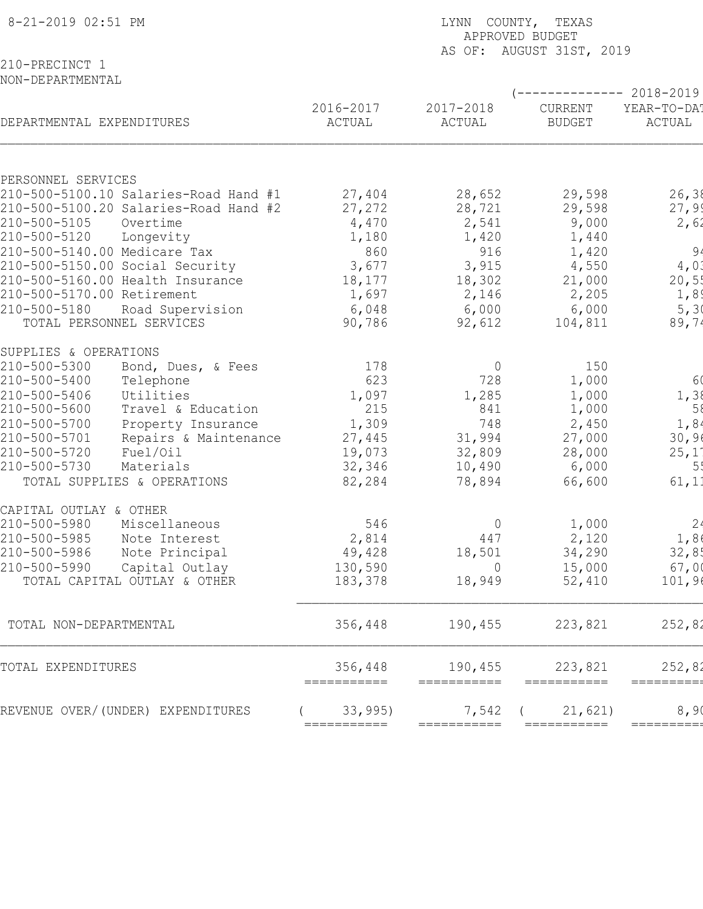8-21-2019 02:51 PM

LYNN COUNTY, TEXAS
APPROVED BUDGET
AS OF: AUGUST 31ST, 2019

210-PRECINCT 1
NON-DEPARTMENTAL

| DEPARTMENTAL EXPENDITURES | 2016-2017 ACTUAL | 2017-2018 ACTUAL | (-------------- 2018-2019 CURRENT BUDGET | YEAR-TO-DAT ACTUAL |
|---|---|---|---|---|
| **PERSONNEL SERVICES** | | | | |
| 210-500-5100.10 Salaries-Road Hand #1 | 27,404 | 28,652 | 29,598 | 26,38 |
| 210-500-5100.20 Salaries-Road Hand #2 | 27,272 | 28,721 | 29,598 | 27,99 |
| 210-500-5105 Overtime | 4,470 | 2,541 | 9,000 | 2,62 |
| 210-500-5120 Longevity | 1,180 | 1,420 | 1,440 | |
| 210-500-5140.00 Medicare Tax | 860 | 916 | 1,420 | 94 |
| 210-500-5150.00 Social Security | 3,677 | 3,915 | 4,550 | 4,03 |
| 210-500-5160.00 Health Insurance | 18,177 | 18,302 | 21,000 | 20,55 |
| 210-500-5170.00 Retirement | 1,697 | 2,146 | 2,205 | 1,89 |
| 210-500-5180 Road Supervision | 6,048 | 6,000 | 6,000 | 5,30 |
| TOTAL PERSONNEL SERVICES | 90,786 | 92,612 | 104,811 | 89,74 |
| **SUPPLIES & OPERATIONS** | | | | |
| 210-500-5300 Bond, Dues, & Fees | 178 | 0 | 150 | |
| 210-500-5400 Telephone | 623 | 728 | 1,000 | 60 |
| 210-500-5406 Utilities | 1,097 | 1,285 | 1,000 | 1,38 |
| 210-500-5600 Travel & Education | 215 | 841 | 1,000 | 58 |
| 210-500-5700 Property Insurance | 1,309 | 748 | 2,450 | 1,84 |
| 210-500-5701 Repairs & Maintenance | 27,445 | 31,994 | 27,000 | 30,96 |
| 210-500-5720 Fuel/Oil | 19,073 | 32,809 | 28,000 | 25,17 |
| 210-500-5730 Materials | 32,346 | 10,490 | 6,000 | 55 |
| TOTAL SUPPLIES & OPERATIONS | 82,284 | 78,894 | 66,600 | 61,11 |
| **CAPITAL OUTLAY & OTHER** | | | | |
| 210-500-5980 Miscellaneous | 546 | 0 | 1,000 | 24 |
| 210-500-5985 Note Interest | 2,814 | 447 | 2,120 | 1,86 |
| 210-500-5986 Note Principal | 49,428 | 18,501 | 34,290 | 32,85 |
| 210-500-5990 Capital Outlay | 130,590 | 0 | 15,000 | 67,00 |
| TOTAL CAPITAL OUTLAY & OTHER | 183,378 | 18,949 | 52,410 | 101,96 |
| TOTAL NON-DEPARTMENTAL | 356,448 | 190,455 | 223,821 | 252,82 |
| TOTAL EXPENDITURES | 356,448 | 190,455 | 223,821 | 252,82 |
| REVENUE OVER/(UNDER) EXPENDITURES | ( 33,995) | 7,542 | ( 21,621) | 8,90 |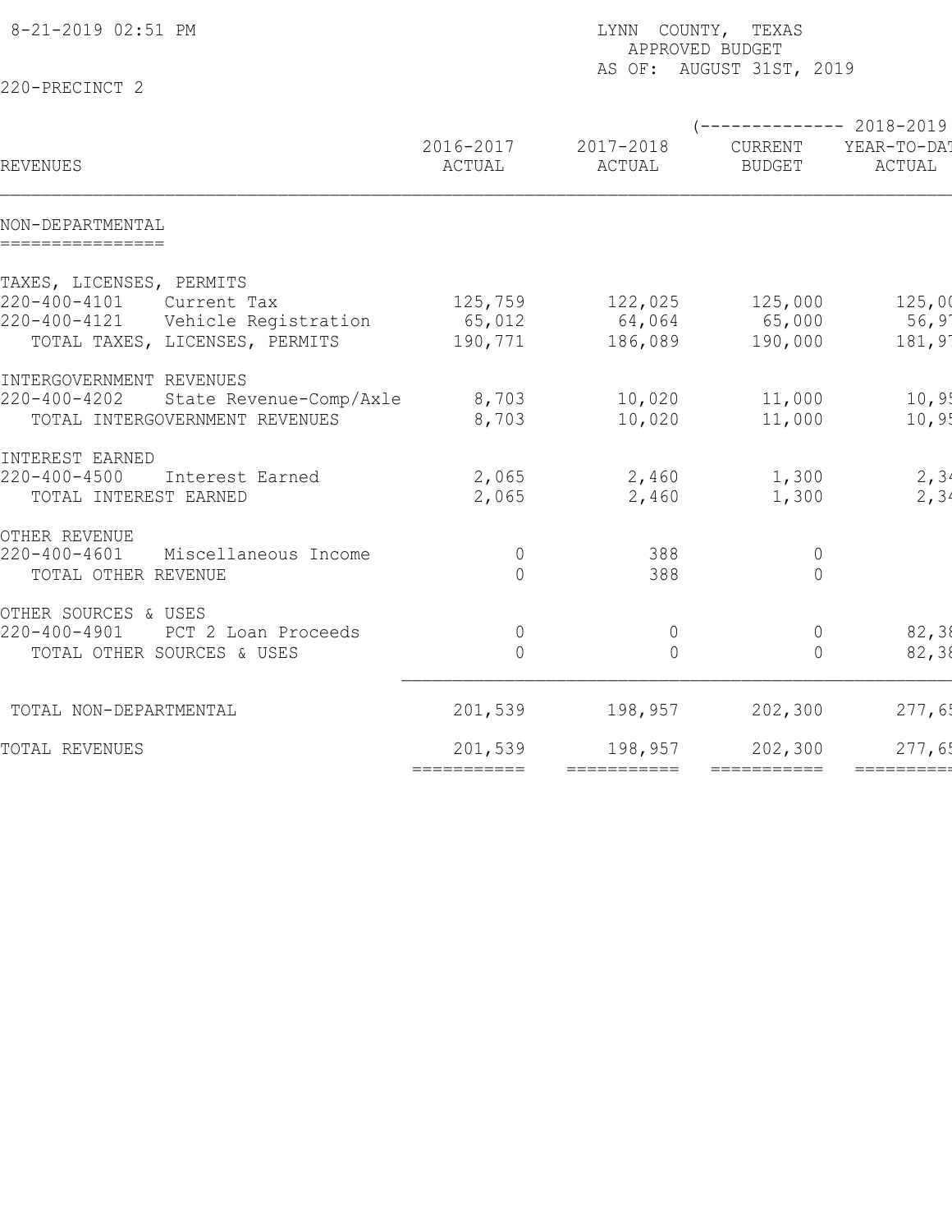8-21-2019 02:51 PM

LYNN COUNTY, TEXAS
APPROVED BUDGET
AS OF: AUGUST 31ST, 2019

220-PRECINCT 2

| REVENUES | 2016-2017 ACTUAL | 2017-2018 ACTUAL | (-------------- 2018-2019 CURRENT BUDGET | YEAR-TO-DAT ACTUAL |
|---|---|---|---|---|
| **NON-DEPARTMENTAL** | | | | |
| TAXES, LICENSES, PERMITS | | | | |
| 220-400-4101 Current Tax | 125,759 | 122,025 | 125,000 | 125,00 |
| 220-400-4121 Vehicle Registration | 65,012 | 64,064 | 65,000 | 56,9 |
| TOTAL TAXES, LICENSES, PERMITS | 190,771 | 186,089 | 190,000 | 181,9 |
| INTERGOVERNMENT REVENUES | | | | |
| 220-400-4202 State Revenue-Comp/Axle | 8,703 | 10,020 | 11,000 | 10,9 |
| TOTAL INTERGOVERNMENT REVENUES | 8,703 | 10,020 | 11,000 | 10,9 |
| INTEREST EARNED | | | | |
| 220-400-4500 Interest Earned | 2,065 | 2,460 | 1,300 | 2,3 |
| TOTAL INTEREST EARNED | 2,065 | 2,460 | 1,300 | 2,3 |
| OTHER REVENUE | | | | |
| 220-400-4601 Miscellaneous Income | 0 | 388 | 0 | |
| TOTAL OTHER REVENUE | 0 | 388 | 0 | |
| OTHER SOURCES & USES | | | | |
| 220-400-4901 PCT 2 Loan Proceeds | 0 | 0 | 0 | 82,3 |
| TOTAL OTHER SOURCES & USES | 0 | 0 | 0 | 82,3 |
| TOTAL NON-DEPARTMENTAL | 201,539 | 198,957 | 202,300 | 277,6 |
| TOTAL REVENUES | 201,539 | 198,957 | 202,300 | 277,6 |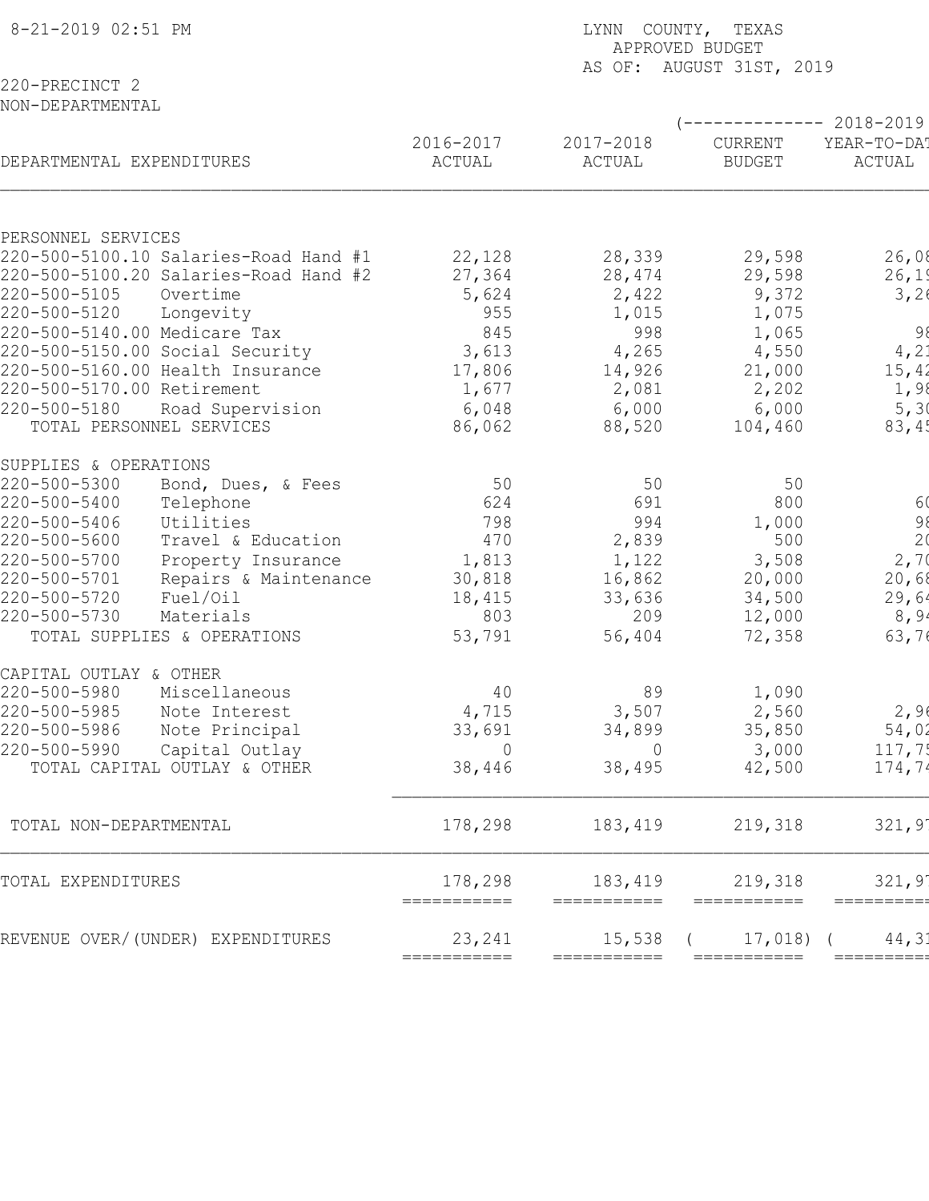8-21-2019 02:51 PM

LYNN COUNTY, TEXAS
APPROVED BUDGET
AS OF: AUGUST 31ST, 2019

220-PRECINCT 2
NON-DEPARTMENTAL

| DEPARTMENTAL EXPENDITURES | 2016-2017 ACTUAL | 2017-2018 ACTUAL | (-------------- 2018-2019 CURRENT BUDGET | YEAR-TO-DAT ACTUAL |
|---|---|---|---|---|
| PERSONNEL SERVICES | | | | |
| 220-500-5100.10 Salaries-Road Hand #1 | 22,128 | 28,339 | 29,598 | 26,08 |
| 220-500-5100.20 Salaries-Road Hand #2 | 27,364 | 28,474 | 29,598 | 26,19 |
| 220-500-5105 Overtime | 5,624 | 2,422 | 9,372 | 3,26 |
| 220-500-5120 Longevity | 955 | 1,015 | 1,075 | |
| 220-500-5140.00 Medicare Tax | 845 | 998 | 1,065 | 98 |
| 220-500-5150.00 Social Security | 3,613 | 4,265 | 4,550 | 4,21 |
| 220-500-5160.00 Health Insurance | 17,806 | 14,926 | 21,000 | 15,42 |
| 220-500-5170.00 Retirement | 1,677 | 2,081 | 2,202 | 1,98 |
| 220-500-5180 Road Supervision | 6,048 | 6,000 | 6,000 | 5,30 |
| TOTAL PERSONNEL SERVICES | 86,062 | 88,520 | 104,460 | 83,45 |
| SUPPLIES & OPERATIONS | | | | |
| 220-500-5300 Bond, Dues, & Fees | 50 | 50 | 50 | |
| 220-500-5400 Telephone | 624 | 691 | 800 | 60 |
| 220-500-5406 Utilities | 798 | 994 | 1,000 | 98 |
| 220-500-5600 Travel & Education | 470 | 2,839 | 500 | 20 |
| 220-500-5700 Property Insurance | 1,813 | 1,122 | 3,508 | 2,70 |
| 220-500-5701 Repairs & Maintenance | 30,818 | 16,862 | 20,000 | 20,68 |
| 220-500-5720 Fuel/Oil | 18,415 | 33,636 | 34,500 | 29,64 |
| 220-500-5730 Materials | 803 | 209 | 12,000 | 8,94 |
| TOTAL SUPPLIES & OPERATIONS | 53,791 | 56,404 | 72,358 | 63,76 |
| CAPITAL OUTLAY & OTHER | | | | |
| 220-500-5980 Miscellaneous | 40 | 89 | 1,090 | |
| 220-500-5985 Note Interest | 4,715 | 3,507 | 2,560 | 2,96 |
| 220-500-5986 Note Principal | 33,691 | 34,899 | 35,850 | 54,02 |
| 220-500-5990 Capital Outlay | 0 | 0 | 3,000 | 117,75 |
| TOTAL CAPITAL OUTLAY & OTHER | 38,446 | 38,495 | 42,500 | 174,74 |
| TOTAL NON-DEPARTMENTAL | 178,298 | 183,419 | 219,318 | 321,97 |
| TOTAL EXPENDITURES | 178,298 | 183,419 | 219,318 | 321,97 |
| REVENUE OVER/(UNDER) EXPENDITURES | 23,241 | 15,538 | ( 17,018) | ( 44,31 |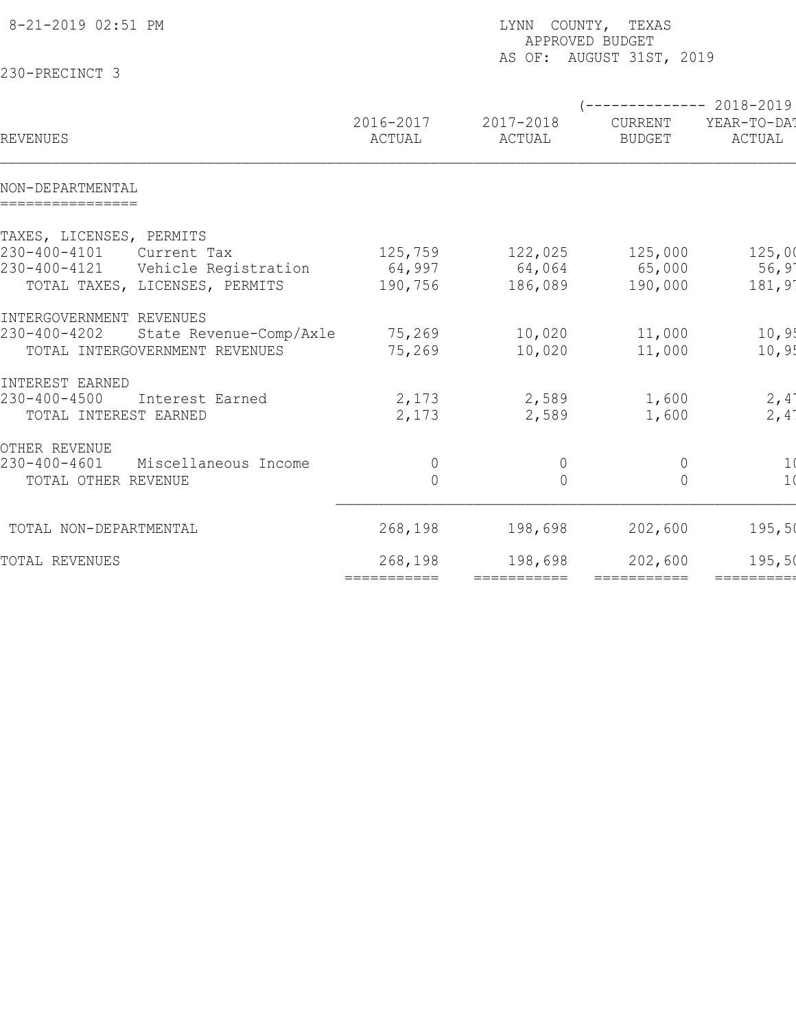8-21-2019 02:51 PM

LYNN COUNTY, TEXAS
APPROVED BUDGET
AS OF: AUGUST 31ST, 2019

230-PRECINCT 3

| REVENUES | 2016-2017 ACTUAL | 2017-2018 ACTUAL | (-------------- 2018-2019 CURRENT BUDGET | YEAR-TO-DAT ACTUAL |
|---|---|---|---|---|
| **NON-DEPARTMENTAL** | | | | |
| TAXES, LICENSES, PERMITS | | | | |
| 230-400-4101 Current Tax | 125,759 | 122,025 | 125,000 | 125,00 |
| 230-400-4121 Vehicle Registration | 64,997 | 64,064 | 65,000 | 56,9 |
| TOTAL TAXES, LICENSES, PERMITS | 190,756 | 186,089 | 190,000 | 181,9 |
| INTERGOVERNMENT REVENUES | | | | |
| 230-400-4202 State Revenue-Comp/Axle | 75,269 | 10,020 | 11,000 | 10,9 |
| TOTAL INTERGOVERNMENT REVENUES | 75,269 | 10,020 | 11,000 | 10,9 |
| INTEREST EARNED | | | | |
| 230-400-4500 Interest Earned | 2,173 | 2,589 | 1,600 | 2,4 |
| TOTAL INTEREST EARNED | 2,173 | 2,589 | 1,600 | 2,4 |
| OTHER REVENUE | | | | |
| 230-400-4601 Miscellaneous Income | 0 | 0 | 0 | 1 |
| TOTAL OTHER REVENUE | 0 | 0 | 0 | 1 |
| TOTAL NON-DEPARTMENTAL | 268,198 | 198,698 | 202,600 | 195,5 |
| TOTAL REVENUES | 268,198 | 198,698 | 202,600 | 195,5 |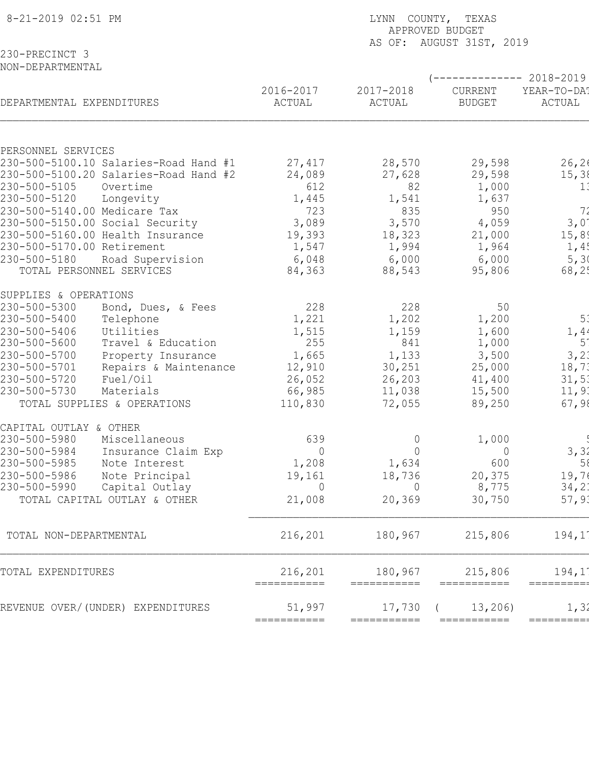8-21-2019 02:51 PM

LYNN COUNTY, TEXAS
APPROVED BUDGET
AS OF: AUGUST 31ST, 2019

230-PRECINCT 3
NON-DEPARTMENTAL

| DEPARTMENTAL EXPENDITURES | 2016-2017 ACTUAL | 2017-2018 ACTUAL | (-------------- 2018-2019 CURRENT BUDGET | YEAR-TO-DAT ACTUAL |
|---|---|---|---|---|
| PERSONNEL SERVICES | | | | |
| 230-500-5100.10 Salaries-Road Hand #1 | 27,417 | 28,570 | 29,598 | 26,26 |
| 230-500-5100.20 Salaries-Road Hand #2 | 24,089 | 27,628 | 29,598 | 15,38 |
| 230-500-5105 Overtime | 612 | 82 | 1,000 | 13 |
| 230-500-5120 Longevity | 1,445 | 1,541 | 1,637 | |
| 230-500-5140.00 Medicare Tax | 723 | 835 | 950 | 72 |
| 230-500-5150.00 Social Security | 3,089 | 3,570 | 4,059 | 3,07 |
| 230-500-5160.00 Health Insurance | 19,393 | 18,323 | 21,000 | 15,89 |
| 230-500-5170.00 Retirement | 1,547 | 1,994 | 1,964 | 1,45 |
| 230-500-5180 Road Supervision | 6,048 | 6,000 | 6,000 | 5,30 |
| TOTAL PERSONNEL SERVICES | 84,363 | 88,543 | 95,806 | 68,25 |
| SUPPLIES & OPERATIONS | | | | |
| 230-500-5300 Bond, Dues, & Fees | 228 | 228 | 50 | |
| 230-500-5400 Telephone | 1,221 | 1,202 | 1,200 | 53 |
| 230-500-5406 Utilities | 1,515 | 1,159 | 1,600 | 1,44 |
| 230-500-5600 Travel & Education | 255 | 841 | 1,000 | 57 |
| 230-500-5700 Property Insurance | 1,665 | 1,133 | 3,500 | 3,23 |
| 230-500-5701 Repairs & Maintenance | 12,910 | 30,251 | 25,000 | 18,73 |
| 230-500-5720 Fuel/Oil | 26,052 | 26,203 | 41,400 | 31,53 |
| 230-500-5730 Materials | 66,985 | 11,038 | 15,500 | 11,93 |
| TOTAL SUPPLIES & OPERATIONS | 110,830 | 72,055 | 89,250 | 67,98 |
| CAPITAL OUTLAY & OTHER | | | | |
| 230-500-5980 Miscellaneous | 639 | 0 | 1,000 | 5 |
| 230-500-5984 Insurance Claim Exp | 0 | 0 | 0 | 3,32 |
| 230-500-5985 Note Interest | 1,208 | 1,634 | 600 | 58 |
| 230-500-5986 Note Principal | 19,161 | 18,736 | 20,375 | 19,76 |
| 230-500-5990 Capital Outlay | 0 | 0 | 8,775 | 34,21 |
| TOTAL CAPITAL OUTLAY & OTHER | 21,008 | 20,369 | 30,750 | 57,93 |
| TOTAL NON-DEPARTMENTAL | 216,201 | 180,967 | 215,806 | 194,17 |
| TOTAL EXPENDITURES | 216,201 | 180,967 | 215,806 | 194,17 |
| REVENUE OVER/(UNDER) EXPENDITURES | 51,997 | 17,730 | ( 13,206) | 1,32 |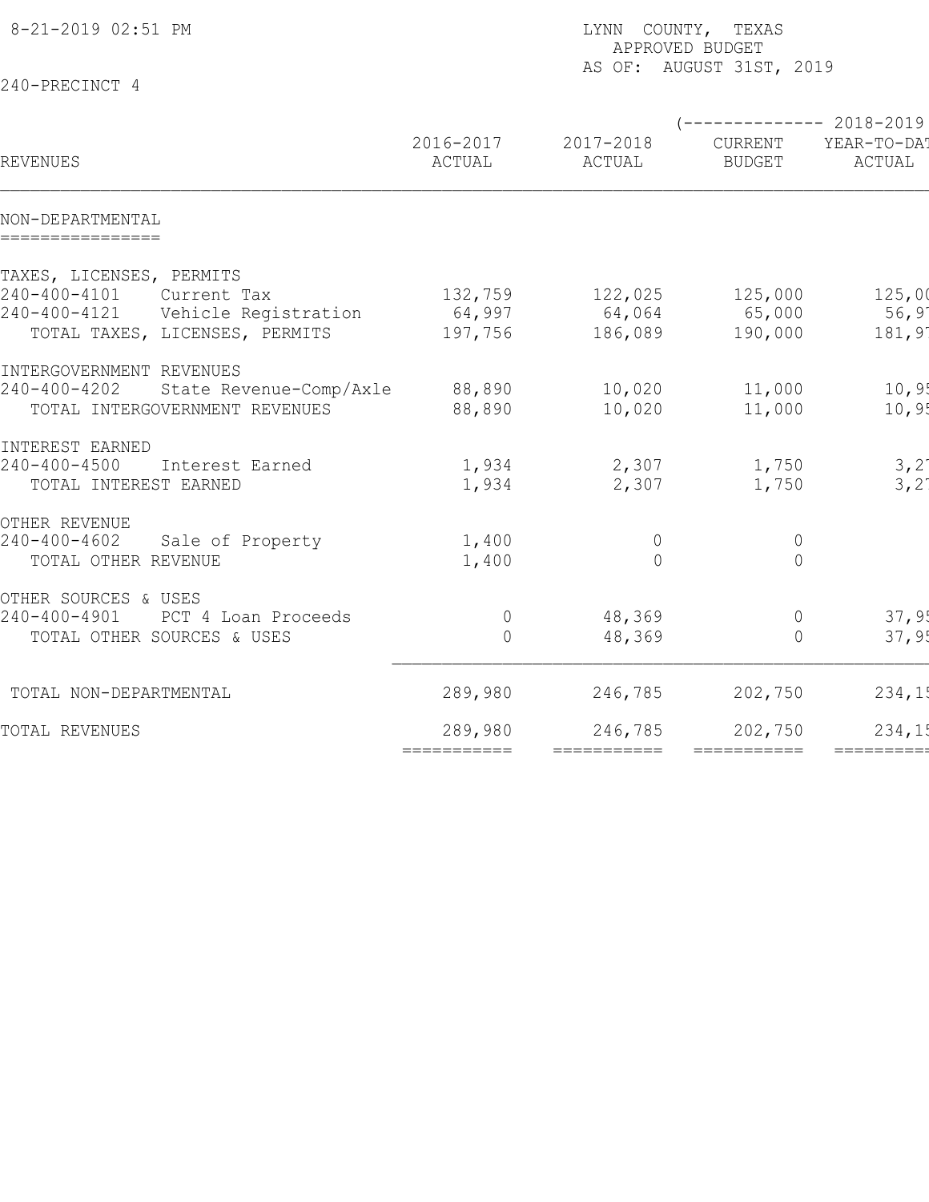8-21-2019 02:51 PM

LYNN COUNTY, TEXAS
APPROVED BUDGET
AS OF: AUGUST 31ST, 2019

240-PRECINCT 4

| REVENUES | 2016-2017 ACTUAL | 2017-2018 ACTUAL | (-------------- 2018-2019 CURRENT BUDGET | YEAR-TO-DAT ACTUAL |
|---|---|---|---|---|
| **NON-DEPARTMENTAL** | | | | |
| TAXES, LICENSES, PERMITS | | | | |
| 240-400-4101 Current Tax | 132,759 | 122,025 | 125,000 | 125,00 |
| 240-400-4121 Vehicle Registration | 64,997 | 64,064 | 65,000 | 56,9 |
| TOTAL TAXES, LICENSES, PERMITS | 197,756 | 186,089 | 190,000 | 181,9 |
| INTERGOVERNMENT REVENUES | | | | |
| 240-400-4202 State Revenue-Comp/Axle | 88,890 | 10,020 | 11,000 | 10,9 |
| TOTAL INTERGOVERNMENT REVENUES | 88,890 | 10,020 | 11,000 | 10,9 |
| INTEREST EARNED | | | | |
| 240-400-4500 Interest Earned | 1,934 | 2,307 | 1,750 | 3,2 |
| TOTAL INTEREST EARNED | 1,934 | 2,307 | 1,750 | 3,2 |
| OTHER REVENUE | | | | |
| 240-400-4602 Sale of Property | 1,400 | 0 | 0 | |
| TOTAL OTHER REVENUE | 1,400 | 0 | 0 | |
| OTHER SOURCES & USES | | | | |
| 240-400-4901 PCT 4 Loan Proceeds | 0 | 48,369 | 0 | 37,9 |
| TOTAL OTHER SOURCES & USES | 0 | 48,369 | 0 | 37,9 |
| TOTAL NON-DEPARTMENTAL | 289,980 | 246,785 | 202,750 | 234,1 |
| TOTAL REVENUES | 289,980 | 246,785 | 202,750 | 234,1 |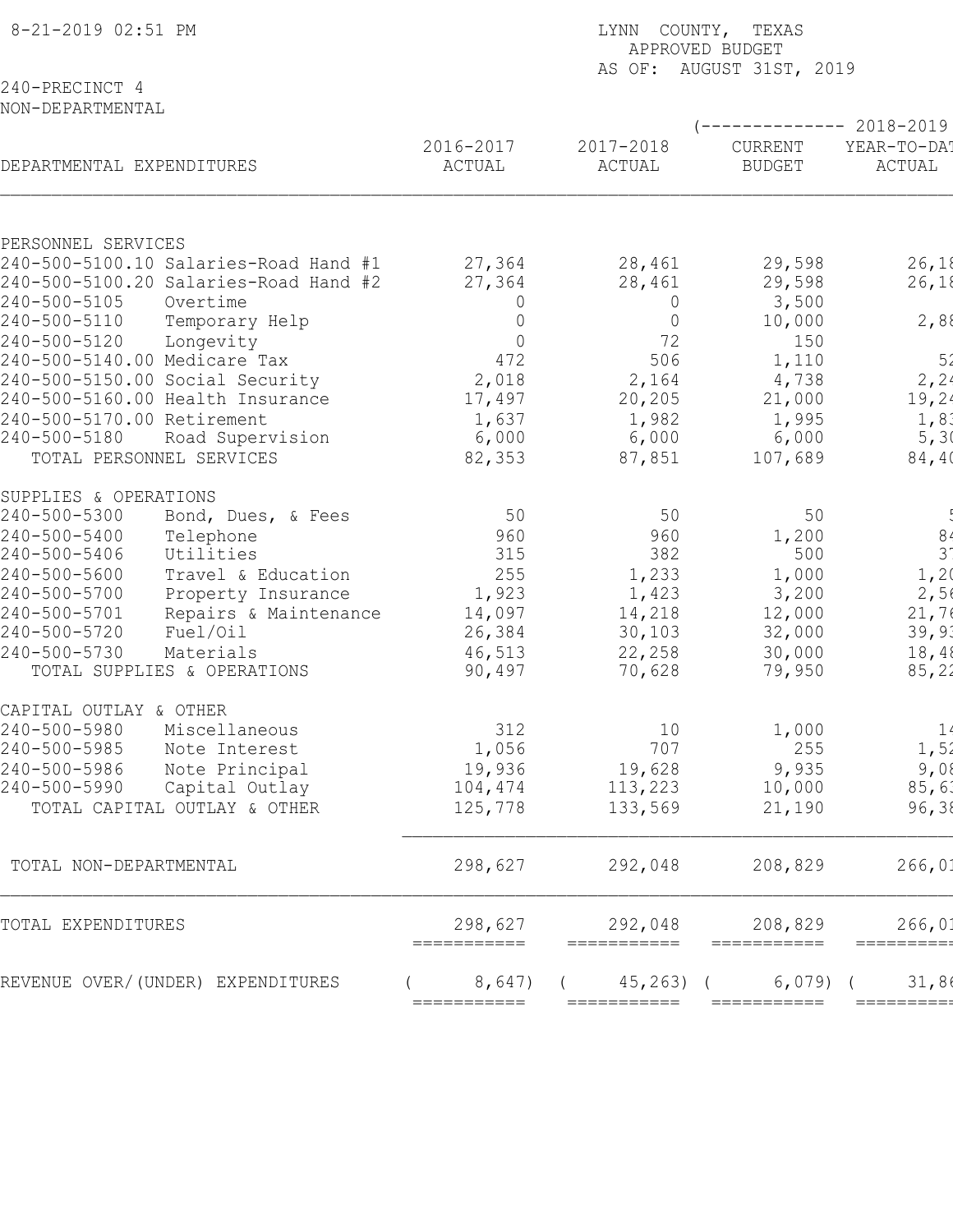8-21-2019 02:51 PM

LYNN COUNTY, TEXAS
APPROVED BUDGET
AS OF: AUGUST 31ST, 2019

240-PRECINCT 4
NON-DEPARTMENTAL

| DEPARTMENTAL EXPENDITURES | 2016-2017 ACTUAL | 2017-2018 ACTUAL | (-------------- 2018-2019 CURRENT BUDGET | YEAR-TO-DAT ACTUAL |
|---|---|---|---|---|
| PERSONNEL SERVICES | | | | |
| 240-500-5100.10 Salaries-Road Hand #1 | 27,364 | 28,461 | 29,598 | 26,18 |
| 240-500-5100.20 Salaries-Road Hand #2 | 27,364 | 28,461 | 29,598 | 26,18 |
| 240-500-5105 Overtime | 0 | 0 | 3,500 | |
| 240-500-5110 Temporary Help | 0 | 0 | 10,000 | 2,88 |
| 240-500-5120 Longevity | 0 | 72 | 150 | |
| 240-500-5140.00 Medicare Tax | 472 | 506 | 1,110 | 52 |
| 240-500-5150.00 Social Security | 2,018 | 2,164 | 4,738 | 2,24 |
| 240-500-5160.00 Health Insurance | 17,497 | 20,205 | 21,000 | 19,24 |
| 240-500-5170.00 Retirement | 1,637 | 1,982 | 1,995 | 1,83 |
| 240-500-5180 Road Supervision | 6,000 | 6,000 | 6,000 | 5,30 |
| TOTAL PERSONNEL SERVICES | 82,353 | 87,851 | 107,689 | 84,40 |
| SUPPLIES & OPERATIONS | | | | |
| 240-500-5300 Bond, Dues, & Fees | 50 | 50 | 50 | 5 |
| 240-500-5400 Telephone | 960 | 960 | 1,200 | 84 |
| 240-500-5406 Utilities | 315 | 382 | 500 | 37 |
| 240-500-5600 Travel & Education | 255 | 1,233 | 1,000 | 1,20 |
| 240-500-5700 Property Insurance | 1,923 | 1,423 | 3,200 | 2,56 |
| 240-500-5701 Repairs & Maintenance | 14,097 | 14,218 | 12,000 | 21,76 |
| 240-500-5720 Fuel/Oil | 26,384 | 30,103 | 32,000 | 39,93 |
| 240-500-5730 Materials | 46,513 | 22,258 | 30,000 | 18,48 |
| TOTAL SUPPLIES & OPERATIONS | 90,497 | 70,628 | 79,950 | 85,22 |
| CAPITAL OUTLAY & OTHER | | | | |
| 240-500-5980 Miscellaneous | 312 | 10 | 1,000 | 14 |
| 240-500-5985 Note Interest | 1,056 | 707 | 255 | 1,52 |
| 240-500-5986 Note Principal | 19,936 | 19,628 | 9,935 | 9,08 |
| 240-500-5990 Capital Outlay | 104,474 | 113,223 | 10,000 | 85,63 |
| TOTAL CAPITAL OUTLAY & OTHER | 125,778 | 133,569 | 21,190 | 96,38 |
| TOTAL NON-DEPARTMENTAL | 298,627 | 292,048 | 208,829 | 266,01 |
| TOTAL EXPENDITURES | 298,627 | 292,048 | 208,829 | 266,01 |
| REVENUE OVER/(UNDER) EXPENDITURES | ( 8,647) | ( 45,263) | ( 6,079) | ( 31,86 |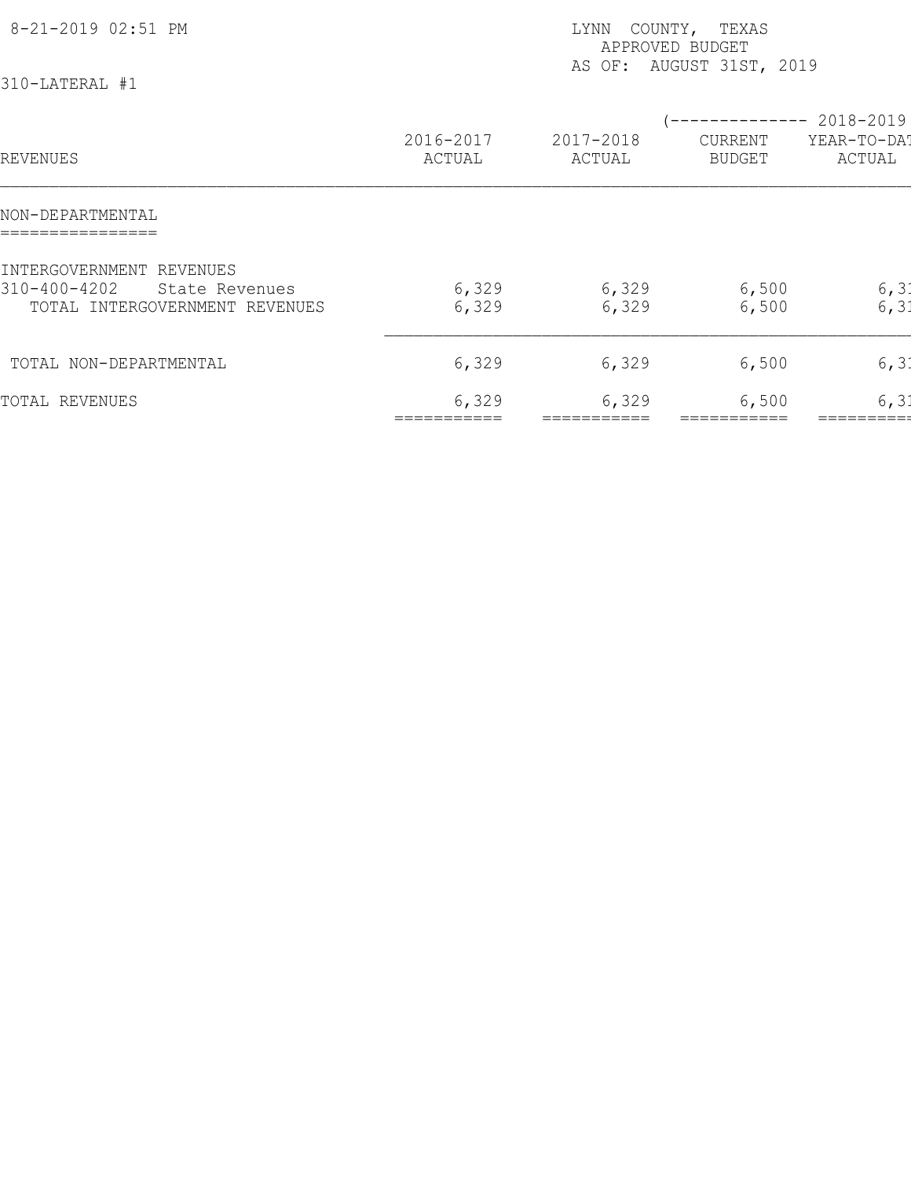LYNN COUNTY, TEXAS
APPROVED BUDGET
AS OF: AUGUST 31ST, 2019

310-LATERAL #1

| REVENUES | 2016-2017 ACTUAL | 2017-2018 ACTUAL | (-------------- 2018-2019 CURRENT BUDGET | YEAR-TO-DAT ACTUAL |
|---|---|---|---|---|
| **NON-DEPARTMENTAL** | | | | |
| INTERGOVERNMENT REVENUES | | | | |
| 310-400-4202 State Revenues | 6,329 | 6,329 | 6,500 | 6,31 |
| TOTAL INTERGOVERNMENT REVENUES | 6,329 | 6,329 | 6,500 | 6,31 |
| TOTAL NON-DEPARTMENTAL | 6,329 | 6,329 | 6,500 | 6,31 |
| TOTAL REVENUES | 6,329 | 6,329 | 6,500 | 6,31 |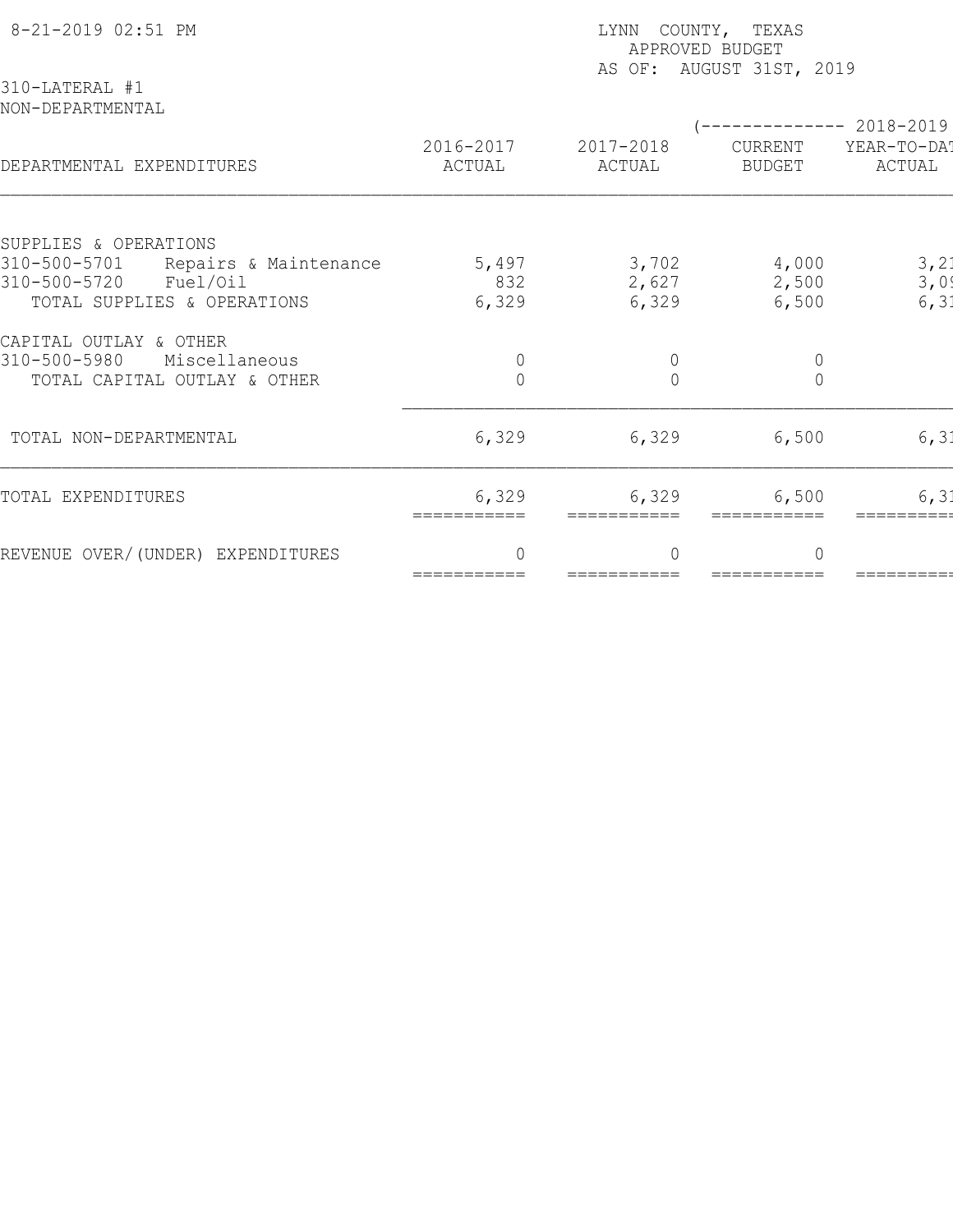8-21-2019 02:51 PM

LYNN COUNTY, TEXAS
APPROVED BUDGET
AS OF: AUGUST 31ST, 2019

310-LATERAL #1
NON-DEPARTMENTAL

| DEPARTMENTAL EXPENDITURES | 2016-2017 ACTUAL | 2017-2018 ACTUAL | (-------------- 2018-2019 CURRENT BUDGET | YEAR-TO-DAT ACTUAL |
|---|---|---|---|---|
| SUPPLIES & OPERATIONS | | | | |
| 310-500-5701 Repairs & Maintenance | 5,497 | 3,702 | 4,000 | 3,2 |
| 310-500-5720 Fuel/Oil | 832 | 2,627 | 2,500 | 3,0 |
| TOTAL SUPPLIES & OPERATIONS | 6,329 | 6,329 | 6,500 | 6,3 |
| CAPITAL OUTLAY & OTHER | | | | |
| 310-500-5980 Miscellaneous | 0 | 0 | 0 | |
| TOTAL CAPITAL OUTLAY & OTHER | 0 | 0 | 0 | |
| TOTAL NON-DEPARTMENTAL | 6,329 | 6,329 | 6,500 | 6,3 |
| TOTAL EXPENDITURES | 6,329 | 6,329 | 6,500 | 6,3 |
| REVENUE OVER/(UNDER) EXPENDITURES | 0 | 0 | 0 | |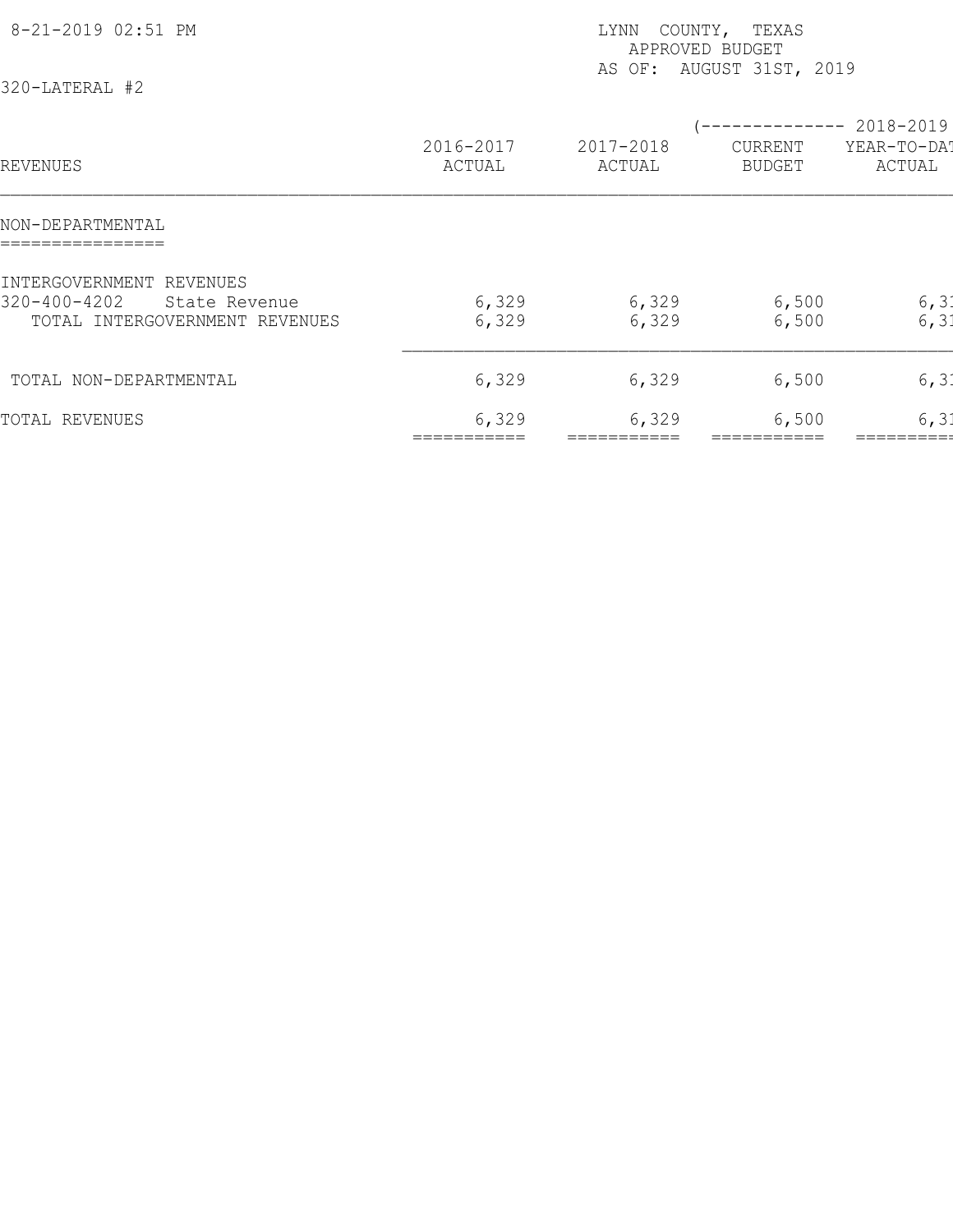8-21-2019 02:51 PM

LYNN COUNTY, TEXAS
APPROVED BUDGET
AS OF: AUGUST 31ST, 2019

320-LATERAL #2

| REVENUES | 2016-2017 ACTUAL | 2017-2018 ACTUAL | 2018-2019 CURRENT BUDGET | 2018-2019 YEAR-TO-DAT ACTUAL |
|---|---|---|---|---|
| **NON-DEPARTMENTAL** | | | | |
| INTERGOVERNMENT REVENUES | | | | |
| 320-400-4202 State Revenue | 6,329 | 6,329 | 6,500 | 6,31 |
| TOTAL INTERGOVERNMENT REVENUES | 6,329 | 6,329 | 6,500 | 6,31 |
| TOTAL NON-DEPARTMENTAL | 6,329 | 6,329 | 6,500 | 6,31 |
| TOTAL REVENUES | 6,329 | 6,329 | 6,500 | 6,31 |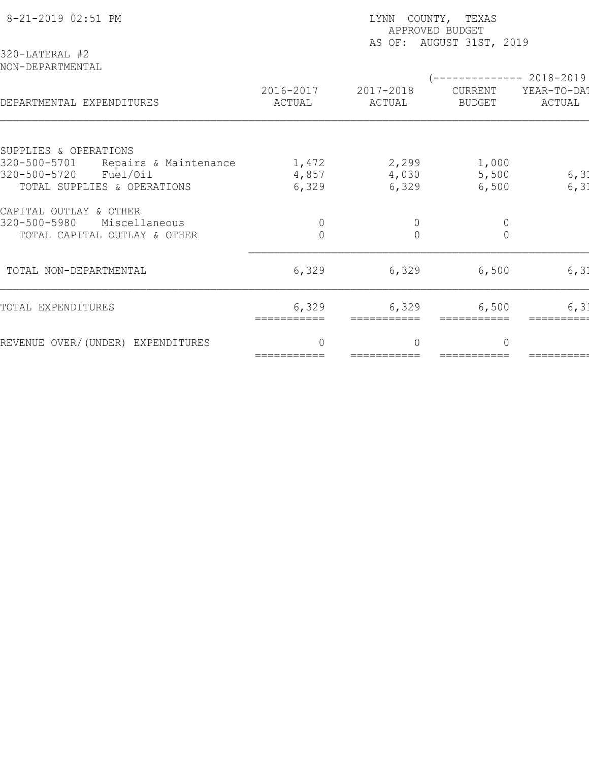8-21-2019 02:51 PM

LYNN COUNTY, TEXAS
APPROVED BUDGET
AS OF: AUGUST 31ST, 2019

320-LATERAL #2
NON-DEPARTMENTAL

| DEPARTMENTAL EXPENDITURES | 2016-2017 ACTUAL | 2017-2018 ACTUAL | (-------------- 2018-2019 CURRENT BUDGET | YEAR-TO-DAT ACTUAL |
|---|---|---|---|---|
| SUPPLIES & OPERATIONS | | | | |
| 320-500-5701 Repairs & Maintenance | 1,472 | 2,299 | 1,000 | |
| 320-500-5720 Fuel/Oil | 4,857 | 4,030 | 5,500 | 6,3 |
| TOTAL SUPPLIES & OPERATIONS | 6,329 | 6,329 | 6,500 | 6,3 |
| CAPITAL OUTLAY & OTHER | | | | |
| 320-500-5980 Miscellaneous | 0 | 0 | 0 | |
| TOTAL CAPITAL OUTLAY & OTHER | 0 | 0 | 0 | |
| TOTAL NON-DEPARTMENTAL | 6,329 | 6,329 | 6,500 | 6,3 |
| TOTAL EXPENDITURES | 6,329 | 6,329 | 6,500 | 6,3 |
| REVENUE OVER/(UNDER) EXPENDITURES | 0 | 0 | 0 | |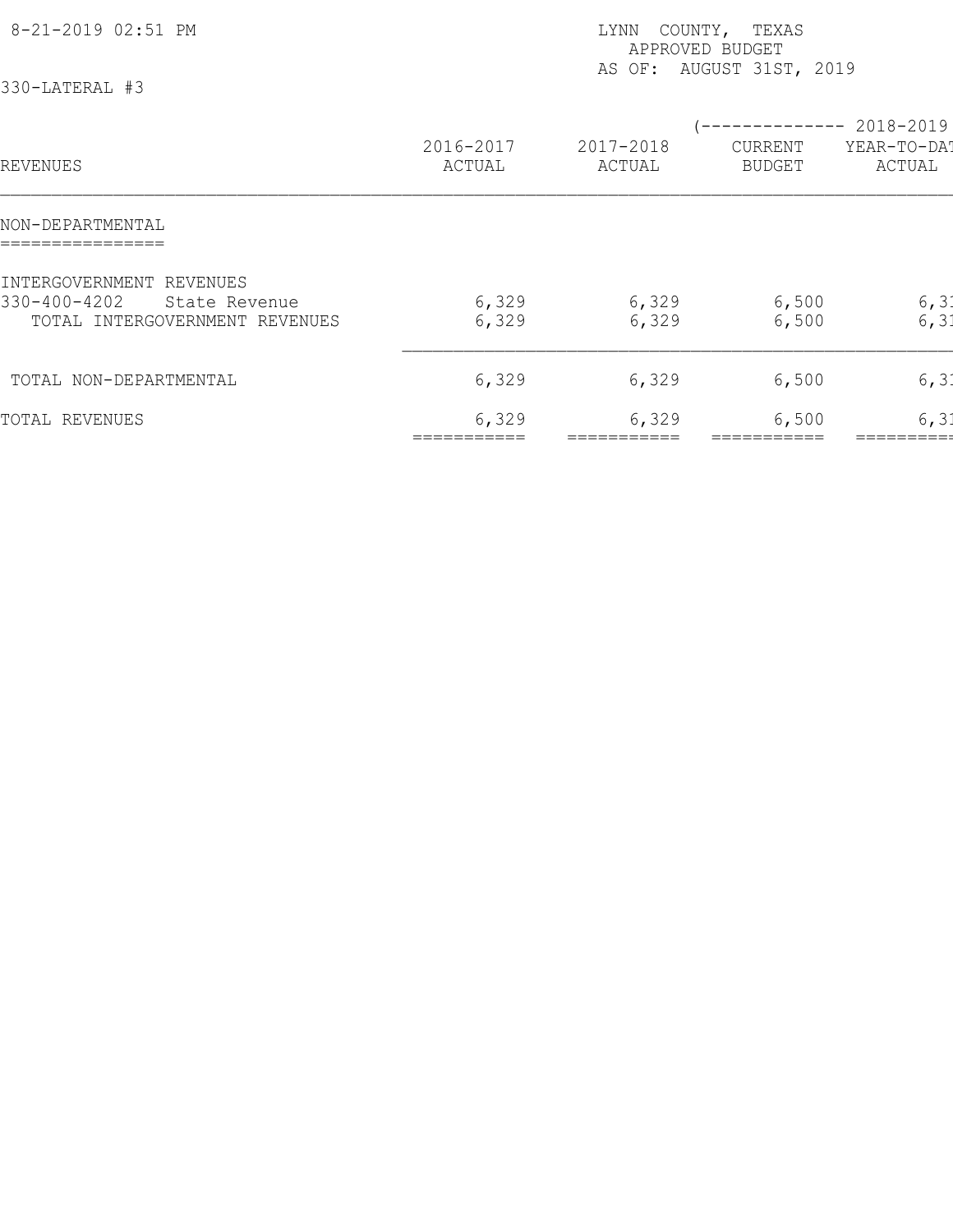8-21-2019 02:51 PM

LYNN COUNTY, TEXAS
APPROVED BUDGET
AS OF: AUGUST 31ST, 2019

330-LATERAL #3

| REVENUES | 2016-2017 ACTUAL | 2017-2018 ACTUAL | (-------------- 2018-2019 CURRENT BUDGET | YEAR-TO-DAT ACTUAL |
|---|---|---|---|---|
| **NON-DEPARTMENTAL** | | | | |
| INTERGOVERNMENT REVENUES | | | | |
| 330-400-4202 State Revenue | 6,329 | 6,329 | 6,500 | 6,31 |
| TOTAL INTERGOVERNMENT REVENUES | 6,329 | 6,329 | 6,500 | 6,31 |
| TOTAL NON-DEPARTMENTAL | 6,329 | 6,329 | 6,500 | 6,31 |
| TOTAL REVENUES | 6,329 | 6,329 | 6,500 | 6,31 |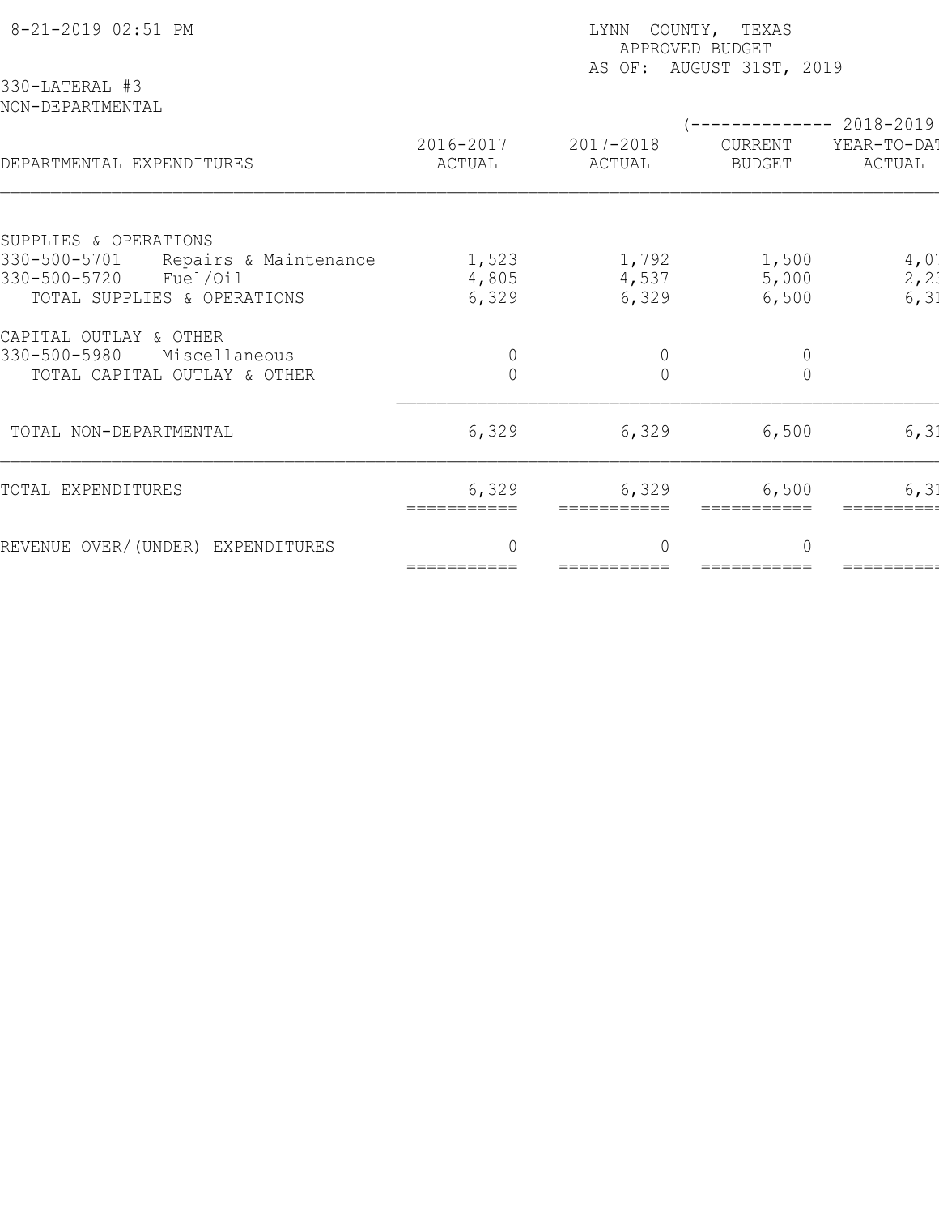8-21-2019 02:51 PM

LYNN COUNTY, TEXAS
APPROVED BUDGET
AS OF: AUGUST 31ST, 2019

330-LATERAL #3
NON-DEPARTMENTAL

| DEPARTMENTAL EXPENDITURES | 2016-2017 ACTUAL | 2017-2018 ACTUAL | (-------------- 2018-2019 CURRENT BUDGET | YEAR-TO-DAT ACTUAL |
|---|---|---|---|---|
| SUPPLIES & OPERATIONS | | | | |
| 330-500-5701 Repairs & Maintenance | 1,523 | 1,792 | 1,500 | 4,0 |
| 330-500-5720 Fuel/Oil | 4,805 | 4,537 | 5,000 | 2,2 |
| TOTAL SUPPLIES & OPERATIONS | 6,329 | 6,329 | 6,500 | 6,3 |
| CAPITAL OUTLAY & OTHER | | | | |
| 330-500-5980 Miscellaneous | 0 | 0 | 0 | |
| TOTAL CAPITAL OUTLAY & OTHER | 0 | 0 | 0 | |
| TOTAL NON-DEPARTMENTAL | 6,329 | 6,329 | 6,500 | 6,3 |
| TOTAL EXPENDITURES | 6,329 | 6,329 | 6,500 | 6,3 |
| REVENUE OVER/(UNDER) EXPENDITURES | 0 | 0 | 0 | |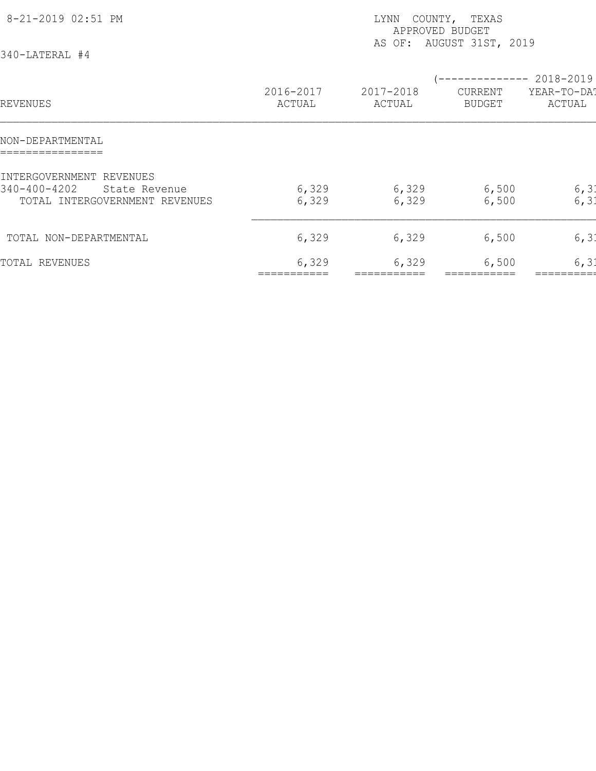LYNN COUNTY, TEXAS
APPROVED BUDGET
AS OF: AUGUST 31ST, 2019

8-21-2019 02:51 PM

340-LATERAL #4

| REVENUES | 2016-2017 ACTUAL | 2017-2018 ACTUAL | (-------------- 2018-2019 CURRENT BUDGET | YEAR-TO-DAT ACTUAL |
|---|---|---|---|---|
| **NON-DEPARTMENTAL** | | | | |
| INTERGOVERNMENT REVENUES | | | | |
| 340-400-4202 State Revenue | 6,329 | 6,329 | 6,500 | 6,31 |
| TOTAL INTERGOVERNMENT REVENUES | 6,329 | 6,329 | 6,500 | 6,31 |
| TOTAL NON-DEPARTMENTAL | 6,329 | 6,329 | 6,500 | 6,31 |
| TOTAL REVENUES | 6,329 | 6,329 | 6,500 | 6,31 |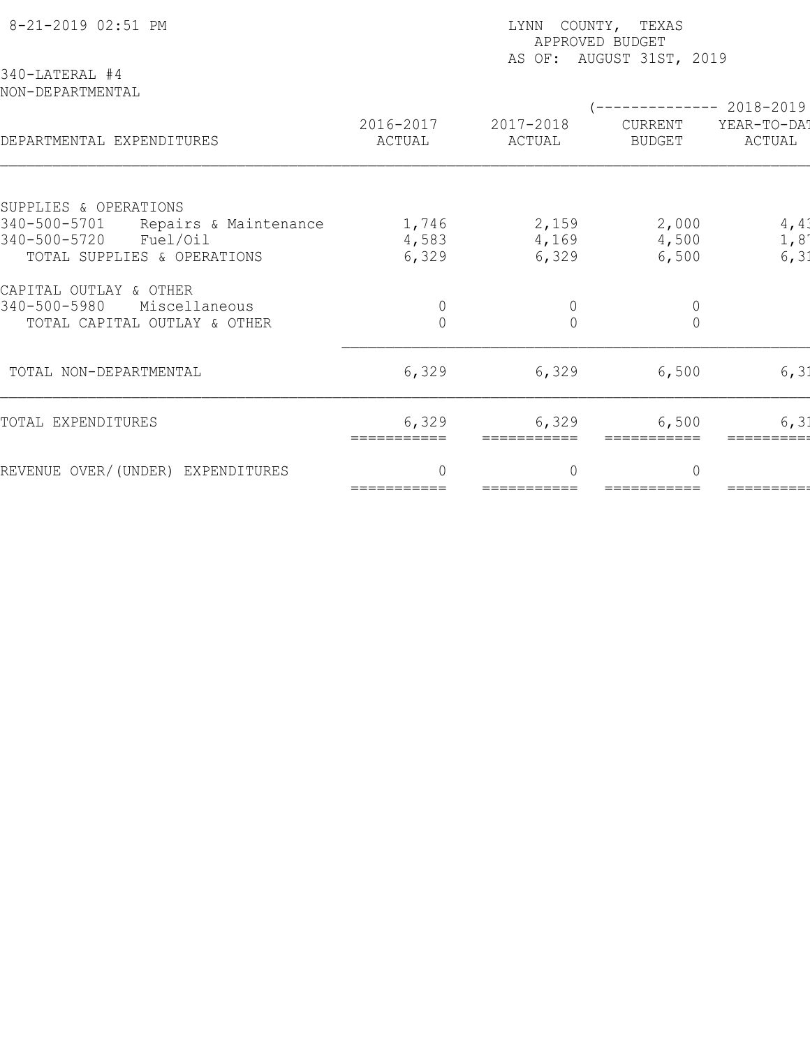8-21-2019 02:51 PM

LYNN COUNTY, TEXAS
APPROVED BUDGET
AS OF: AUGUST 31ST, 2019

340-LATERAL #4
NON-DEPARTMENTAL

| DEPARTMENTAL EXPENDITURES | 2016-2017 ACTUAL | 2017-2018 ACTUAL | (-------------- 2018-2019 CURRENT BUDGET | YEAR-TO-DAT ACTUAL |
|---|---|---|---|---|
| SUPPLIES & OPERATIONS | | | | |
| 340-500-5701 Repairs & Maintenance | 1,746 | 2,159 | 2,000 | 4,43 |
| 340-500-5720 Fuel/Oil | 4,583 | 4,169 | 4,500 | 1,87 |
| TOTAL SUPPLIES & OPERATIONS | 6,329 | 6,329 | 6,500 | 6,31 |
| CAPITAL OUTLAY & OTHER | | | | |
| 340-500-5980 Miscellaneous | 0 | 0 | 0 | |
| TOTAL CAPITAL OUTLAY & OTHER | 0 | 0 | 0 | |
| TOTAL NON-DEPARTMENTAL | 6,329 | 6,329 | 6,500 | 6,31 |
| TOTAL EXPENDITURES | 6,329 | 6,329 | 6,500 | 6,31 |
| REVENUE OVER/(UNDER) EXPENDITURES | 0 | 0 | 0 | |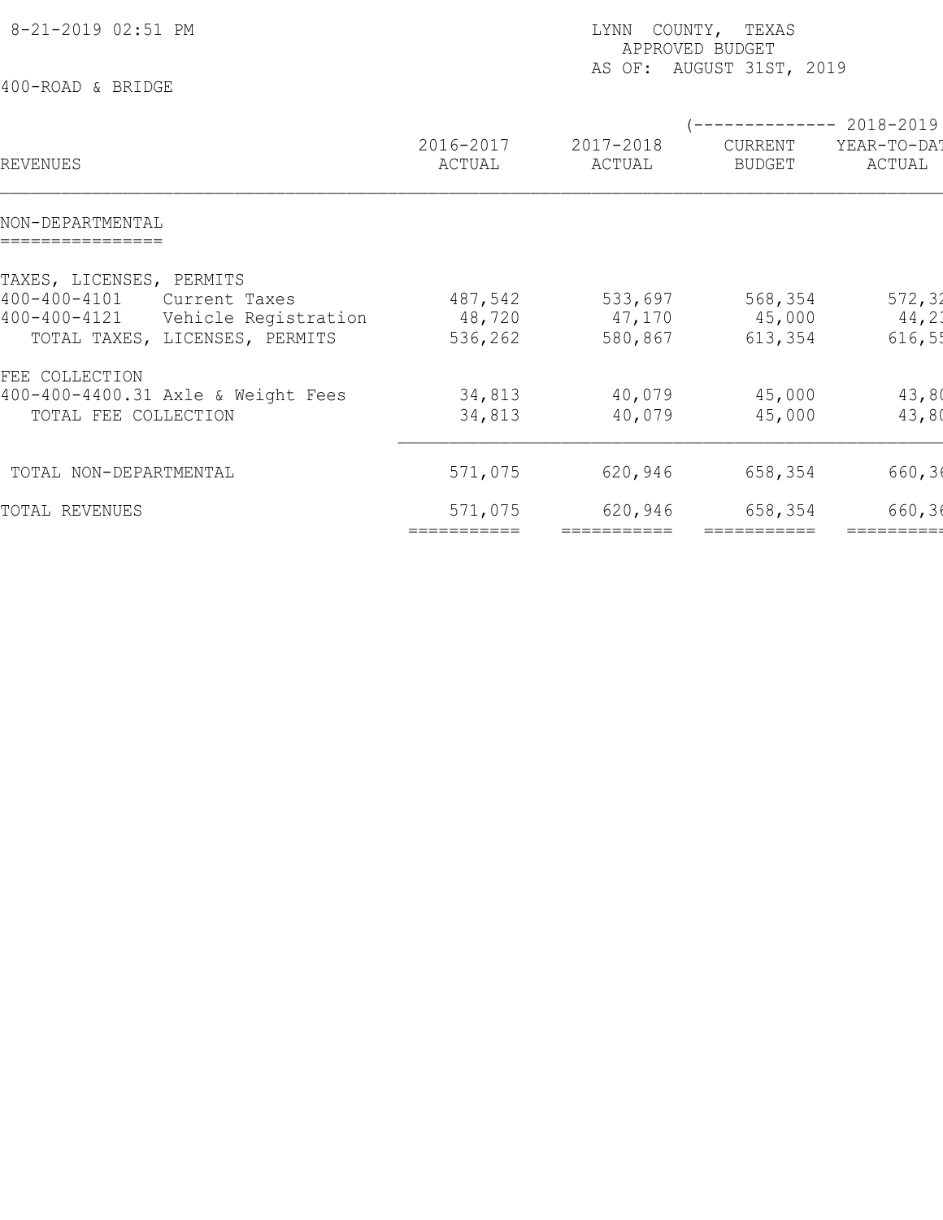8-21-2019 02:51 PM

LYNN COUNTY, TEXAS
APPROVED BUDGET
AS OF: AUGUST 31ST, 2019

400-ROAD & BRIDGE

| REVENUES | 2016-2017 ACTUAL | 2017-2018 ACTUAL | (-------------- 2018-2019 CURRENT BUDGET | YEAR-TO-DAT ACTUAL |
|---|---|---|---|---|
| **NON-DEPARTMENTAL** | | | | |
| TAXES, LICENSES, PERMITS | | | | |
| 400-400-4101 Current Taxes | 487,542 | 533,697 | 568,354 | 572,32 |
| 400-400-4121 Vehicle Registration | 48,720 | 47,170 | 45,000 | 44,23 |
| TOTAL TAXES, LICENSES, PERMITS | 536,262 | 580,867 | 613,354 | 616,55 |
| FEE COLLECTION | | | | |
| 400-400-4400.31 Axle & Weight Fees | 34,813 | 40,079 | 45,000 | 43,80 |
| TOTAL FEE COLLECTION | 34,813 | 40,079 | 45,000 | 43,80 |
| TOTAL NON-DEPARTMENTAL | 571,075 | 620,946 | 658,354 | 660,36 |
| TOTAL REVENUES | 571,075 | 620,946 | 658,354 | 660,36 |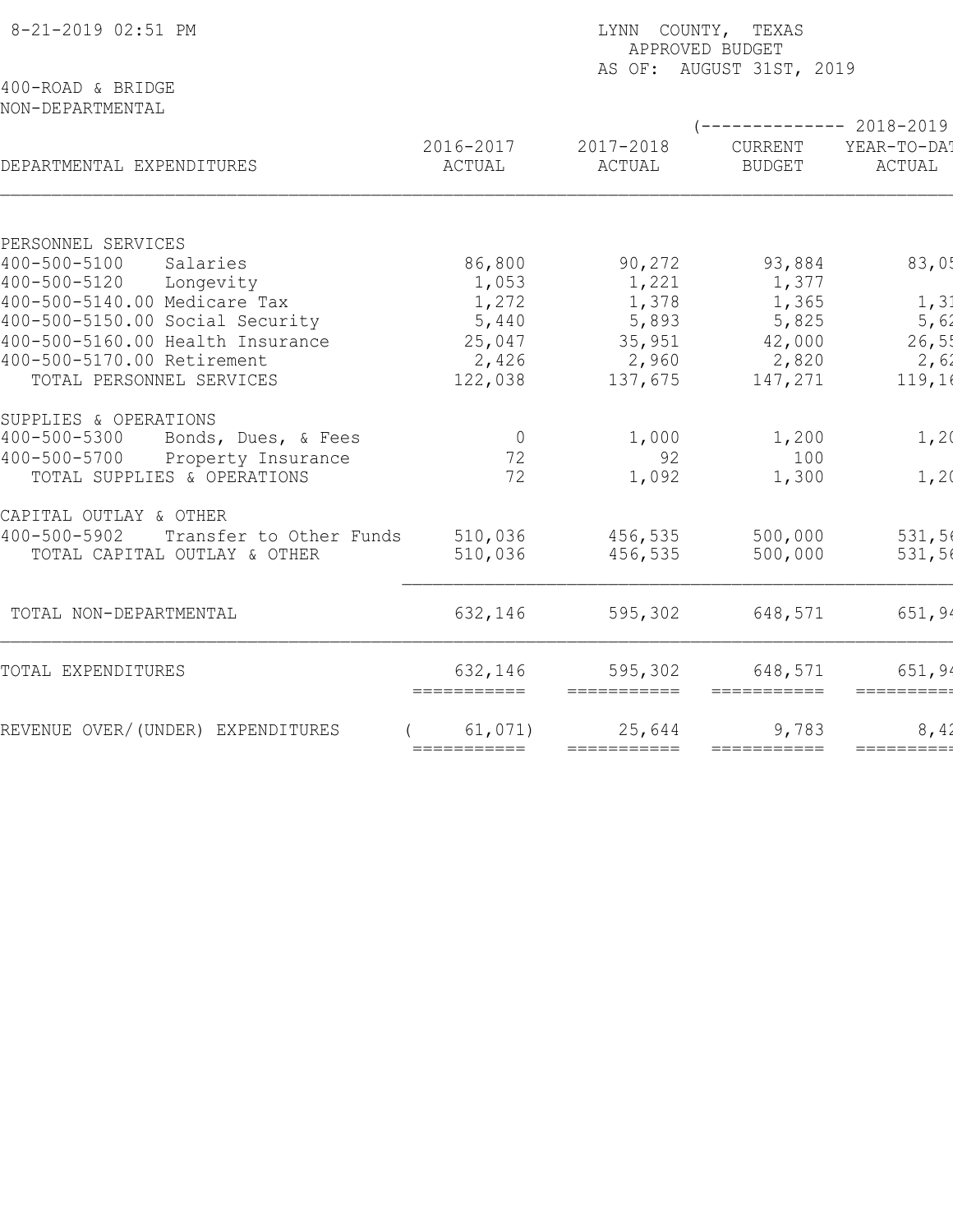8-21-2019 02:51 PM

LYNN COUNTY, TEXAS
APPROVED BUDGET
AS OF: AUGUST 31ST, 2019

400-ROAD & BRIDGE
NON-DEPARTMENTAL

| DEPARTMENTAL EXPENDITURES | 2016-2017 ACTUAL | 2017-2018 ACTUAL | (-------------- 2018-2019 CURRENT BUDGET | YEAR-TO-DAT ACTUAL |
|---|---|---|---|---|
| PERSONNEL SERVICES | | | | |
| 400-500-5100 Salaries | 86,800 | 90,272 | 93,884 | 83,05 |
| 400-500-5120 Longevity | 1,053 | 1,221 | 1,377 | |
| 400-500-5140.00 Medicare Tax | 1,272 | 1,378 | 1,365 | 1,31 |
| 400-500-5150.00 Social Security | 5,440 | 5,893 | 5,825 | 5,62 |
| 400-500-5160.00 Health Insurance | 25,047 | 35,951 | 42,000 | 26,55 |
| 400-500-5170.00 Retirement | 2,426 | 2,960 | 2,820 | 2,62 |
| TOTAL PERSONNEL SERVICES | 122,038 | 137,675 | 147,271 | 119,16 |
| SUPPLIES & OPERATIONS | | | | |
| 400-500-5300 Bonds, Dues, & Fees | 0 | 1,000 | 1,200 | 1,20 |
| 400-500-5700 Property Insurance | 72 | 92 | 100 | |
| TOTAL SUPPLIES & OPERATIONS | 72 | 1,092 | 1,300 | 1,20 |
| CAPITAL OUTLAY & OTHER | | | | |
| 400-500-5902 Transfer to Other Funds | 510,036 | 456,535 | 500,000 | 531,56 |
| TOTAL CAPITAL OUTLAY & OTHER | 510,036 | 456,535 | 500,000 | 531,56 |
| TOTAL NON-DEPARTMENTAL | 632,146 | 595,302 | 648,571 | 651,94 |
| TOTAL EXPENDITURES | 632,146 | 595,302 | 648,571 | 651,94 |
| REVENUE OVER/(UNDER) EXPENDITURES | ( 61,071) | 25,644 | 9,783 | 8,42 |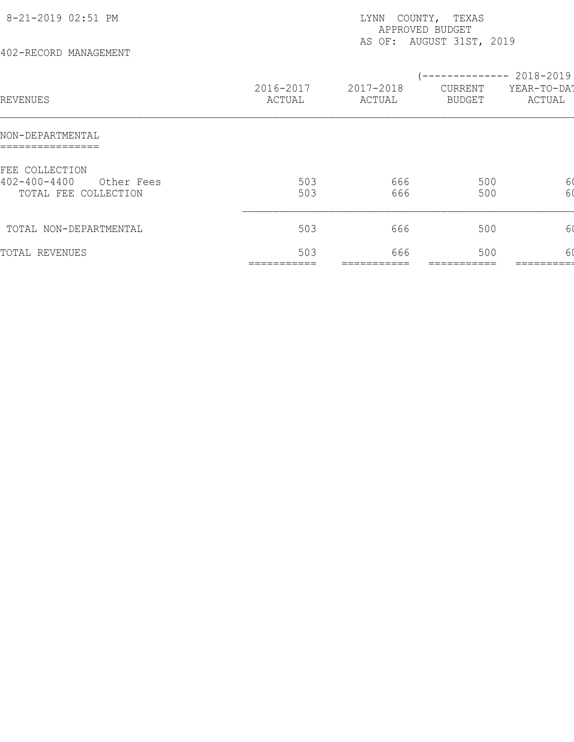8-21-2019 02:51 PM

LYNN COUNTY, TEXAS
APPROVED BUDGET
AS OF: AUGUST 31ST, 2019

402-RECORD MANAGEMENT

| REVENUES | 2016-2017 ACTUAL | 2017-2018 ACTUAL | (-------------- 2018-2019 CURRENT BUDGET | YEAR-TO-DAT ACTUAL |
|---|---|---|---|---|
| **NON-DEPARTMENTAL** | | | | |
| FEE COLLECTION | | | | |
| 402-400-4400 Other Fees | 503 | 666 | 500 | 6( |
| TOTAL FEE COLLECTION | 503 | 666 | 500 | 6( |
| TOTAL NON-DEPARTMENTAL | 503 | 666 | 500 | 6( |
| TOTAL REVENUES | 503 | 666 | 500 | 6( |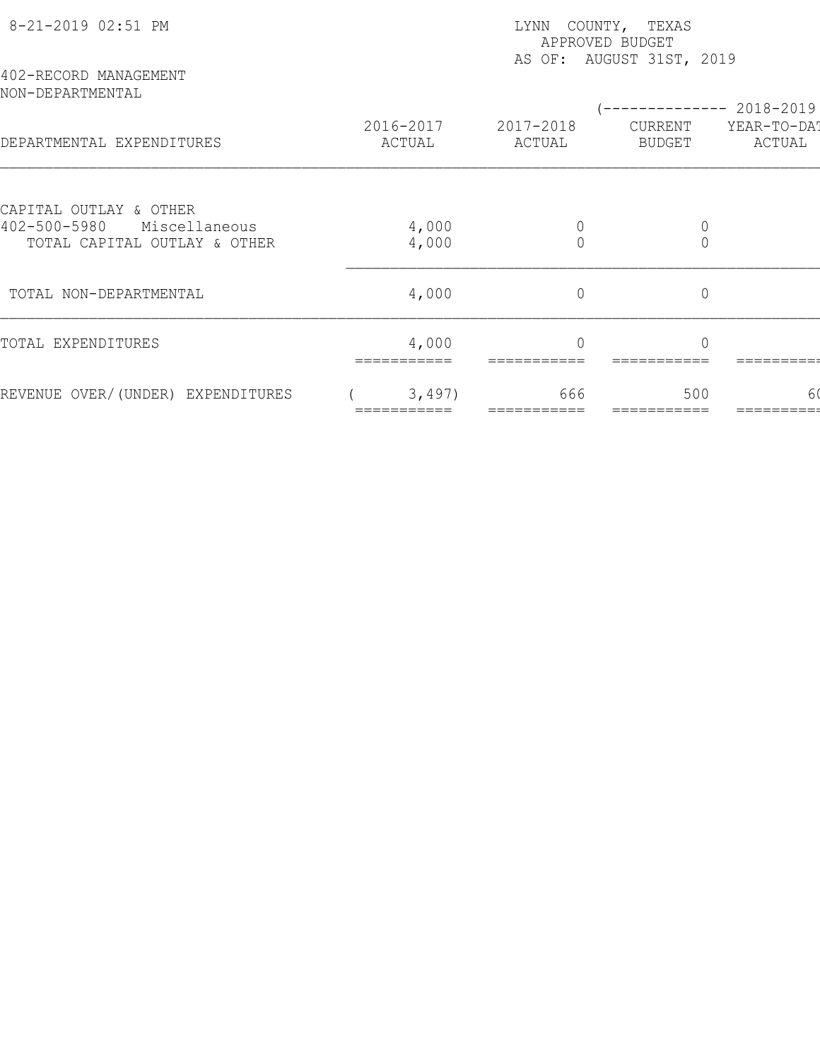8-21-2019 02:51 PM

LYNN COUNTY, TEXAS
APPROVED BUDGET
AS OF: AUGUST 31ST, 2019

402-RECORD MANAGEMENT
NON-DEPARTMENTAL

| DEPARTMENTAL EXPENDITURES | 2016-2017 ACTUAL | 2017-2018 ACTUAL | (-------------- 2018-2019 CURRENT BUDGET | YEAR-TO-DAT ACTUAL |
|---|---|---|---|---|
| CAPITAL OUTLAY & OTHER | | | | |
| 402-500-5980 Miscellaneous | 4,000 | 0 | 0 | |
| TOTAL CAPITAL OUTLAY & OTHER | 4,000 | 0 | 0 | |
| TOTAL NON-DEPARTMENTAL | 4,000 | 0 | 0 | |
| TOTAL EXPENDITURES | 4,000 | 0 | 0 | |
| REVENUE OVER/(UNDER) EXPENDITURES | ( 3,497) | 666 | 500 | 6( |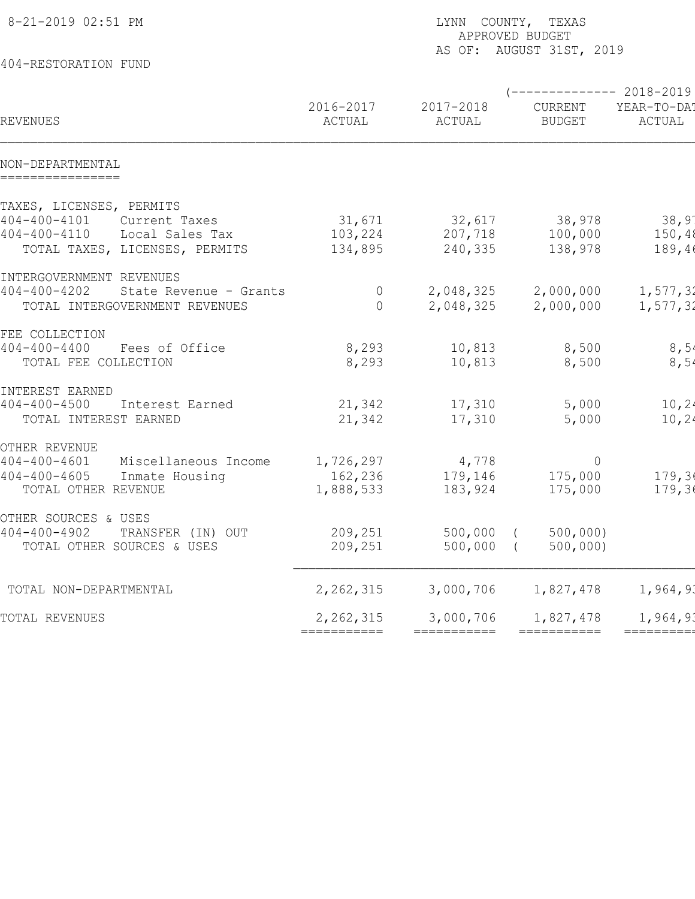8-21-2019 02:51 PM

LYNN COUNTY, TEXAS
APPROVED BUDGET
AS OF: AUGUST 31ST, 2019

404-RESTORATION FUND

| REVENUES | | 2016-2017 ACTUAL | 2017-2018 ACTUAL | (-------------- 2018-2019 CURRENT BUDGET | YEAR-TO-DAT ACTUAL |
|---|---|---|---|---|---|
| NON-DEPARTMENTAL | | | | | |
| TAXES, LICENSES, PERMITS | | | | | |
| 404-400-4101 | Current Taxes | 31,671 | 32,617 | 38,978 | 38,9 |
| 404-400-4110 | Local Sales Tax | 103,224 | 207,718 | 100,000 | 150,4 |
| TOTAL TAXES, LICENSES, PERMITS | | 134,895 | 240,335 | 138,978 | 189,4 |
| INTERGOVERNMENT REVENUES | | | | | |
| 404-400-4202 | State Revenue - Grants | 0 | 2,048,325 | 2,000,000 | 1,577,3 |
| TOTAL INTERGOVERNMENT REVENUES | | 0 | 2,048,325 | 2,000,000 | 1,577,3 |
| FEE COLLECTION | | | | | |
| 404-400-4400 | Fees of Office | 8,293 | 10,813 | 8,500 | 8,5 |
| TOTAL FEE COLLECTION | | 8,293 | 10,813 | 8,500 | 8,5 |
| INTEREST EARNED | | | | | |
| 404-400-4500 | Interest Earned | 21,342 | 17,310 | 5,000 | 10,2 |
| TOTAL INTEREST EARNED | | 21,342 | 17,310 | 5,000 | 10,2 |
| OTHER REVENUE | | | | | |
| 404-400-4601 | Miscellaneous Income | 1,726,297 | 4,778 | 0 | |
| 404-400-4605 | Inmate Housing | 162,236 | 179,146 | 175,000 | 179,3 |
| TOTAL OTHER REVENUE | | 1,888,533 | 183,924 | 175,000 | 179,3 |
| OTHER SOURCES & USES | | | | | |
| 404-400-4902 | TRANSFER (IN) OUT | 209,251 | 500,000 | ( 500,000) | |
| TOTAL OTHER SOURCES & USES | | 209,251 | 500,000 | ( 500,000) | |
| TOTAL NON-DEPARTMENTAL | | 2,262,315 | 3,000,706 | 1,827,478 | 1,964,9 |
| TOTAL REVENUES | | 2,262,315 | 3,000,706 | 1,827,478 | 1,964,9 |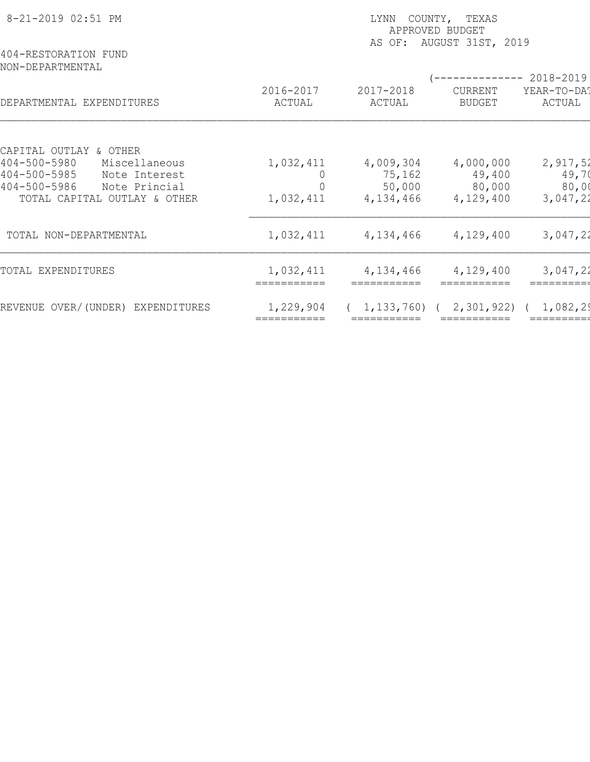8-21-2019 02:51 PM

LYNN COUNTY, TEXAS
APPROVED BUDGET
AS OF: AUGUST 31ST, 2019

404-RESTORATION FUND
NON-DEPARTMENTAL

| DEPARTMENTAL EXPENDITURES | 2016-2017 ACTUAL | 2017-2018 ACTUAL | (-------------- 2018-2019 CURRENT BUDGET | YEAR-TO-DAT ACTUAL |
|---|---|---|---|---|
| CAPITAL OUTLAY & OTHER | | | | |
| 404-500-5980 Miscellaneous | 1,032,411 | 4,009,304 | 4,000,000 | 2,917,52 |
| 404-500-5985 Note Interest | 0 | 75,162 | 49,400 | 49,70 |
| 404-500-5986 Note Princial | 0 | 50,000 | 80,000 | 80,00 |
| TOTAL CAPITAL OUTLAY & OTHER | 1,032,411 | 4,134,466 | 4,129,400 | 3,047,22 |
| TOTAL NON-DEPARTMENTAL | 1,032,411 | 4,134,466 | 4,129,400 | 3,047,22 |
| TOTAL EXPENDITURES | 1,032,411 | 4,134,466 | 4,129,400 | 3,047,22 |
| REVENUE OVER/(UNDER) EXPENDITURES | 1,229,904 | ( 1,133,760) | ( 2,301,922) | ( 1,082,29 |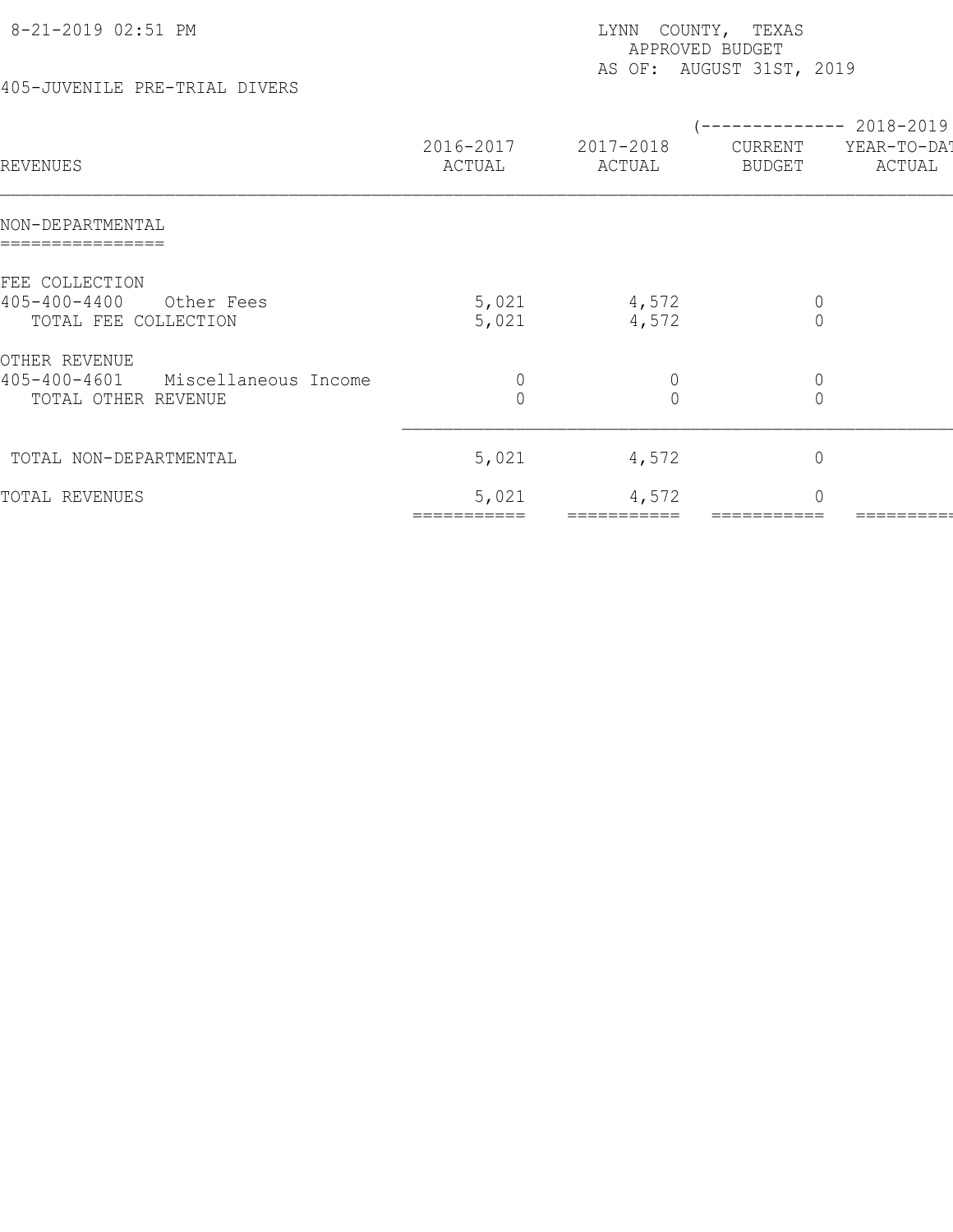LYNN COUNTY, TEXAS
APPROVED BUDGET
AS OF: AUGUST 31ST, 2019

8-21-2019 02:51 PM

405-JUVENILE PRE-TRIAL DIVERS

| REVENUES | 2016-2017 ACTUAL | 2017-2018 ACTUAL | (-------------- 2018-2019 CURRENT BUDGET | YEAR-TO-DAT ACTUAL |
|---|---|---|---|---|
| **NON-DEPARTMENTAL** | | | | |
| FEE COLLECTION | | | | |
| 405-400-4400 Other Fees | 5,021 | 4,572 | 0 | |
| TOTAL FEE COLLECTION | 5,021 | 4,572 | 0 | |
| OTHER REVENUE | | | | |
| 405-400-4601 Miscellaneous Income | 0 | 0 | 0 | |
| TOTAL OTHER REVENUE | 0 | 0 | 0 | |
| TOTAL NON-DEPARTMENTAL | 5,021 | 4,572 | 0 | |
| TOTAL REVENUES | 5,021 | 4,572 | 0 | |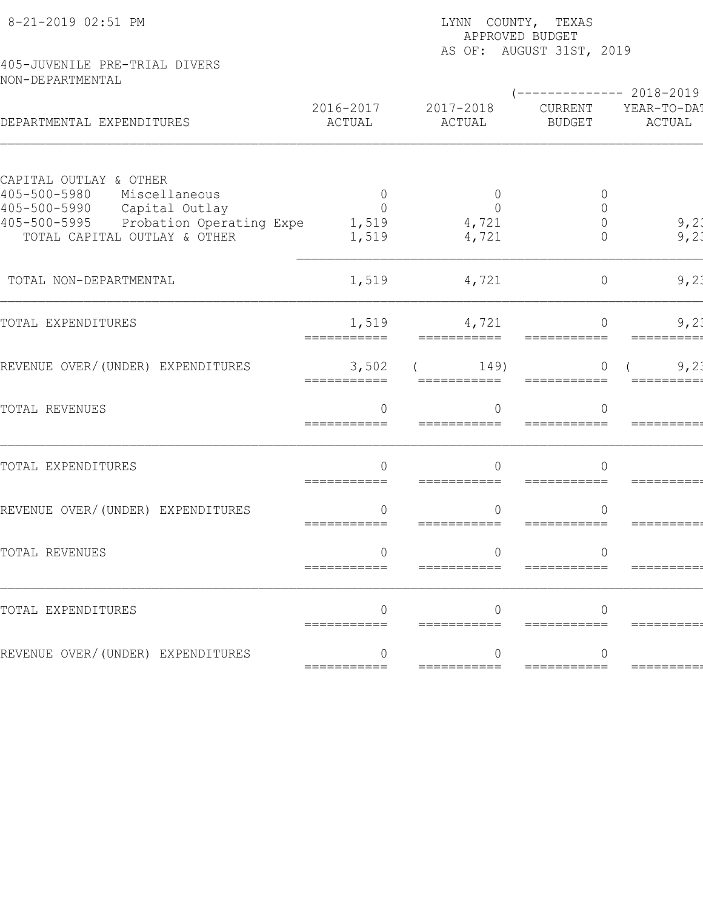8-21-2019 02:51 PM

LYNN COUNTY, TEXAS
APPROVED BUDGET
AS OF: AUGUST 31ST, 2019

405-JUVENILE PRE-TRIAL DIVERS
NON-DEPARTMENTAL

| DEPARTMENTAL EXPENDITURES | 2016-2017 ACTUAL | 2017-2018 ACTUAL | (-------------- 2018-2019 CURRENT BUDGET | YEAR-TO-DAT ACTUAL |
|---|---|---|---|---|
| CAPITAL OUTLAY & OTHER | | | | |
| 405-500-5980 Miscellaneous | 0 | 0 | 0 | |
| 405-500-5990 Capital Outlay | 0 | 0 | 0 | |
| 405-500-5995 Probation Operating Expe | 1,519 | 4,721 | 0 | 9,23 |
| TOTAL CAPITAL OUTLAY & OTHER | 1,519 | 4,721 | 0 | 9,23 |
| TOTAL NON-DEPARTMENTAL | 1,519 | 4,721 | 0 | 9,23 |
| TOTAL EXPENDITURES | 1,519 | 4,721 | 0 | 9,23 |
| REVENUE OVER/(UNDER) EXPENDITURES | 3,502 | ( 149) | 0 | ( 9,23 |
| TOTAL REVENUES | 0 | 0 | 0 | |
| TOTAL EXPENDITURES | 0 | 0 | 0 | |
| REVENUE OVER/(UNDER) EXPENDITURES | 0 | 0 | 0 | |
| TOTAL REVENUES | 0 | 0 | 0 | |
| TOTAL EXPENDITURES | 0 | 0 | 0 | |
| REVENUE OVER/(UNDER) EXPENDITURES | 0 | 0 | 0 | |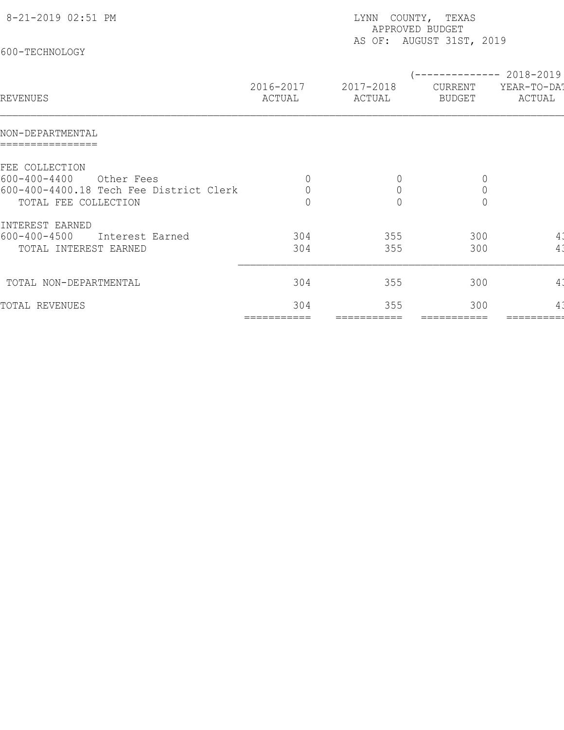8-21-2019 02:51 PM

LYNN COUNTY, TEXAS
APPROVED BUDGET
AS OF: AUGUST 31ST, 2019

600-TECHNOLOGY

| REVENUES | 2016-2017 ACTUAL | 2017-2018 ACTUAL | (-------------- 2018-2019 CURRENT BUDGET | YEAR-TO-DAT ACTUAL |
|---|---|---|---|---|
| **NON-DEPARTMENTAL** | | | | |
| FEE COLLECTION | | | | |
| 600-400-4400 Other Fees | 0 | 0 | 0 | |
| 600-400-4400.18 Tech Fee District Clerk | 0 | 0 | 0 | |
| TOTAL FEE COLLECTION | 0 | 0 | 0 | |
| INTEREST EARNED | | | | |
| 600-400-4500 Interest Earned | 304 | 355 | 300 | 43 |
| TOTAL INTEREST EARNED | 304 | 355 | 300 | 43 |
| TOTAL NON-DEPARTMENTAL | 304 | 355 | 300 | 43 |
| TOTAL REVENUES | 304 | 355 | 300 | 43 |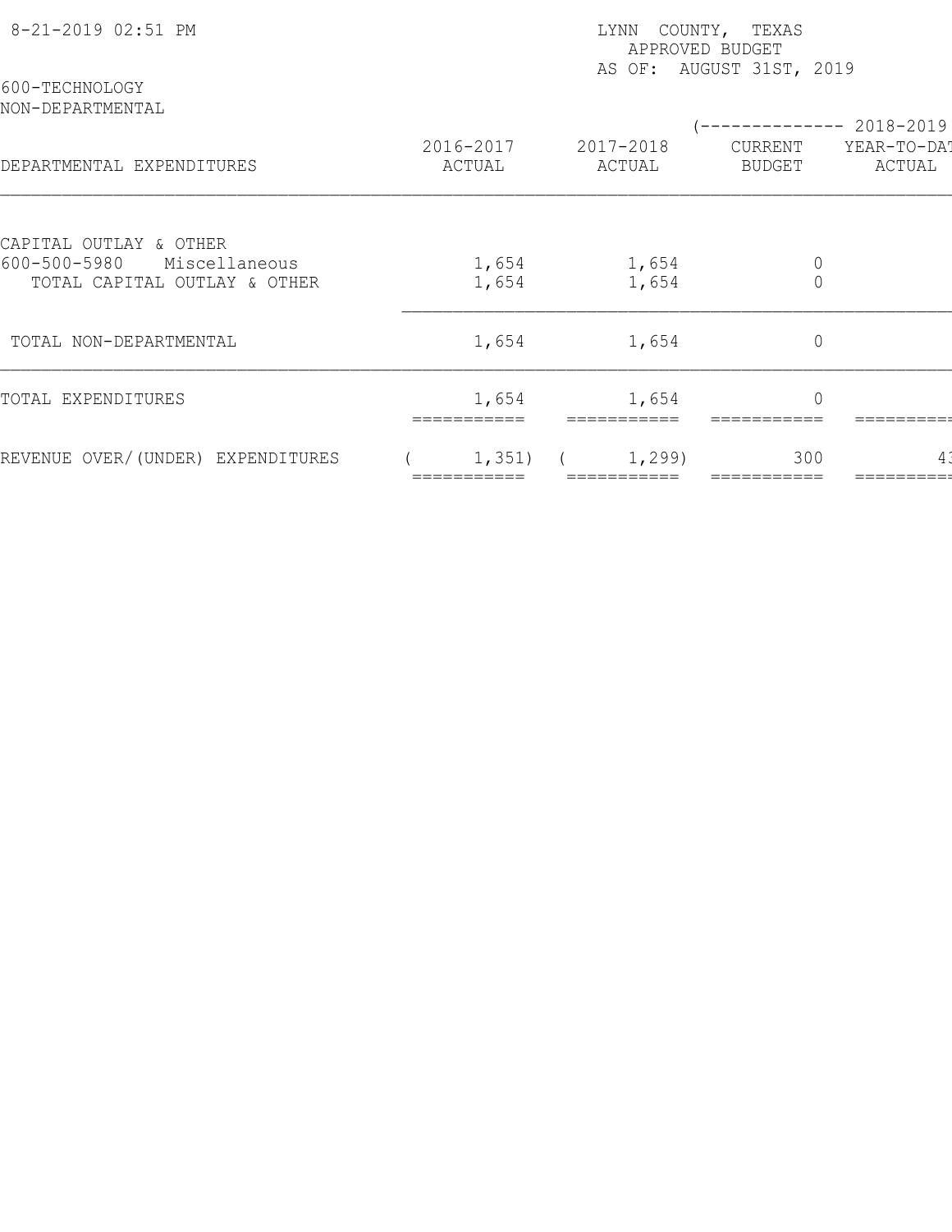LYNN COUNTY, TEXAS
APPROVED BUDGET
AS OF: AUGUST 31ST, 2019

8-21-2019 02:51 PM

600-TECHNOLOGY
NON-DEPARTMENTAL

| DEPARTMENTAL EXPENDITURES | 2016-2017 ACTUAL | 2017-2018 ACTUAL | (-------------- 2018-2019 CURRENT BUDGET | YEAR-TO-DAT ACTUAL |
|---|---|---|---|---|
| CAPITAL OUTLAY & OTHER | | | | |
| 600-500-5980 Miscellaneous | 1,654 | 1,654 | 0 | |
| TOTAL CAPITAL OUTLAY & OTHER | 1,654 | 1,654 | 0 | |
| TOTAL NON-DEPARTMENTAL | 1,654 | 1,654 | 0 | |
| TOTAL EXPENDITURES | 1,654 | 1,654 | 0 | |
| REVENUE OVER/(UNDER) EXPENDITURES | ( 1,351) | ( 1,299) | 300 | 43 |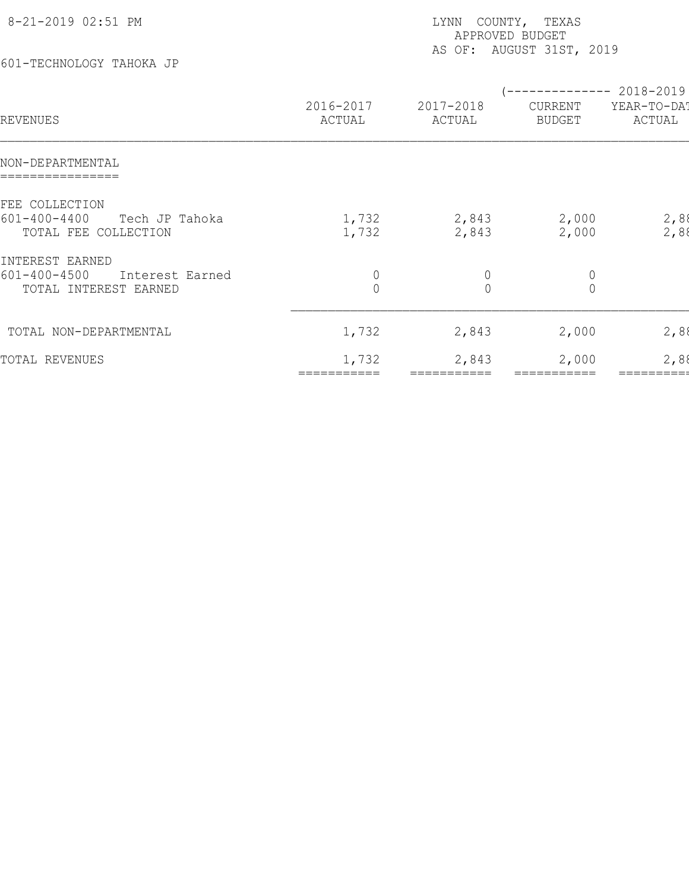8-21-2019 02:51 PM

LYNN COUNTY, TEXAS
APPROVED BUDGET
AS OF: AUGUST 31ST, 2019

601-TECHNOLOGY TAHOKA JP

| REVENUES | 2016-2017 ACTUAL | 2017-2018 ACTUAL | (-------------- 2018-2019 CURRENT BUDGET | YEAR-TO-DAT ACTUAL |
|---|---|---|---|---|
| **NON-DEPARTMENTAL** | | | | |
| FEE COLLECTION | | | | |
| 601-400-4400 Tech JP Tahoka | 1,732 | 2,843 | 2,000 | 2,88 |
| TOTAL FEE COLLECTION | 1,732 | 2,843 | 2,000 | 2,88 |
| INTEREST EARNED | | | | |
| 601-400-4500 Interest Earned | 0 | 0 | 0 | |
| TOTAL INTEREST EARNED | 0 | 0 | 0 | |
| TOTAL NON-DEPARTMENTAL | 1,732 | 2,843 | 2,000 | 2,88 |
| TOTAL REVENUES | 1,732 | 2,843 | 2,000 | 2,88 |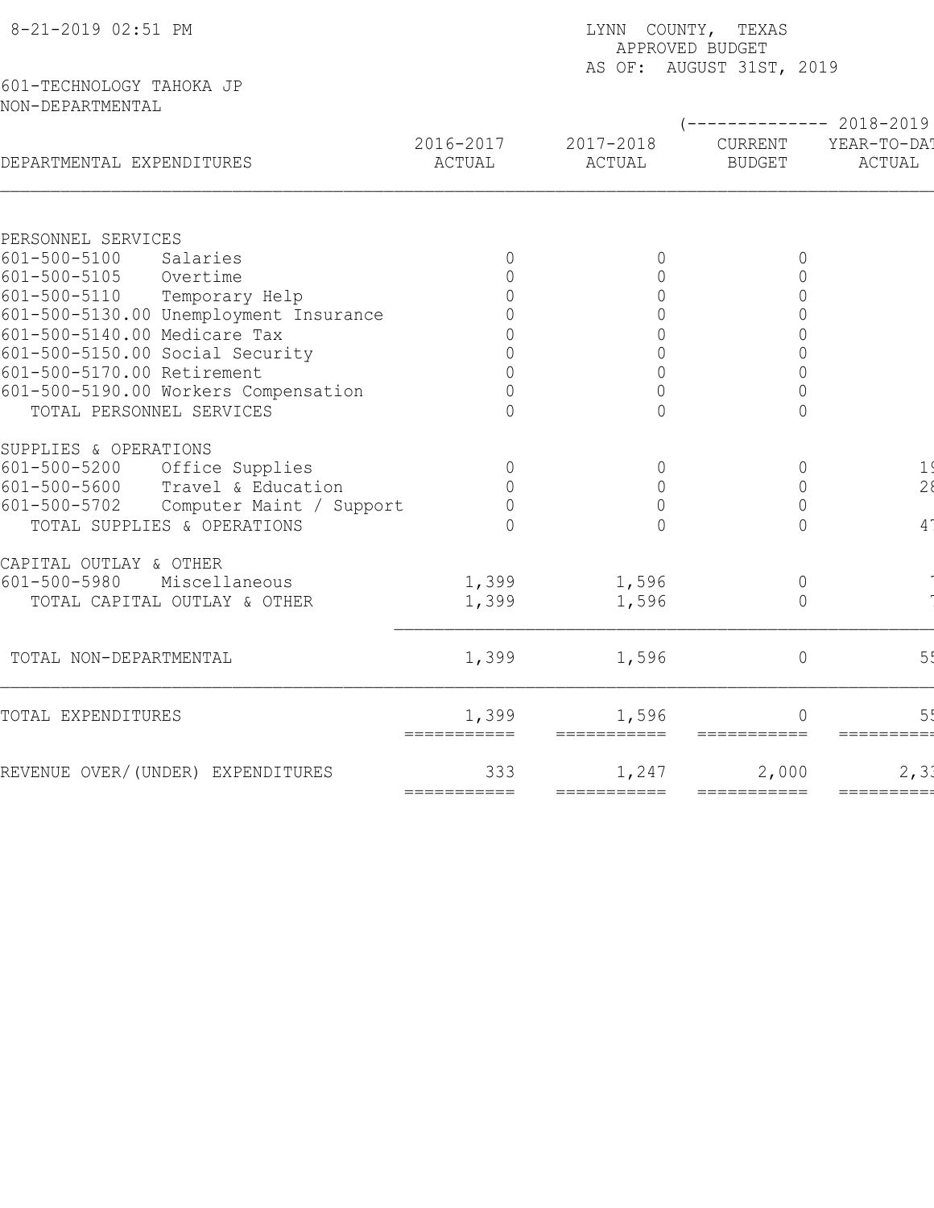8-21-2019 02:51 PM

LYNN COUNTY, TEXAS
APPROVED BUDGET
AS OF: AUGUST 31ST, 2019

601-TECHNOLOGY TAHOKA JP
NON-DEPARTMENTAL

| DEPARTMENTAL EXPENDITURES | 2016-2017 ACTUAL | 2017-2018 ACTUAL | (-------------- 2018-2019 CURRENT BUDGET | YEAR-TO-DAT ACTUAL |
|---|---|---|---|---|
| **PERSONNEL SERVICES** | | | | |
| 601-500-5100 Salaries | 0 | 0 | 0 | |
| 601-500-5105 Overtime | 0 | 0 | 0 | |
| 601-500-5110 Temporary Help | 0 | 0 | 0 | |
| 601-500-5130.00 Unemployment Insurance | 0 | 0 | 0 | |
| 601-500-5140.00 Medicare Tax | 0 | 0 | 0 | |
| 601-500-5150.00 Social Security | 0 | 0 | 0 | |
| 601-500-5170.00 Retirement | 0 | 0 | 0 | |
| 601-500-5190.00 Workers Compensation | 0 | 0 | 0 | |
| TOTAL PERSONNEL SERVICES | 0 | 0 | 0 | |
| **SUPPLIES & OPERATIONS** | | | | |
| 601-500-5200 Office Supplies | 0 | 0 | 0 | 1 |
| 601-500-5600 Travel & Education | 0 | 0 | 0 | 2 |
| 601-500-5702 Computer Maint / Support | 0 | 0 | 0 | |
| TOTAL SUPPLIES & OPERATIONS | 0 | 0 | 0 | 4 |
| **CAPITAL OUTLAY & OTHER** | | | | |
| 601-500-5980 Miscellaneous | 1,399 | 1,596 | 0 | |
| TOTAL CAPITAL OUTLAY & OTHER | 1,399 | 1,596 | 0 | |
| TOTAL NON-DEPARTMENTAL | 1,399 | 1,596 | 0 | 5 |
| TOTAL EXPENDITURES | 1,399 | 1,596 | 0 | 5 |
| REVENUE OVER/(UNDER) EXPENDITURES | 333 | 1,247 | 2,000 | 2,3 |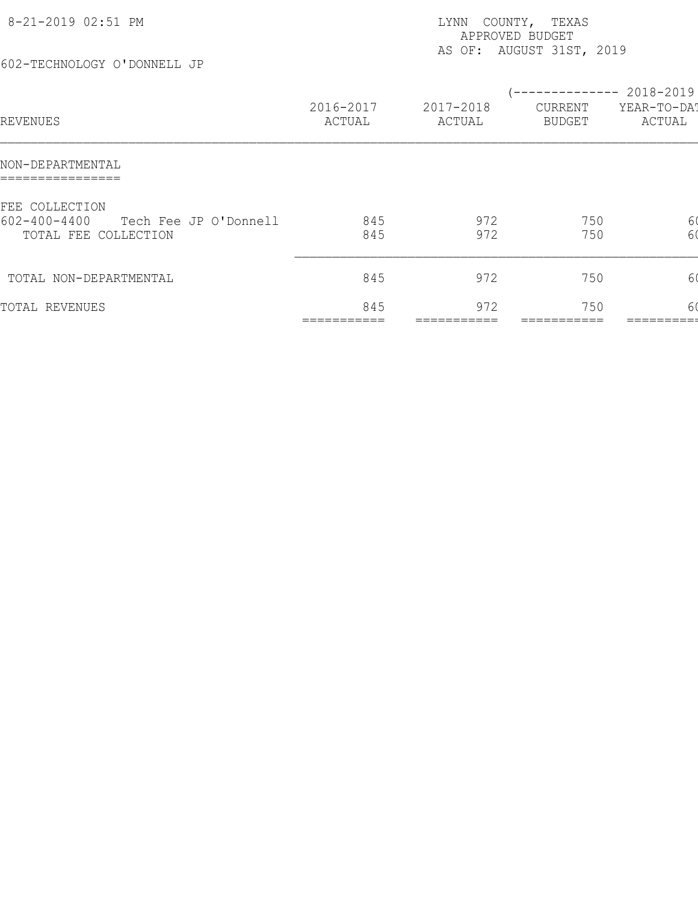8-21-2019 02:51 PM

LYNN COUNTY, TEXAS
APPROVED BUDGET
AS OF: AUGUST 31ST, 2019

602-TECHNOLOGY O'DONNELL JP

| REVENUES | 2016-2017 ACTUAL | 2017-2018 ACTUAL | (-------------- 2018-2019 CURRENT BUDGET | YEAR-TO-DAT ACTUAL |
|---|---|---|---|---|
| NON-DEPARTMENTAL | | | | |
| FEE COLLECTION | | | | |
| 602-400-4400 Tech Fee JP O'Donnell | 845 | 972 | 750 | 60 |
| TOTAL FEE COLLECTION | 845 | 972 | 750 | 60 |
| TOTAL NON-DEPARTMENTAL | 845 | 972 | 750 | 60 |
| TOTAL REVENUES | 845 | 972 | 750 | 60 |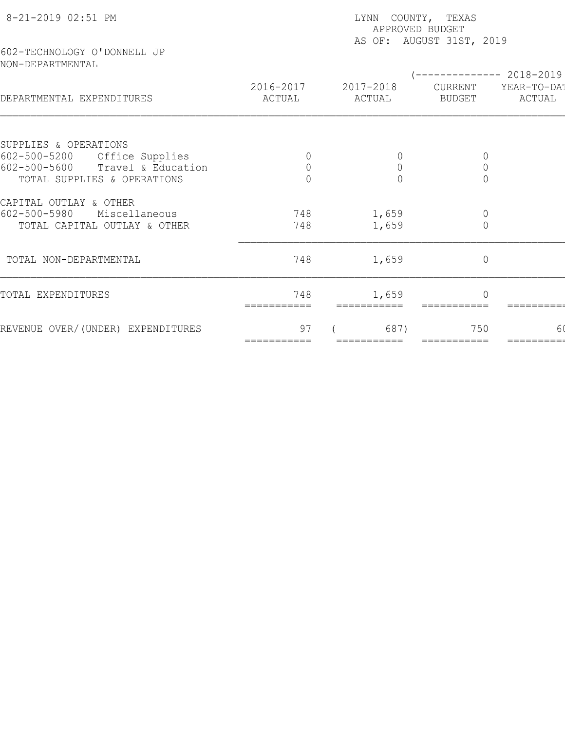8-21-2019 02:51 PM

LYNN COUNTY, TEXAS
APPROVED BUDGET
AS OF: AUGUST 31ST, 2019

602-TECHNOLOGY O'DONNELL JP
NON-DEPARTMENTAL

| DEPARTMENTAL EXPENDITURES | 2016-2017 ACTUAL | 2017-2018 ACTUAL | (-------------- 2018-2019 CURRENT BUDGET | YEAR-TO-DAT ACTUAL |
|---|---|---|---|---|
| SUPPLIES & OPERATIONS | | | | |
| 602-500-5200 Office Supplies | 0 | 0 | 0 | |
| 602-500-5600 Travel & Education | 0 | 0 | 0 | |
| TOTAL SUPPLIES & OPERATIONS | 0 | 0 | 0 | |
| CAPITAL OUTLAY & OTHER | | | | |
| 602-500-5980 Miscellaneous | 748 | 1,659 | 0 | |
| TOTAL CAPITAL OUTLAY & OTHER | 748 | 1,659 | 0 | |
| TOTAL NON-DEPARTMENTAL | 748 | 1,659 | 0 | |
| TOTAL EXPENDITURES | 748 | 1,659 | 0 | |
| REVENUE OVER/(UNDER) EXPENDITURES | 97 | ( 687) | 750 | 6( |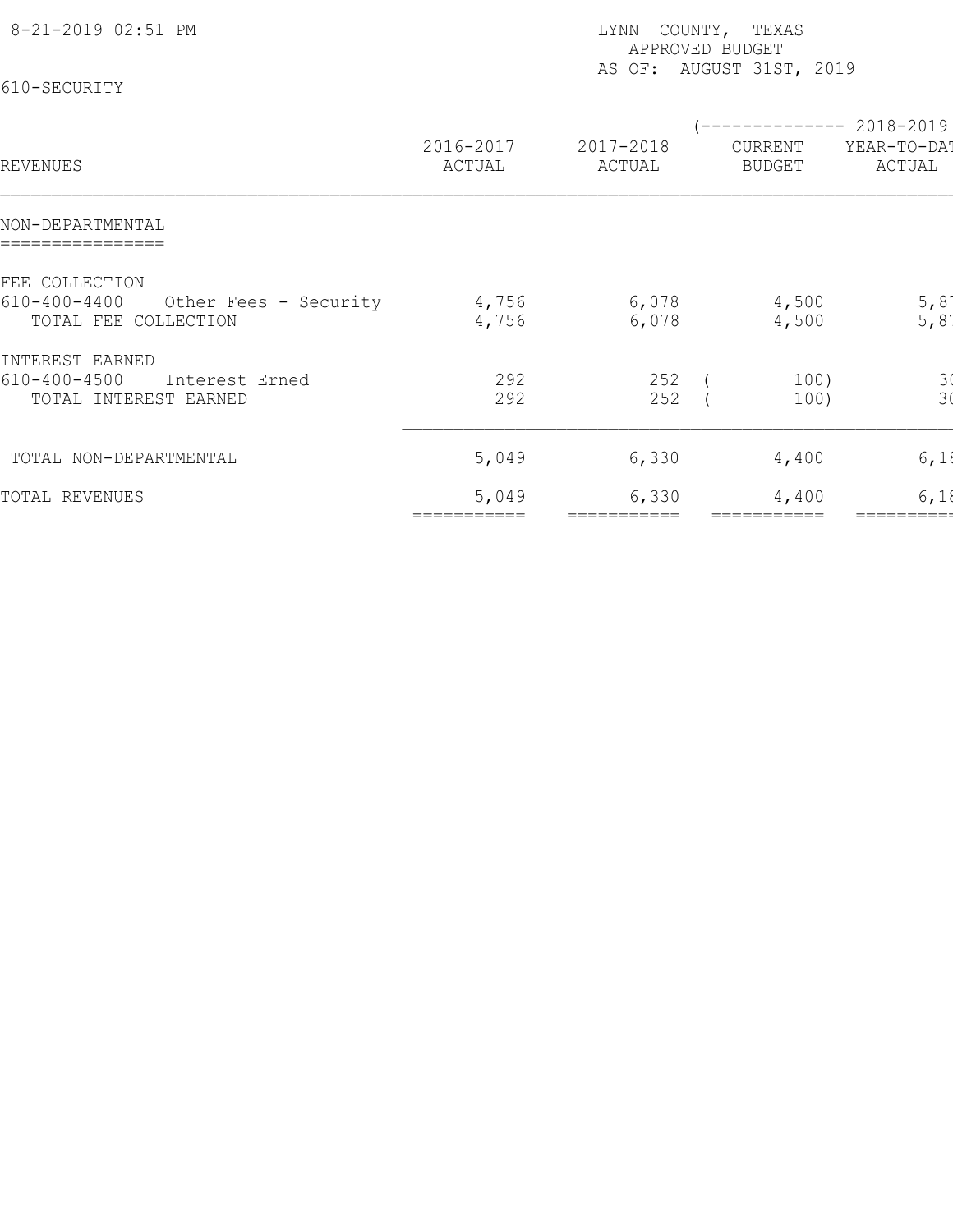8-21-2019 02:51 PM

LYNN COUNTY, TEXAS
APPROVED BUDGET
AS OF: AUGUST 31ST, 2019

610-SECURITY

| REVENUES | 2016-2017 ACTUAL | 2017-2018 ACTUAL | 2018-2019 CURRENT BUDGET | 2018-2019 YEAR-TO-DAT ACTUAL |
|---|---|---|---|---|
| **NON-DEPARTMENTAL** | | | | |
| FEE COLLECTION | | | | |
| 610-400-4400 Other Fees - Security | 4,756 | 6,078 | 4,500 | 5,8 |
| TOTAL FEE COLLECTION | 4,756 | 6,078 | 4,500 | 5,8 |
| INTEREST EARNED | | | | |
| 610-400-4500 Interest Erned | 292 | 252 | ( 100) | 3( |
| TOTAL INTEREST EARNED | 292 | 252 | ( 100) | 3( |
| TOTAL NON-DEPARTMENTAL | 5,049 | 6,330 | 4,400 | 6,1 |
| TOTAL REVENUES | 5,049 | 6,330 | 4,400 | 6,1 |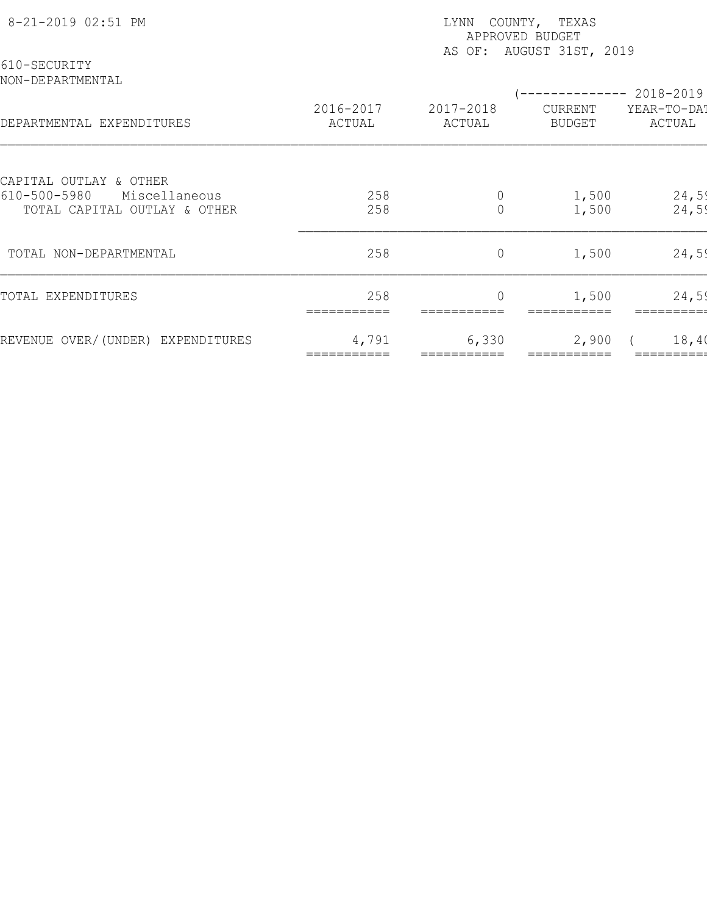8-21-2019 02:51 PM

LYNN COUNTY, TEXAS
APPROVED BUDGET
AS OF: AUGUST 31ST, 2019

610-SECURITY
NON-DEPARTMENTAL

| DEPARTMENTAL EXPENDITURES | 2016-2017 ACTUAL | 2017-2018 ACTUAL | (-------------- 2018-2019 CURRENT BUDGET | YEAR-TO-DAT ACTUAL |
|---|---|---|---|---|
| CAPITAL OUTLAY & OTHER | | | | |
| 610-500-5980 Miscellaneous | 258 | 0 | 1,500 | 24,59 |
| TOTAL CAPITAL OUTLAY & OTHER | 258 | 0 | 1,500 | 24,59 |
| TOTAL NON-DEPARTMENTAL | 258 | 0 | 1,500 | 24,59 |
| TOTAL EXPENDITURES | 258 | 0 | 1,500 | 24,59 |
| REVENUE OVER/(UNDER) EXPENDITURES | 4,791 | 6,330 | 2,900 | ( 18,40 |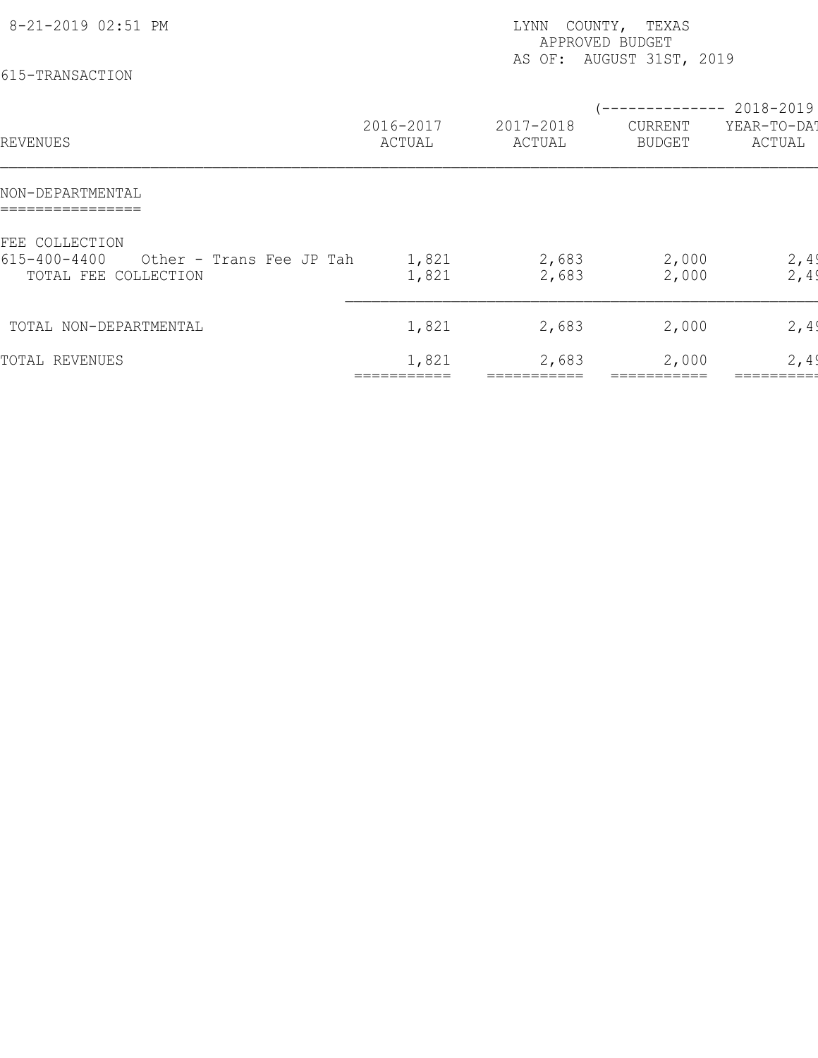8-21-2019 02:51 PM

LYNN COUNTY, TEXAS
APPROVED BUDGET
AS OF: AUGUST 31ST, 2019

615-TRANSACTION

| REVENUES | 2016-2017 ACTUAL | 2017-2018 ACTUAL | (-------------- 2018-2019 CURRENT BUDGET | YEAR-TO-DAT ACTUAL |
|---|---|---|---|---|
| **NON-DEPARTMENTAL** | | | | |
| FEE COLLECTION | | | | |
| 615-400-4400 Other - Trans Fee JP Tah | 1,821 | 2,683 | 2,000 | 2,4 |
| TOTAL FEE COLLECTION | 1,821 | 2,683 | 2,000 | 2,4 |
| TOTAL NON-DEPARTMENTAL | 1,821 | 2,683 | 2,000 | 2,4 |
| TOTAL REVENUES | 1,821 | 2,683 | 2,000 | 2,4 |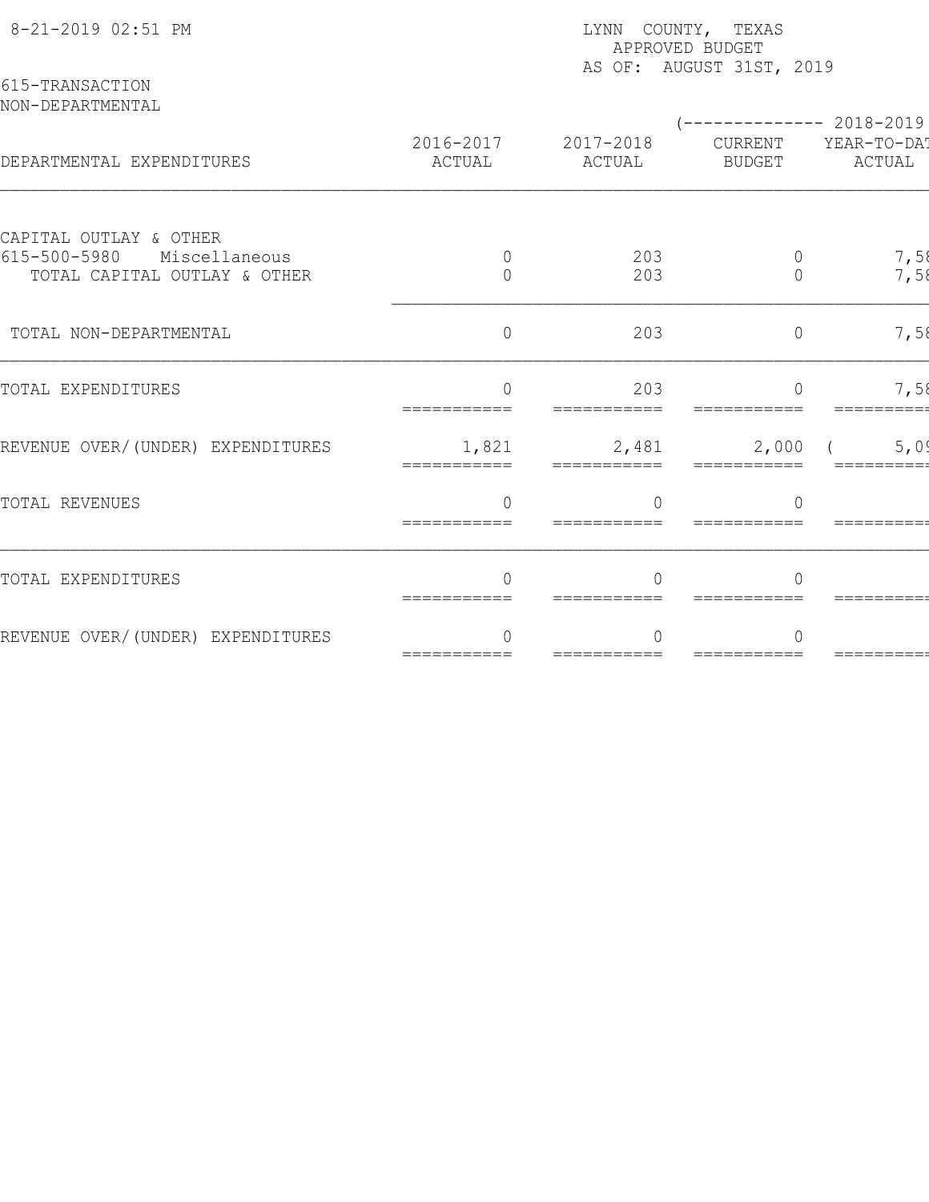8-21-2019 02:51 PM

LYNN COUNTY, TEXAS
APPROVED BUDGET
AS OF: AUGUST 31ST, 2019

615-TRANSACTION
NON-DEPARTMENTAL

| DEPARTMENTAL EXPENDITURES | 2016-2017 ACTUAL | 2017-2018 ACTUAL | (-------------- 2018-2019 CURRENT BUDGET | YEAR-TO-DAT ACTUAL |
|---|---|---|---|---|
| CAPITAL OUTLAY & OTHER | | | | |
| 615-500-5980 Miscellaneous | 0 | 203 | 0 | 7,58 |
| TOTAL CAPITAL OUTLAY & OTHER | 0 | 203 | 0 | 7,58 |
| TOTAL NON-DEPARTMENTAL | 0 | 203 | 0 | 7,58 |
| TOTAL EXPENDITURES | 0 | 203 | 0 | 7,58 |
| REVENUE OVER/(UNDER) EXPENDITURES | 1,821 | 2,481 | 2,000 | ( 5,09 |
| TOTAL REVENUES | 0 | 0 | 0 | |
| TOTAL EXPENDITURES | 0 | 0 | 0 | |
| REVENUE OVER/(UNDER) EXPENDITURES | 0 | 0 | 0 | |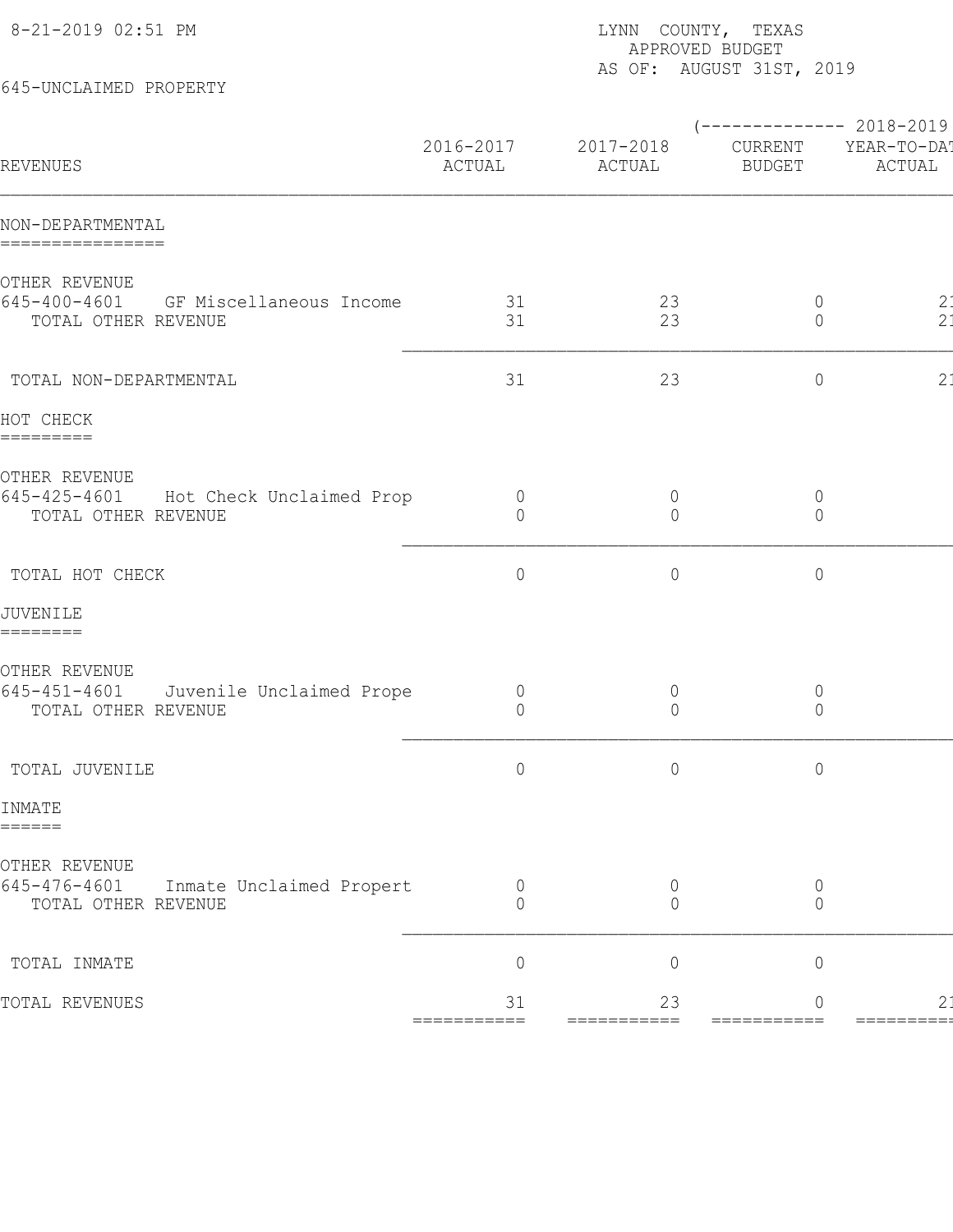8-21-2019 02:51 PM

LYNN COUNTY, TEXAS
APPROVED BUDGET
AS OF: AUGUST 31ST, 2019

645-UNCLAIMED PROPERTY

| REVENUES | 2016-2017 ACTUAL | 2017-2018 ACTUAL | (-------------- 2018-2019 CURRENT BUDGET | YEAR-TO-DAT ACTUAL |
|---|---|---|---|---|
| **NON-DEPARTMENTAL** | | | | |
| OTHER REVENUE | | | | |
| 645-400-4601 GF Miscellaneous Income | 31 | 23 | 0 | 21 |
| TOTAL OTHER REVENUE | 31 | 23 | 0 | 21 |
| TOTAL NON-DEPARTMENTAL | 31 | 23 | 0 | 21 |
| **HOT CHECK** | | | | |
| OTHER REVENUE | | | | |
| 645-425-4601 Hot Check Unclaimed Prop | 0 | 0 | 0 | |
| TOTAL OTHER REVENUE | 0 | 0 | 0 | |
| TOTAL HOT CHECK | 0 | 0 | 0 | |
| **JUVENILE** | | | | |
| OTHER REVENUE | | | | |
| 645-451-4601 Juvenile Unclaimed Prope | 0 | 0 | 0 | |
| TOTAL OTHER REVENUE | 0 | 0 | 0 | |
| TOTAL JUVENILE | 0 | 0 | 0 | |
| **INMATE** | | | | |
| OTHER REVENUE | | | | |
| 645-476-4601 Inmate Unclaimed Propert | 0 | 0 | 0 | |
| TOTAL OTHER REVENUE | 0 | 0 | 0 | |
| TOTAL INMATE | 0 | 0 | 0 | |
| TOTAL REVENUES | 31 | 23 | 0 | 21 |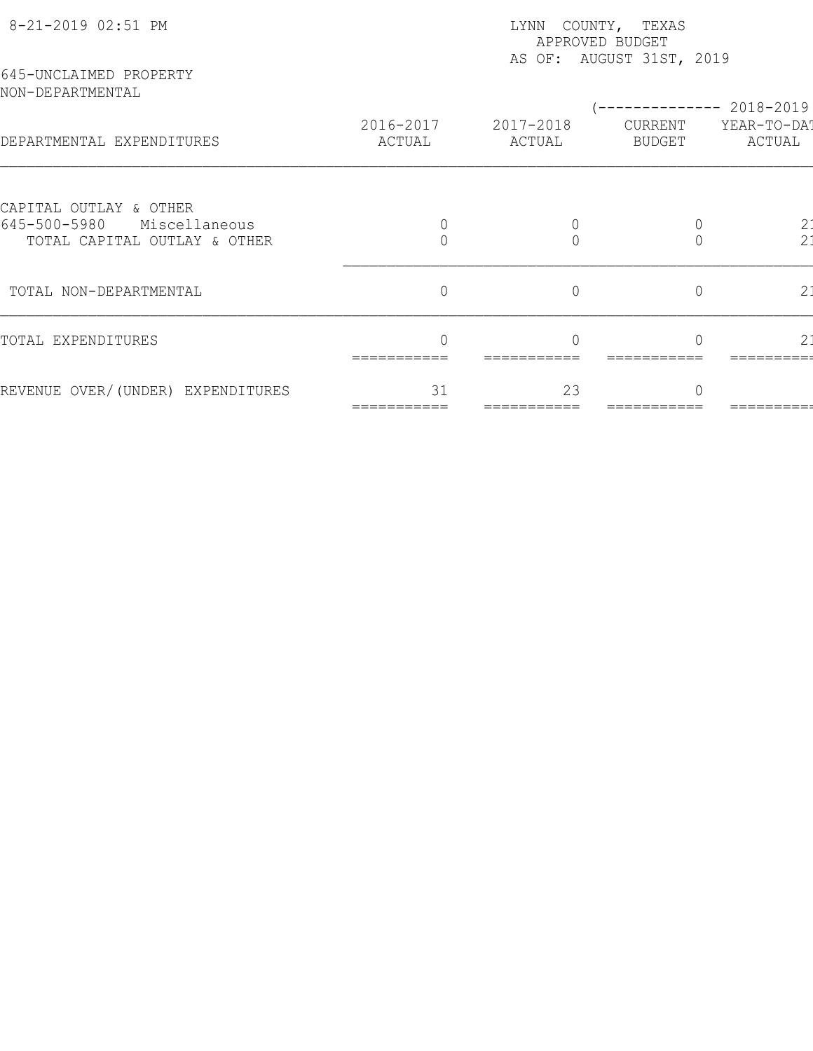8-21-2019 02:51 PM

LYNN COUNTY, TEXAS
APPROVED BUDGET
AS OF: AUGUST 31ST, 2019

645-UNCLAIMED PROPERTY
NON-DEPARTMENTAL

| DEPARTMENTAL EXPENDITURES | 2016-2017 ACTUAL | 2017-2018 ACTUAL | (-------------- 2018-2019 CURRENT BUDGET | YEAR-TO-DAT ACTUAL |
|---|---|---|---|---|
| CAPITAL OUTLAY & OTHER | | | | |
| 645-500-5980 Miscellaneous | 0 | 0 | 0 | 21 |
| TOTAL CAPITAL OUTLAY & OTHER | 0 | 0 | 0 | 21 |
| TOTAL NON-DEPARTMENTAL | 0 | 0 | 0 | 21 |
| TOTAL EXPENDITURES | 0 | 0 | 0 | 21 |
| REVENUE OVER/(UNDER) EXPENDITURES | 31 | 23 | 0 | |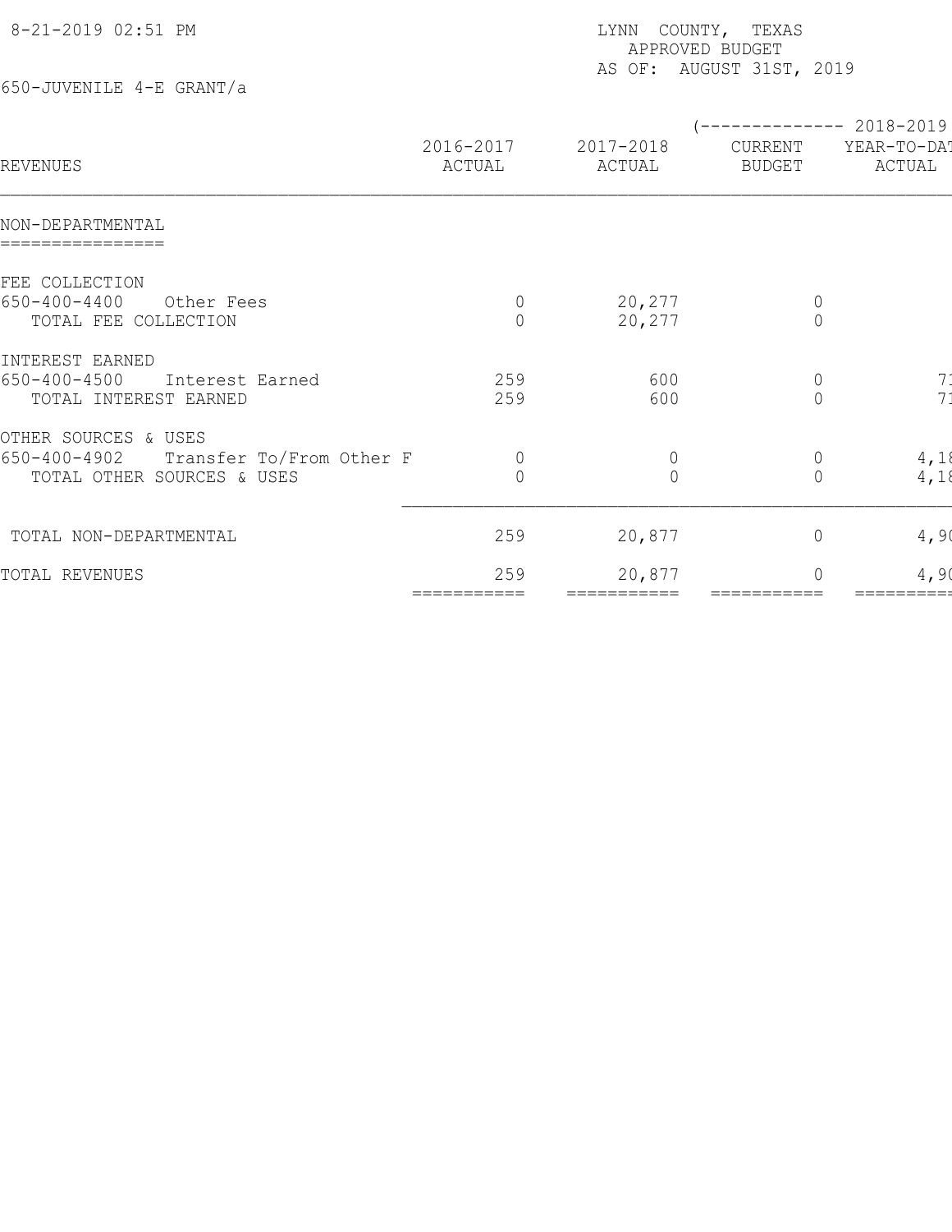8-21-2019 02:51 PM

LYNN COUNTY, TEXAS
APPROVED BUDGET
AS OF: AUGUST 31ST, 2019

650-JUVENILE 4-E GRANT/a

| REVENUES | 2016-2017 ACTUAL | 2017-2018 ACTUAL | (-------------- 2018-2019 CURRENT BUDGET | YEAR-TO-DAT ACTUAL |
|---|---|---|---|---|
| **NON-DEPARTMENTAL** | | | | |
| FEE COLLECTION | | | | |
| 650-400-4400 Other Fees | 0 | 20,277 | 0 | |
| TOTAL FEE COLLECTION | 0 | 20,277 | 0 | |
| INTEREST EARNED | | | | |
| 650-400-4500 Interest Earned | 259 | 600 | 0 | 71 |
| TOTAL INTEREST EARNED | 259 | 600 | 0 | 71 |
| OTHER SOURCES & USES | | | | |
| 650-400-4902 Transfer To/From Other F | 0 | 0 | 0 | 4,18 |
| TOTAL OTHER SOURCES & USES | 0 | 0 | 0 | 4,18 |
| TOTAL NON-DEPARTMENTAL | 259 | 20,877 | 0 | 4,90 |
| TOTAL REVENUES | 259 | 20,877 | 0 | 4,90 |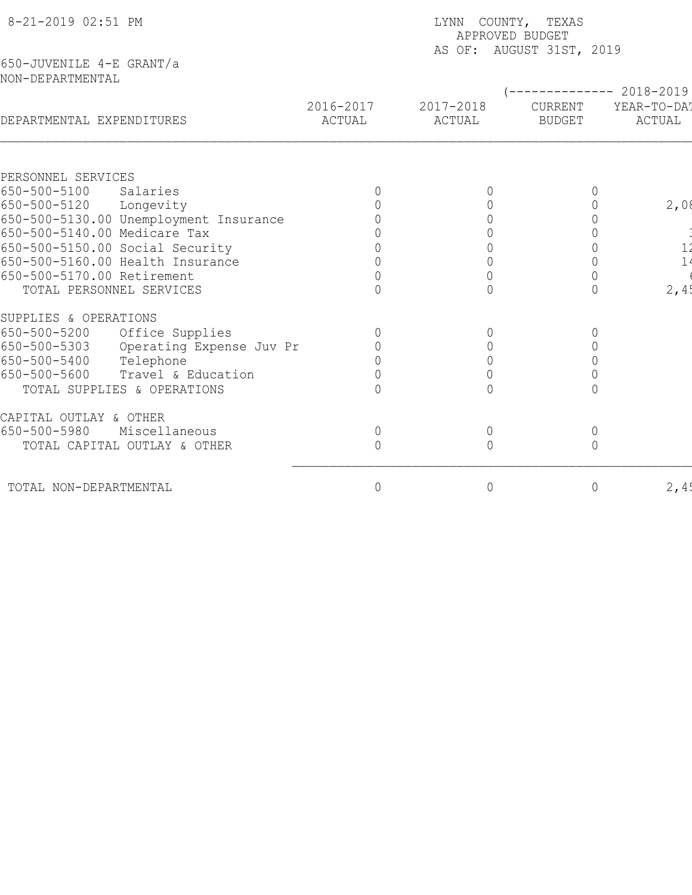8-21-2019 02:51 PM

LYNN COUNTY, TEXAS
APPROVED BUDGET
AS OF: AUGUST 31ST, 2019

650-JUVENILE 4-E GRANT/a
NON-DEPARTMENTAL

| DEPARTMENTAL EXPENDITURES | 2016-2017 ACTUAL | 2017-2018 ACTUAL | (-------------- 2018-2019 CURRENT BUDGET | YEAR-TO-DAT ACTUAL |
|---|---|---|---|---|
| PERSONNEL SERVICES | | | | |
| 650-500-5100 Salaries | 0 | 0 | 0 | |
| 650-500-5120 Longevity | 0 | 0 | 0 | 2,08 |
| 650-500-5130.00 Unemployment Insurance | 0 | 0 | 0 | |
| 650-500-5140.00 Medicare Tax | 0 | 0 | 0 | 3 |
| 650-500-5150.00 Social Security | 0 | 0 | 0 | 12 |
| 650-500-5160.00 Health Insurance | 0 | 0 | 0 | 14 |
| 650-500-5170.00 Retirement | 0 | 0 | 0 | 6 |
| TOTAL PERSONNEL SERVICES | 0 | 0 | 0 | 2,45 |
| SUPPLIES & OPERATIONS | | | | |
| 650-500-5200 Office Supplies | 0 | 0 | 0 | |
| 650-500-5303 Operating Expense Juv Pr | 0 | 0 | 0 | |
| 650-500-5400 Telephone | 0 | 0 | 0 | |
| 650-500-5600 Travel & Education | 0 | 0 | 0 | |
| TOTAL SUPPLIES & OPERATIONS | 0 | 0 | 0 | |
| CAPITAL OUTLAY & OTHER | | | | |
| 650-500-5980 Miscellaneous | 0 | 0 | 0 | |
| TOTAL CAPITAL OUTLAY & OTHER | 0 | 0 | 0 | |
| TOTAL NON-DEPARTMENTAL | 0 | 0 | 0 | 2,45 |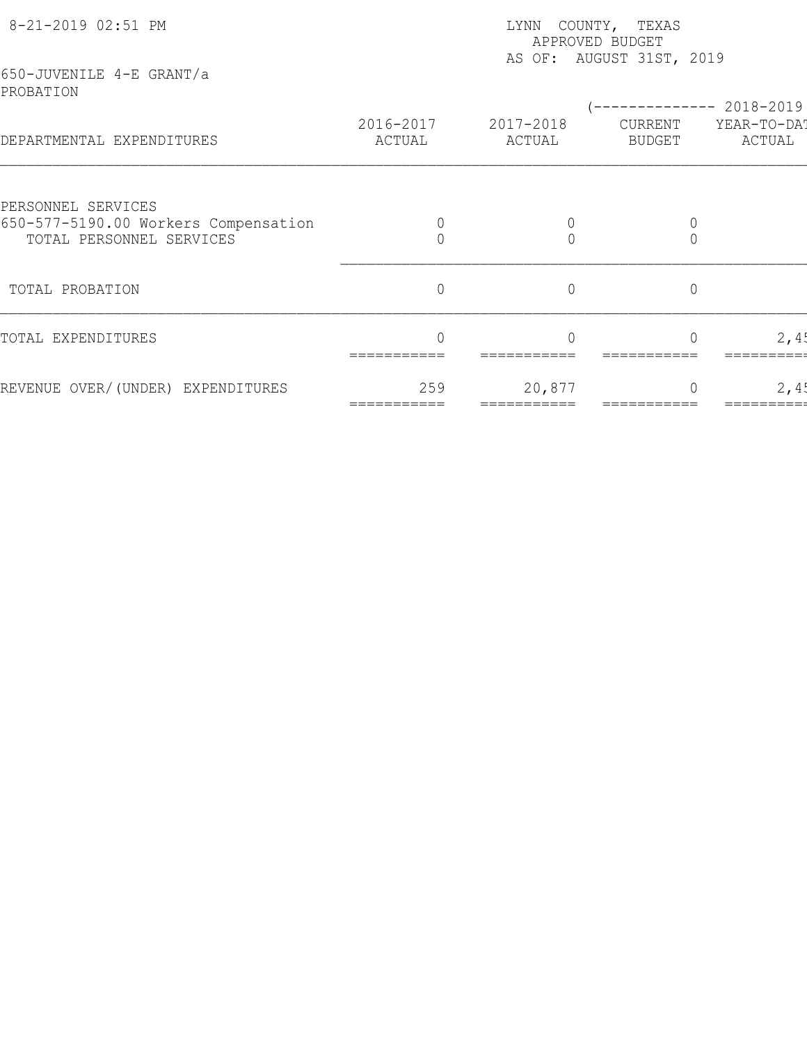8-21-2019 02:51 PM

LYNN COUNTY, TEXAS
APPROVED BUDGET
AS OF: AUGUST 31ST, 2019

650-JUVENILE 4-E GRANT/a
PROBATION

| DEPARTMENTAL EXPENDITURES | 2016-2017 ACTUAL | 2017-2018 ACTUAL | (-------------- 2018-2019 CURRENT BUDGET | YEAR-TO-DAT ACTUAL |
|---|---|---|---|---|
| PERSONNEL SERVICES | | | | |
| 650-577-5190.00 Workers Compensation | 0 | 0 | 0 | |
| TOTAL PERSONNEL SERVICES | 0 | 0 | 0 | |
| TOTAL PROBATION | 0 | 0 | 0 | |
| TOTAL EXPENDITURES | 0 | 0 | 0 | 2,45 |
| REVENUE OVER/(UNDER) EXPENDITURES | 259 | 20,877 | 0 | 2,45 |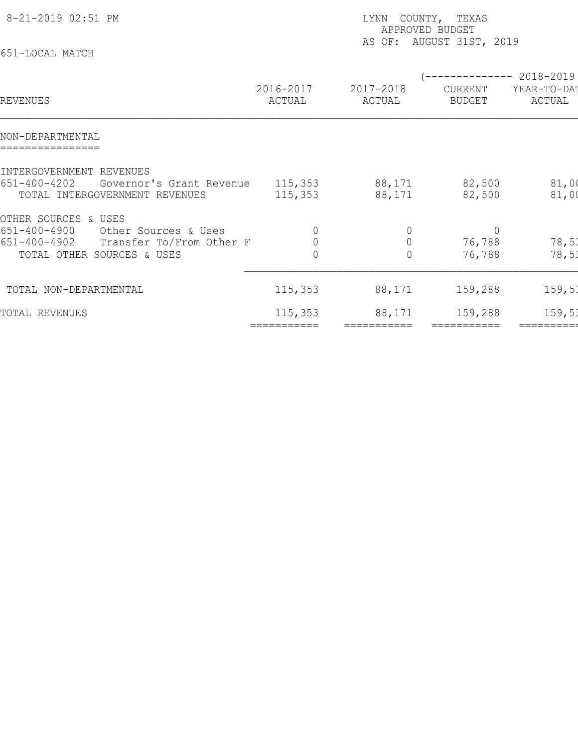8-21-2019 02:51 PM

LYNN COUNTY, TEXAS
APPROVED BUDGET
AS OF: AUGUST 31ST, 2019

651-LOCAL MATCH

| REVENUES | 2016-2017 ACTUAL | 2017-2018 ACTUAL | 2018-2019 CURRENT BUDGET | 2018-2019 YEAR-TO-DAT ACTUAL |
|---|---|---|---|---|
| **NON-DEPARTMENTAL** | | | | |
| INTERGOVERNMENT REVENUES | | | | |
| 651-400-4202 Governor's Grant Revenue | 115,353 | 88,171 | 82,500 | 81,0( |
| TOTAL INTERGOVERNMENT REVENUES | 115,353 | 88,171 | 82,500 | 81,0( |
| OTHER SOURCES & USES | | | | |
| 651-400-4900 Other Sources & Uses | 0 | 0 | 0 | |
| 651-400-4902 Transfer To/From Other F | 0 | 0 | 76,788 | 78,5 |
| TOTAL OTHER SOURCES & USES | 0 | 0 | 76,788 | 78,5 |
| TOTAL NON-DEPARTMENTAL | 115,353 | 88,171 | 159,288 | 159,5 |
| TOTAL REVENUES | 115,353 | 88,171 | 159,288 | 159,5 |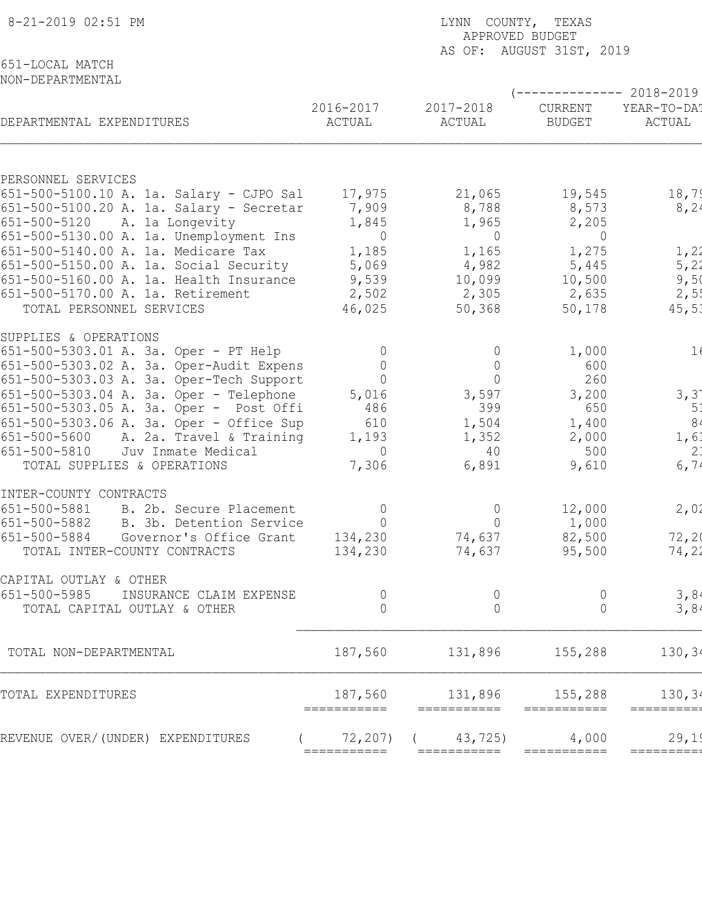8-21-2019 02:51 PM

LYNN COUNTY, TEXAS
APPROVED BUDGET
AS OF: AUGUST 31ST, 2019

651-LOCAL MATCH
NON-DEPARTMENTAL

| DEPARTMENTAL EXPENDITURES | 2016-2017 ACTUAL | 2017-2018 ACTUAL | (-------------- 2018-2019 CURRENT BUDGET | YEAR-TO-DAT ACTUAL |
|---|---|---|---|---|
| PERSONNEL SERVICES | | | | |
| 651-500-5100.10 A. 1a. Salary - CJPO Sal | 17,975 | 21,065 | 19,545 | 18,7 |
| 651-500-5100.20 A. 1a. Salary - Secretar | 7,909 | 8,788 | 8,573 | 8,2 |
| 651-500-5120 A. 1a Longevity | 1,845 | 1,965 | 2,205 | |
| 651-500-5130.00 A. 1a. Unemployment Ins | 0 | 0 | 0 | |
| 651-500-5140.00 A. 1a. Medicare Tax | 1,185 | 1,165 | 1,275 | 1,2 |
| 651-500-5150.00 A. 1a. Social Security | 5,069 | 4,982 | 5,445 | 5,2 |
| 651-500-5160.00 A. 1a. Health Insurance | 9,539 | 10,099 | 10,500 | 9,5 |
| 651-500-5170.00 A. 1a. Retirement | 2,502 | 2,305 | 2,635 | 2,5 |
| TOTAL PERSONNEL SERVICES | 46,025 | 50,368 | 50,178 | 45,5 |
| SUPPLIES & OPERATIONS | | | | |
| 651-500-5303.01 A. 3a. Oper - PT Help | 0 | 0 | 1,000 | 1 |
| 651-500-5303.02 A. 3a. Oper-Audit Expens | 0 | 0 | 600 | |
| 651-500-5303.03 A. 3a. Oper-Tech Support | 0 | 0 | 260 | |
| 651-500-5303.04 A. 3a. Oper - Telephone | 5,016 | 3,597 | 3,200 | 3,3 |
| 651-500-5303.05 A. 3a. Oper - Post Offi | 486 | 399 | 650 | 5 |
| 651-500-5303.06 A. 3a. Oper - Office Sup | 610 | 1,504 | 1,400 | 8 |
| 651-500-5600 A. 2a. Travel & Training | 1,193 | 1,352 | 2,000 | 1,6 |
| 651-500-5810 Juv Inmate Medical | 0 | 40 | 500 | 2 |
| TOTAL SUPPLIES & OPERATIONS | 7,306 | 6,891 | 9,610 | 6,7 |
| INTER-COUNTY CONTRACTS | | | | |
| 651-500-5881 B. 2b. Secure Placement | 0 | 0 | 12,000 | 2,0 |
| 651-500-5882 B. 3b. Detention Service | 0 | 0 | 1,000 | |
| 651-500-5884 Governor's Office Grant | 134,230 | 74,637 | 82,500 | 72,2 |
| TOTAL INTER-COUNTY CONTRACTS | 134,230 | 74,637 | 95,500 | 74,2 |
| CAPITAL OUTLAY & OTHER | | | | |
| 651-500-5985 INSURANCE CLAIM EXPENSE | 0 | 0 | 0 | 3,8 |
| TOTAL CAPITAL OUTLAY & OTHER | 0 | 0 | 0 | 3,8 |
| TOTAL NON-DEPARTMENTAL | 187,560 | 131,896 | 155,288 | 130,3 |
| TOTAL EXPENDITURES | 187,560 | 131,896 | 155,288 | 130,3 |
| REVENUE OVER/(UNDER) EXPENDITURES | ( 72,207) | ( 43,725) | 4,000 | 29,1 |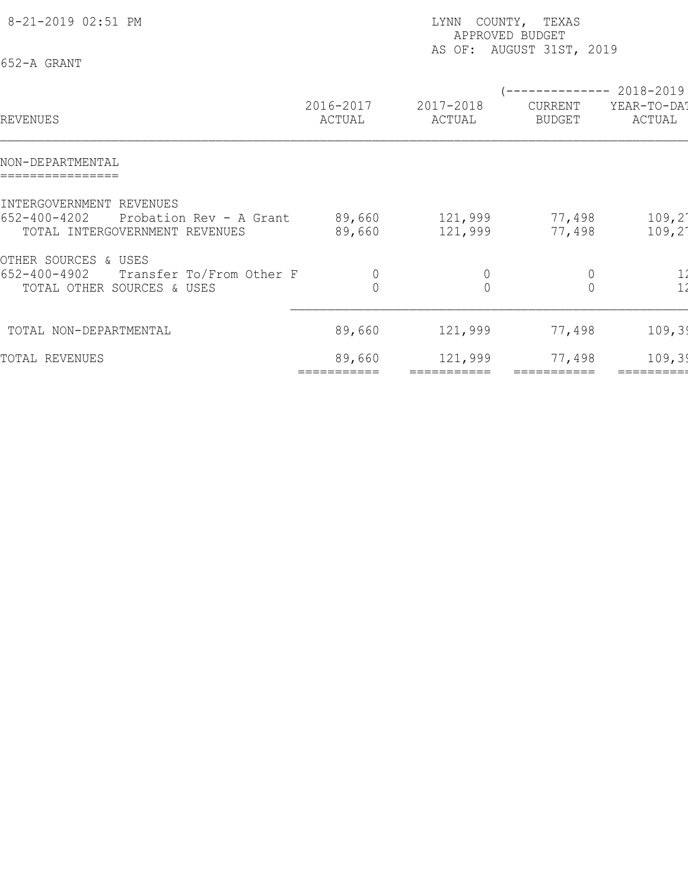8-21-2019 02:51 PM

LYNN COUNTY, TEXAS
APPROVED BUDGET
AS OF: AUGUST 31ST, 2019

652-A GRANT

| REVENUES | 2016-2017 ACTUAL | 2017-2018 ACTUAL | (-------------- 2018-2019 CURRENT BUDGET | YEAR-TO-DAT ACTUAL |
|---|---|---|---|---|
| **NON-DEPARTMENTAL** | | | | |
| INTERGOVERNMENT REVENUES | | | | |
| 652-400-4202 Probation Rev - A Grant | 89,660 | 121,999 | 77,498 | 109,2 |
| TOTAL INTERGOVERNMENT REVENUES | 89,660 | 121,999 | 77,498 | 109,2 |
| OTHER SOURCES & USES | | | | |
| 652-400-4902 Transfer To/From Other F | 0 | 0 | 0 | 1 |
| TOTAL OTHER SOURCES & USES | 0 | 0 | 0 | 1 |
| TOTAL NON-DEPARTMENTAL | 89,660 | 121,999 | 77,498 | 109,3 |
| TOTAL REVENUES | 89,660 | 121,999 | 77,498 | 109,3 |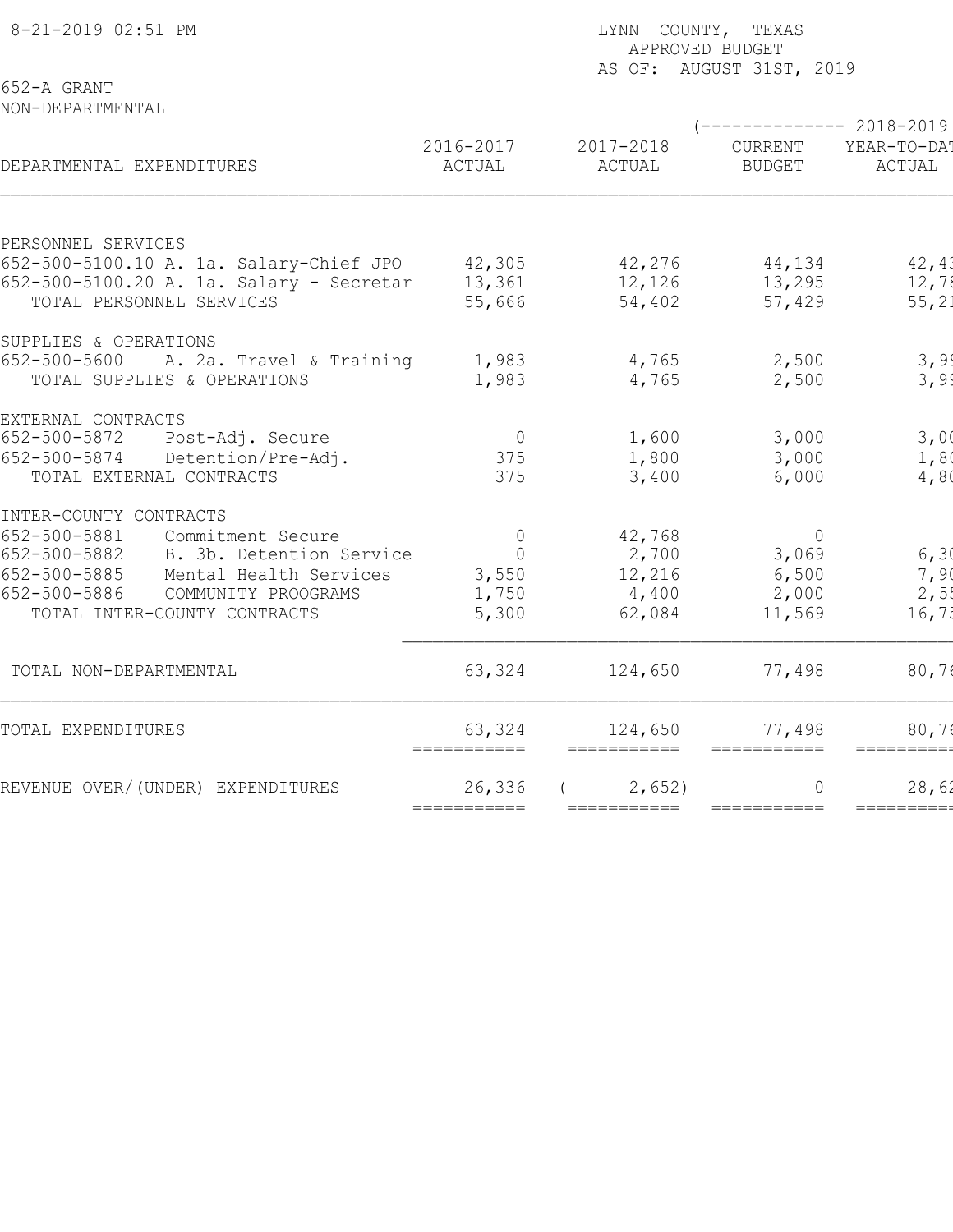8-21-2019 02:51 PM

LYNN COUNTY, TEXAS
APPROVED BUDGET
AS OF: AUGUST 31ST, 2019

652-A GRANT
NON-DEPARTMENTAL

| DEPARTMENTAL EXPENDITURES | 2016-2017 ACTUAL | 2017-2018 ACTUAL | (-------------- 2018-2019 CURRENT BUDGET | YEAR-TO-DAT ACTUAL |
|---|---|---|---|---|
| **PERSONNEL SERVICES** | | | | |
| 652-500-5100.10 A. 1a. Salary-Chief JPO | 42,305 | 42,276 | 44,134 | 42,4 |
| 652-500-5100.20 A. 1a. Salary - Secretar | 13,361 | 12,126 | 13,295 | 12,7 |
| TOTAL PERSONNEL SERVICES | 55,666 | 54,402 | 57,429 | 55,2 |
| **SUPPLIES & OPERATIONS** | | | | |
| 652-500-5600 A. 2a. Travel & Training | 1,983 | 4,765 | 2,500 | 3,9 |
| TOTAL SUPPLIES & OPERATIONS | 1,983 | 4,765 | 2,500 | 3,9 |
| **EXTERNAL CONTRACTS** | | | | |
| 652-500-5872 Post-Adj. Secure | 0 | 1,600 | 3,000 | 3,0 |
| 652-500-5874 Detention/Pre-Adj. | 375 | 1,800 | 3,000 | 1,8 |
| TOTAL EXTERNAL CONTRACTS | 375 | 3,400 | 6,000 | 4,8 |
| **INTER-COUNTY CONTRACTS** | | | | |
| 652-500-5881 Commitment Secure | 0 | 42,768 | 0 | |
| 652-500-5882 B. 3b. Detention Service | 0 | 2,700 | 3,069 | 6,3 |
| 652-500-5885 Mental Health Services | 3,550 | 12,216 | 6,500 | 7,9 |
| 652-500-5886 COMMUNITY PROOGRAMS | 1,750 | 4,400 | 2,000 | 2,5 |
| TOTAL INTER-COUNTY CONTRACTS | 5,300 | 62,084 | 11,569 | 16,7 |
| TOTAL NON-DEPARTMENTAL | 63,324 | 124,650 | 77,498 | 80,7 |
| TOTAL EXPENDITURES | 63,324 | 124,650 | 77,498 | 80,7 |
| REVENUE OVER/(UNDER) EXPENDITURES | 26,336 | ( 2,652) | 0 | 28,6 |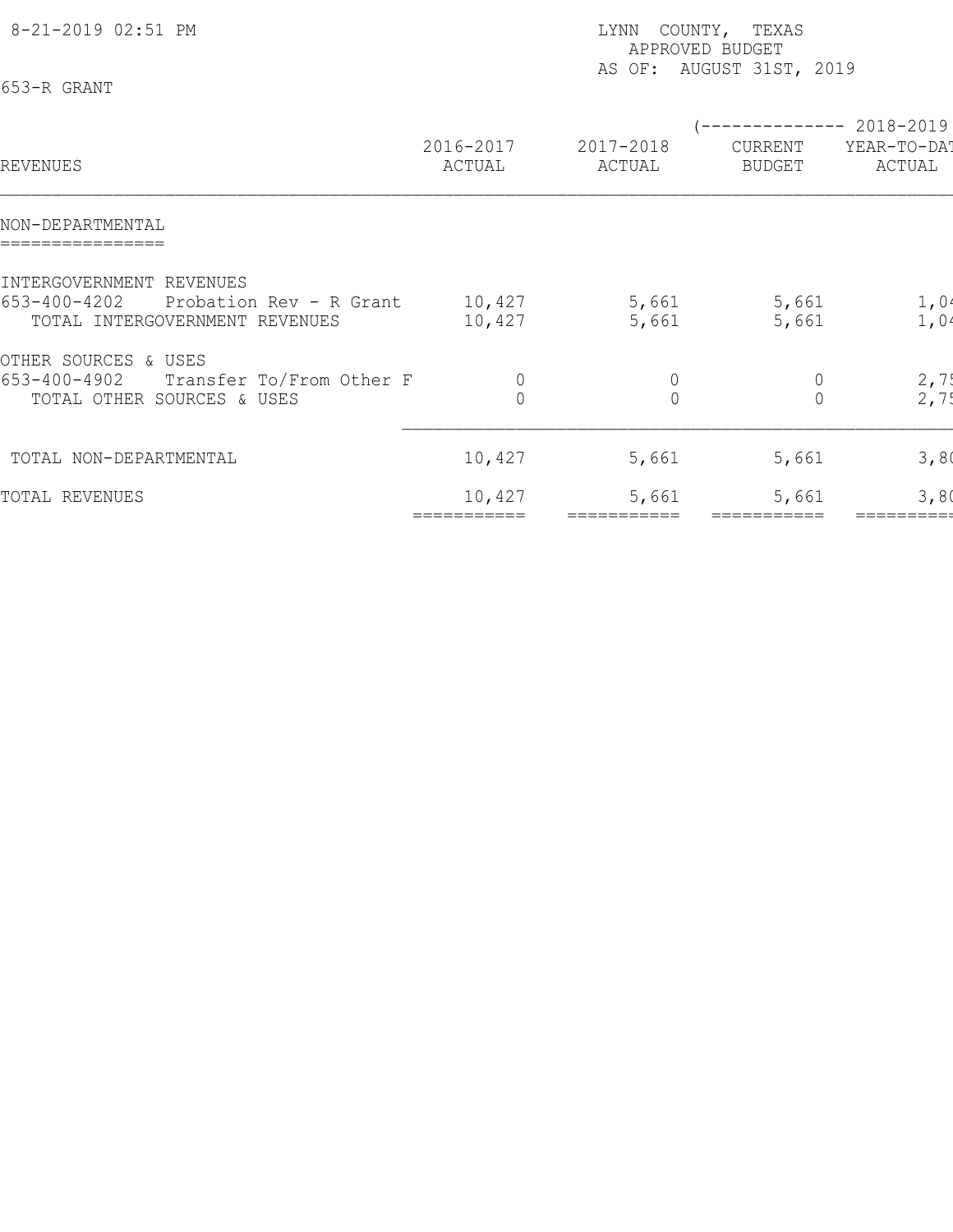8-21-2019 02:51 PM

LYNN COUNTY, TEXAS
APPROVED BUDGET
AS OF: AUGUST 31ST, 2019

653-R GRANT

| REVENUES | 2016-2017 ACTUAL | 2017-2018 ACTUAL | (-------------- 2018-2019 CURRENT BUDGET | YEAR-TO-DAT ACTUAL |
|---|---|---|---|---|
| NON-DEPARTMENTAL | | | | |
| INTERGOVERNMENT REVENUES | | | | |
| 653-400-4202 Probation Rev - R Grant | 10,427 | 5,661 | 5,661 | 1,04 |
| TOTAL INTERGOVERNMENT REVENUES | 10,427 | 5,661 | 5,661 | 1,04 |
| OTHER SOURCES & USES | | | | |
| 653-400-4902 Transfer To/From Other F | 0 | 0 | 0 | 2,75 |
| TOTAL OTHER SOURCES & USES | 0 | 0 | 0 | 2,75 |
| TOTAL NON-DEPARTMENTAL | 10,427 | 5,661 | 5,661 | 3,80 |
| TOTAL REVENUES | 10,427 | 5,661 | 5,661 | 3,80 |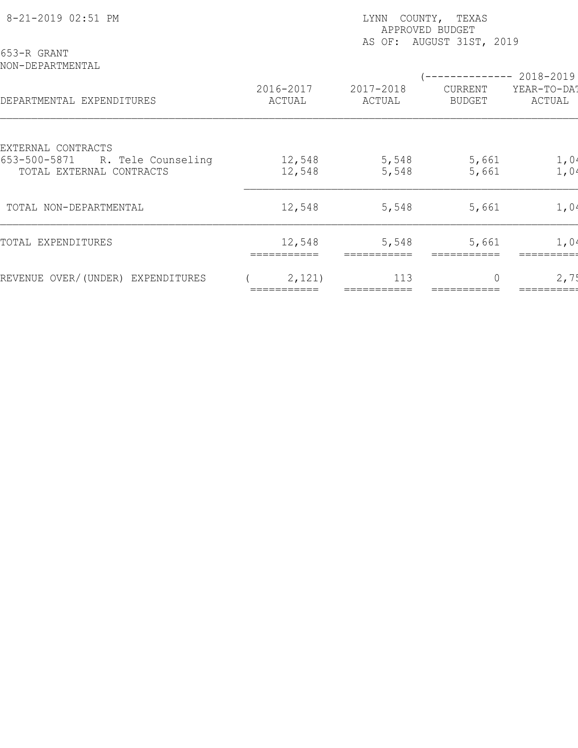8-21-2019 02:51 PM

LYNN COUNTY, TEXAS
APPROVED BUDGET
AS OF: AUGUST 31ST, 2019

653-R GRANT
NON-DEPARTMENTAL

| DEPARTMENTAL EXPENDITURES | 2016-2017 ACTUAL | 2017-2018 ACTUAL | (-------------- 2018-2019 CURRENT BUDGET | YEAR-TO-DAT ACTUAL |
|---|---|---|---|---|
| EXTERNAL CONTRACTS | | | | |
| 653-500-5871 R. Tele Counseling | 12,548 | 5,548 | 5,661 | 1,04 |
| TOTAL EXTERNAL CONTRACTS | 12,548 | 5,548 | 5,661 | 1,04 |
| TOTAL NON-DEPARTMENTAL | 12,548 | 5,548 | 5,661 | 1,04 |
| TOTAL EXPENDITURES | 12,548 | 5,548 | 5,661 | 1,04 |
| REVENUE OVER/(UNDER) EXPENDITURES | ( 2,121) | 113 | 0 | 2,75 |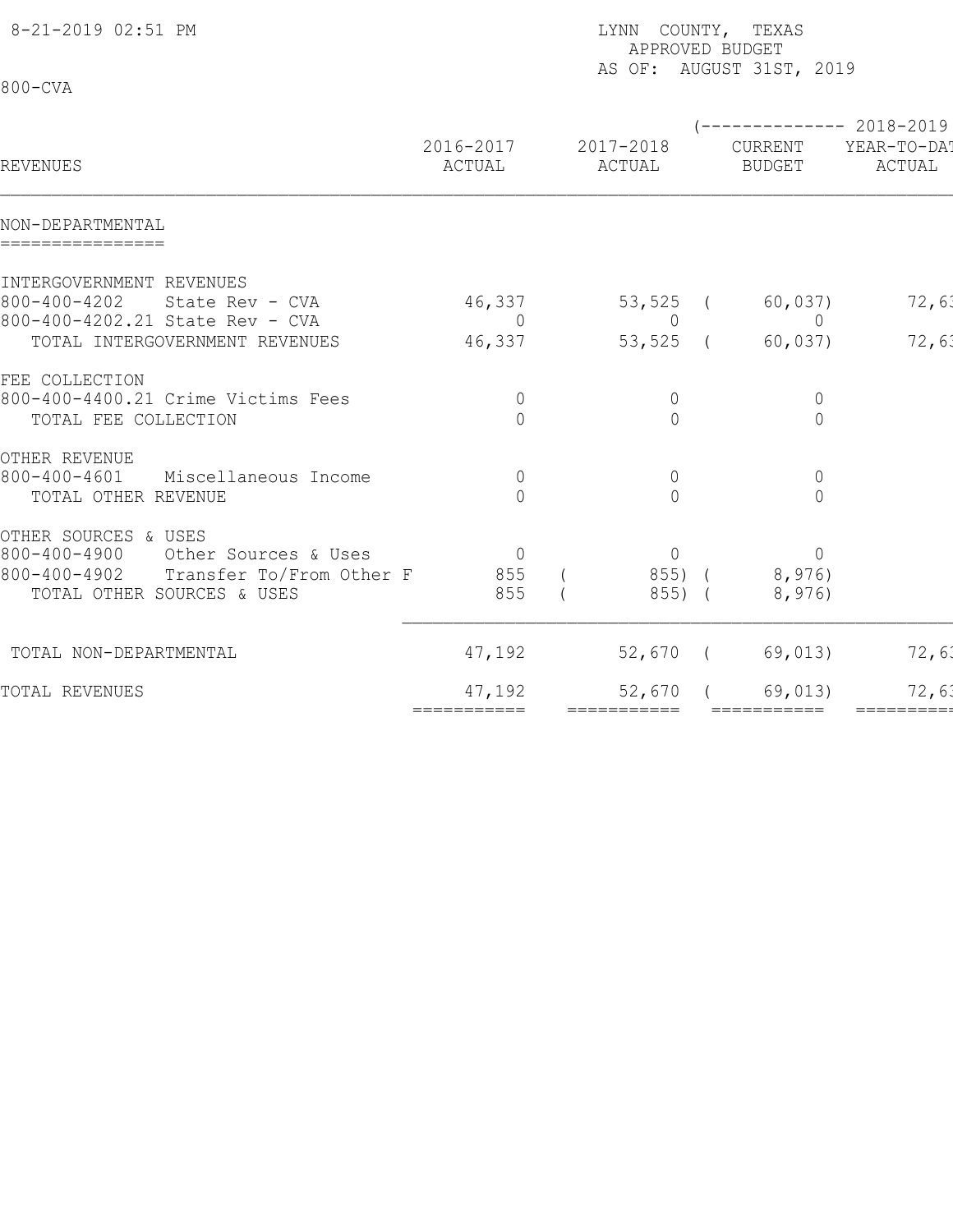8-21-2019 02:51 PM

LYNN COUNTY, TEXAS
APPROVED BUDGET
AS OF: AUGUST 31ST, 2019

800-CVA

| REVENUES | 2016-2017 ACTUAL | 2017-2018 ACTUAL | 2018-2019 CURRENT BUDGET | 2018-2019 YEAR-TO-DAT ACTUAL |
|---|---|---|---|---|
| **NON-DEPARTMENTAL** | | | | |
| INTERGOVERNMENT REVENUES | | | | |
| 800-400-4202 State Rev - CVA | 46,337 | 53,525 | ( 60,037) | 72,63 |
| 800-400-4202.21 State Rev - CVA | 0 | 0 | 0 | |
| TOTAL INTERGOVERNMENT REVENUES | 46,337 | 53,525 | ( 60,037) | 72,63 |
| FEE COLLECTION | | | | |
| 800-400-4400.21 Crime Victims Fees | 0 | 0 | 0 | |
| TOTAL FEE COLLECTION | 0 | 0 | 0 | |
| OTHER REVENUE | | | | |
| 800-400-4601 Miscellaneous Income | 0 | 0 | 0 | |
| TOTAL OTHER REVENUE | 0 | 0 | 0 | |
| OTHER SOURCES & USES | | | | |
| 800-400-4900 Other Sources & Uses | 0 | 0 | 0 | |
| 800-400-4902 Transfer To/From Other F | 855 | ( 855) | ( 8,976) | |
| TOTAL OTHER SOURCES & USES | 855 | ( 855) | ( 8,976) | |
| TOTAL NON-DEPARTMENTAL | 47,192 | 52,670 | ( 69,013) | 72,63 |
| TOTAL REVENUES | 47,192 | 52,670 | ( 69,013) | 72,63 |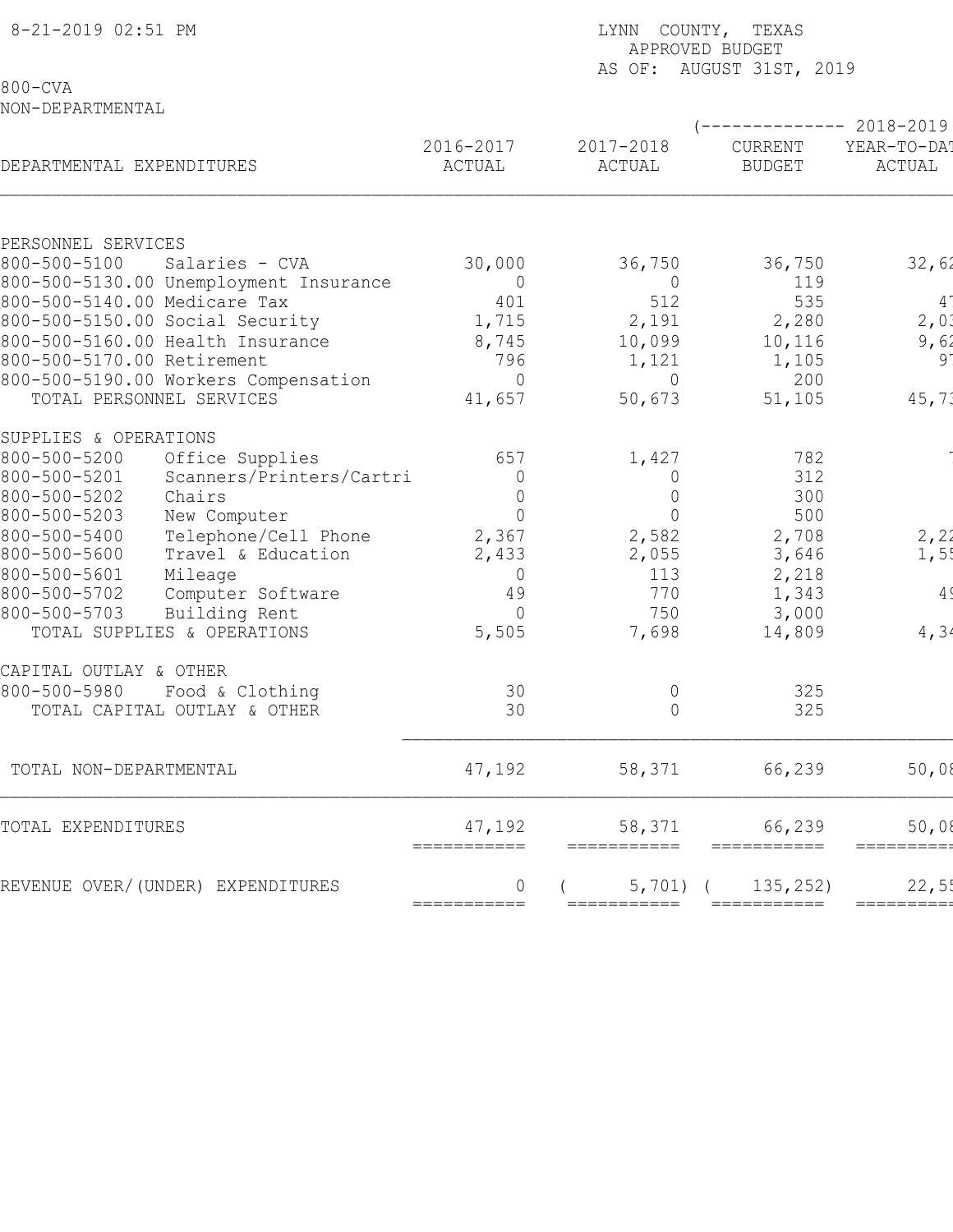8-21-2019 02:51 PM

LYNN COUNTY, TEXAS
APPROVED BUDGET
AS OF: AUGUST 31ST, 2019

800-CVA
NON-DEPARTMENTAL

| DEPARTMENTAL EXPENDITURES | 2016-2017 ACTUAL | 2017-2018 ACTUAL | (-------------- 2018-2019 CURRENT BUDGET | YEAR-TO-DAT ACTUAL |
|---|---|---|---|---|
| PERSONNEL SERVICES | | | | |
| 800-500-5100 Salaries - CVA | 30,000 | 36,750 | 36,750 | 32,62 |
| 800-500-5130.00 Unemployment Insurance | 0 | 0 | 119 | |
| 800-500-5140.00 Medicare Tax | 401 | 512 | 535 | 47 |
| 800-500-5150.00 Social Security | 1,715 | 2,191 | 2,280 | 2,03 |
| 800-500-5160.00 Health Insurance | 8,745 | 10,099 | 10,116 | 9,62 |
| 800-500-5170.00 Retirement | 796 | 1,121 | 1,105 | 97 |
| 800-500-5190.00 Workers Compensation | 0 | 0 | 200 | |
| TOTAL PERSONNEL SERVICES | 41,657 | 50,673 | 51,105 | 45,73 |
| SUPPLIES & OPERATIONS | | | | |
| 800-500-5200 Office Supplies | 657 | 1,427 | 782 | 7 |
| 800-500-5201 Scanners/Printers/Cartri | 0 | 0 | 312 | |
| 800-500-5202 Chairs | 0 | 0 | 300 | |
| 800-500-5203 New Computer | 0 | 0 | 500 | |
| 800-500-5400 Telephone/Cell Phone | 2,367 | 2,582 | 2,708 | 2,22 |
| 800-500-5600 Travel & Education | 2,433 | 2,055 | 3,646 | 1,55 |
| 800-500-5601 Mileage | 0 | 113 | 2,218 | |
| 800-500-5702 Computer Software | 49 | 770 | 1,343 | 49 |
| 800-500-5703 Building Rent | 0 | 750 | 3,000 | |
| TOTAL SUPPLIES & OPERATIONS | 5,505 | 7,698 | 14,809 | 4,34 |
| CAPITAL OUTLAY & OTHER | | | | |
| 800-500-5980 Food & Clothing | 30 | 0 | 325 | |
| TOTAL CAPITAL OUTLAY & OTHER | 30 | 0 | 325 | |
| TOTAL NON-DEPARTMENTAL | 47,192 | 58,371 | 66,239 | 50,08 |
| TOTAL EXPENDITURES | 47,192 | 58,371 | 66,239 | 50,08 |
| REVENUE OVER/(UNDER) EXPENDITURES | 0 | ( 5,701) | ( 135,252) | 22,55 |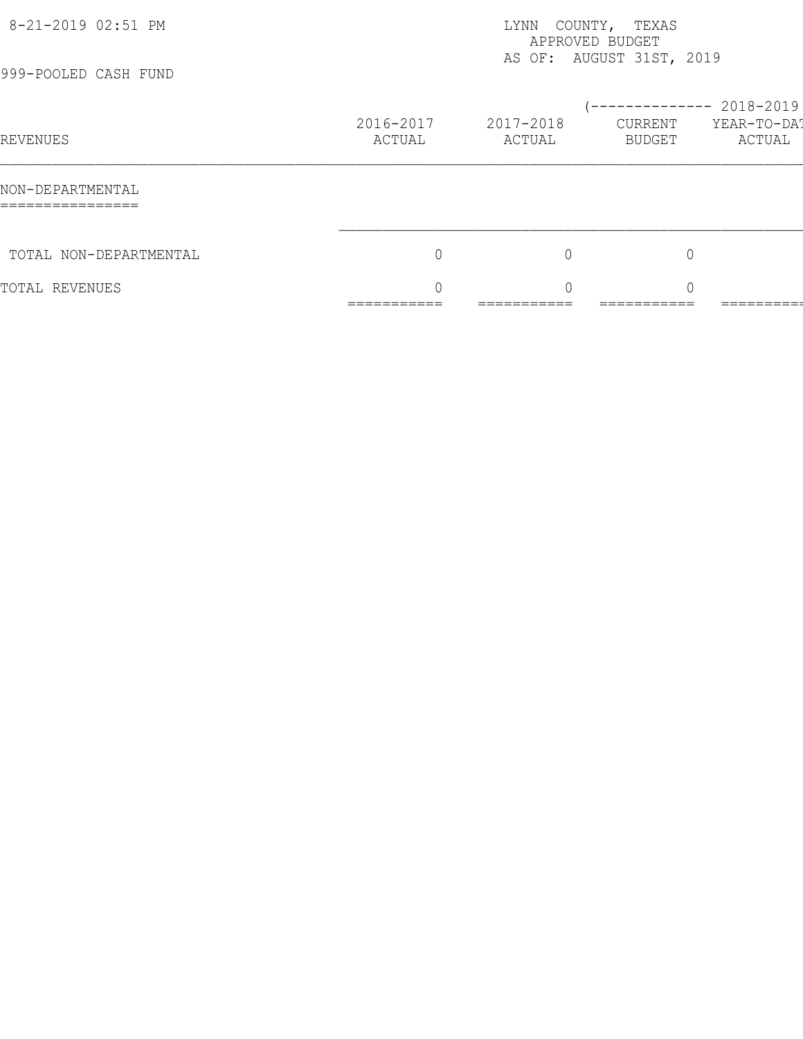LYNN COUNTY, TEXAS
APPROVED BUDGET
AS OF: AUGUST 31ST, 2019

999-POOLED CASH FUND

| REVENUES | 2016-2017 ACTUAL | 2017-2018 ACTUAL | (-------------- 2018-2019 CURRENT BUDGET | YEAR-TO-DAT ACTUAL |
|---|---|---|---|---|
| **NON-DEPARTMENTAL** | | | | |
| TOTAL NON-DEPARTMENTAL | 0 | 0 | 0 | |
| TOTAL REVENUES | 0 | 0 | 0 | |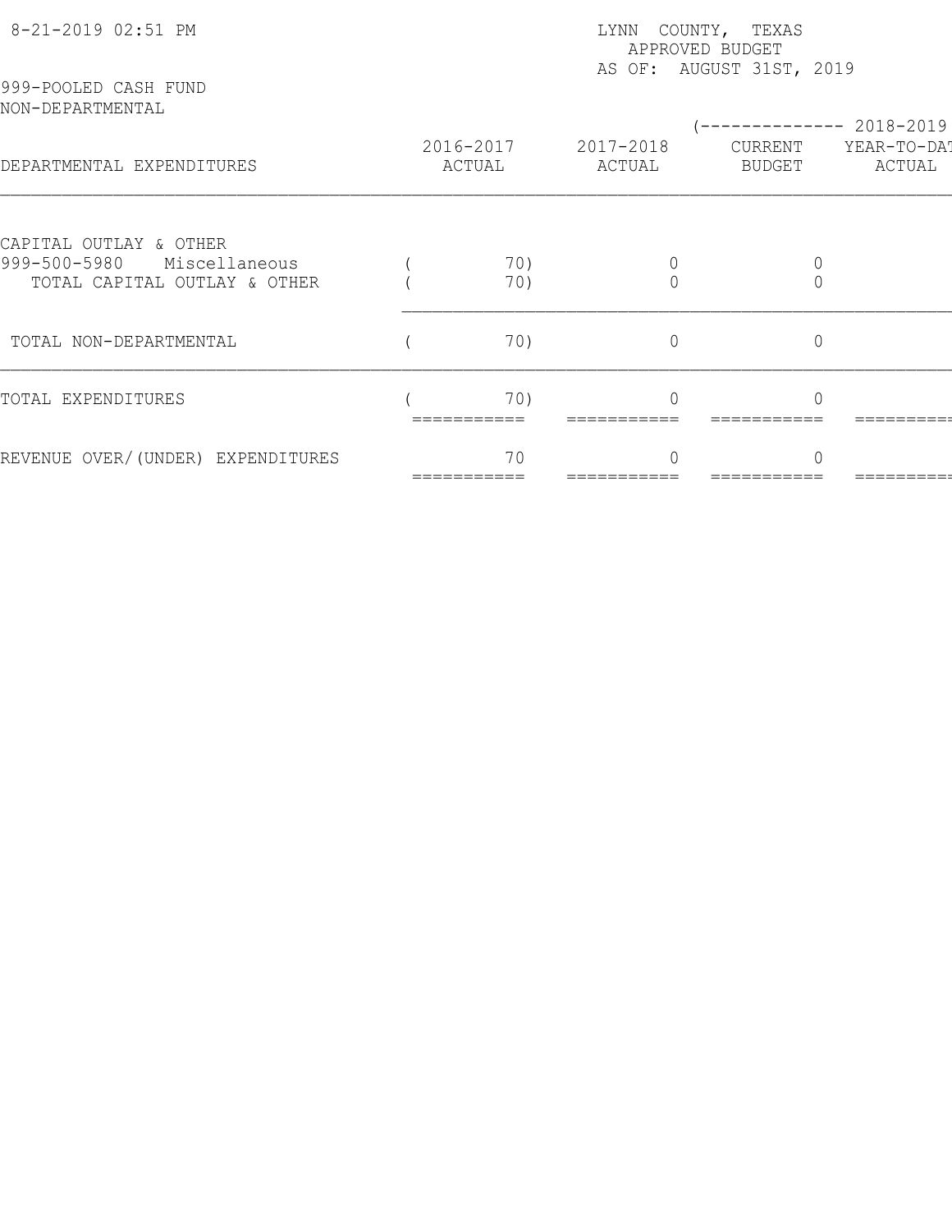8-21-2019 02:51 PM

LYNN COUNTY, TEXAS
APPROVED BUDGET
AS OF: AUGUST 31ST, 2019

999-POOLED CASH FUND
NON-DEPARTMENTAL

| DEPARTMENTAL EXPENDITURES | 2016-2017 ACTUAL | 2017-2018 ACTUAL | (-------------- 2018-2019 CURRENT BUDGET | YEAR-TO-DAT ACTUAL |
|---|---|---|---|---|
| CAPITAL OUTLAY & OTHER | | | | |
| 999-500-5980 Miscellaneous | ( 70) | 0 | 0 | |
| TOTAL CAPITAL OUTLAY & OTHER | ( 70) | 0 | 0 | |
| TOTAL NON-DEPARTMENTAL | ( 70) | 0 | 0 | |
| TOTAL EXPENDITURES | ( 70) | 0 | 0 | |
| REVENUE OVER/(UNDER) EXPENDITURES | 70 | 0 | 0 | |